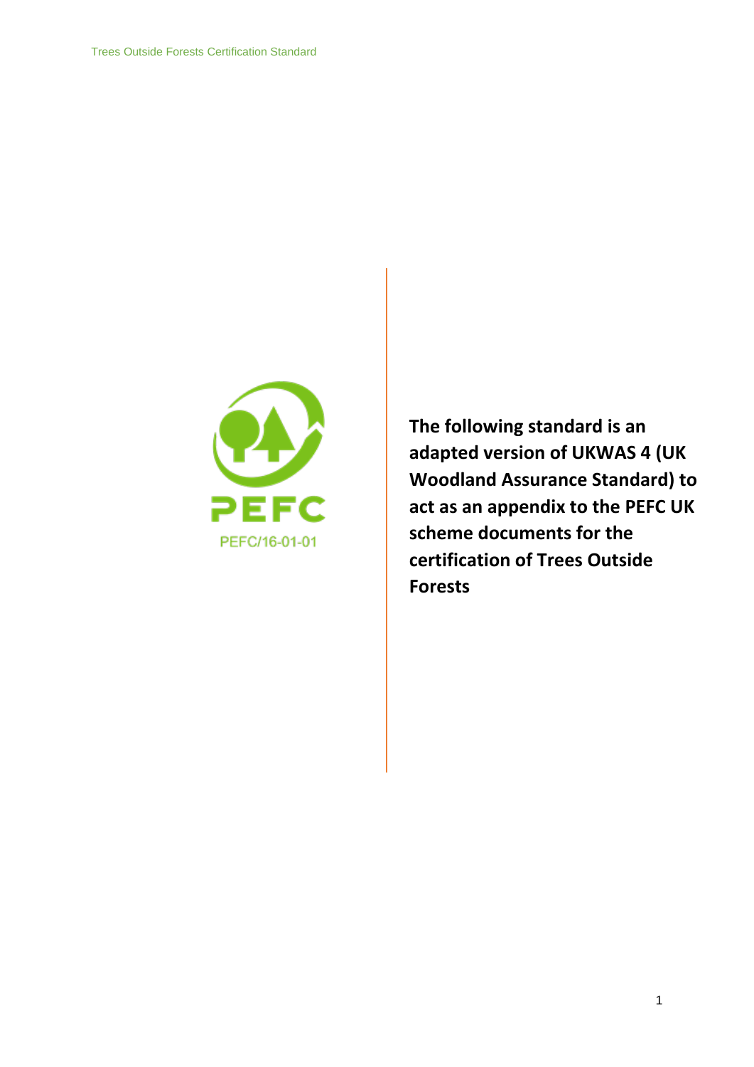PEFC

PEFC/16-01-01

**The following standard is an adapted version of UKWAS 4 (UK Woodland Assurance Standard) to act as an appendix to the PEFC UK scheme documents for the certification of Trees Outside Forests**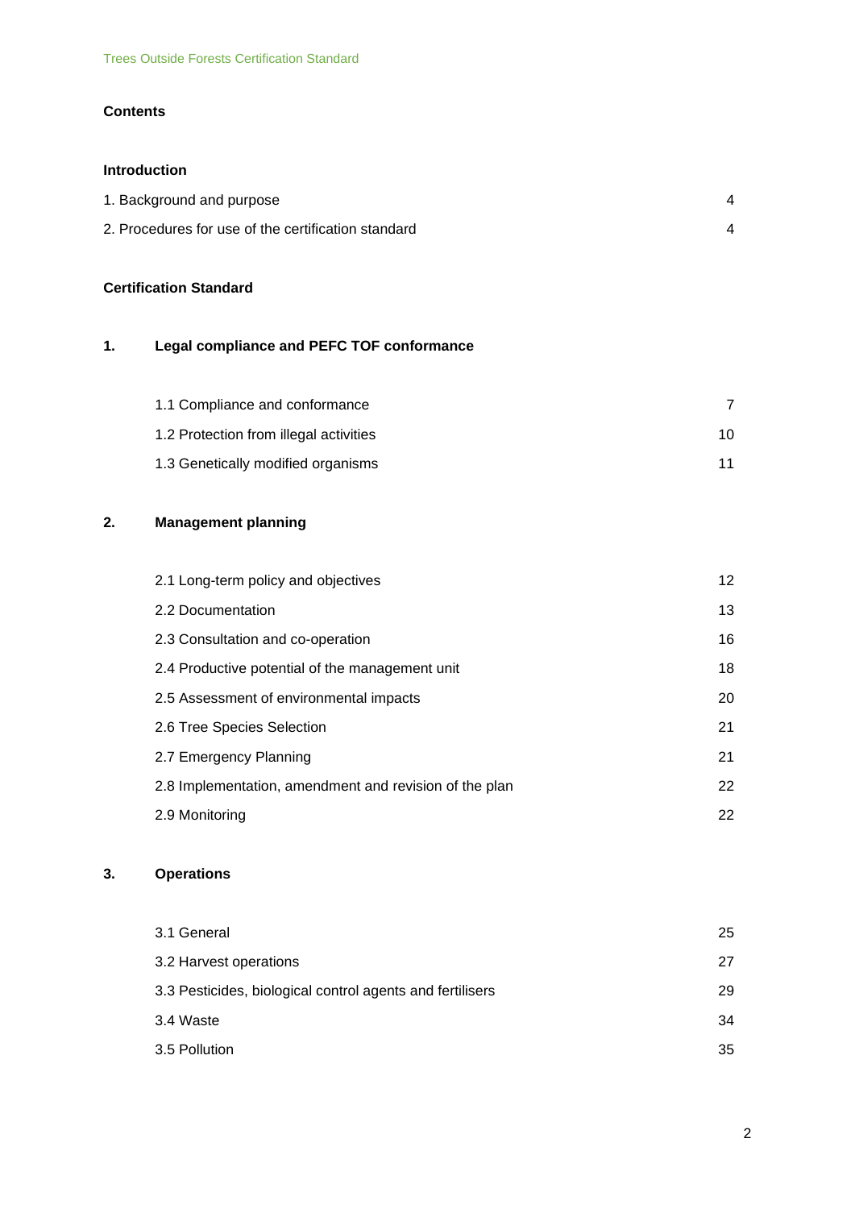# Contents

## Introduction

| | |
|---|---|
| 1. Background and purpose | 4 |
| 2. Procedures for use of the certification standard | 4 |

## Certification Standard

### 1. Legal compliance and PEFC TOF conformance

| | |
|---|---|
| 1.1 Compliance and conformance | 7 |
| 1.2 Protection from illegal activities | 10 |
| 1.3 Genetically modified organisms | 11 |

### 2. Management planning

| | |
|---|---|
| 2.1 Long-term policy and objectives | 12 |
| 2.2 Documentation | 13 |
| 2.3 Consultation and co-operation | 16 |
| 2.4 Productive potential of the management unit | 18 |
| 2.5 Assessment of environmental impacts | 20 |
| 2.6 Tree Species Selection | 21 |
| 2.7 Emergency Planning | 21 |
| 2.8 Implementation, amendment and revision of the plan | 22 |
| 2.9 Monitoring | 22 |

### 3. Operations

| | |
|---|---|
| 3.1 General | 25 |
| 3.2 Harvest operations | 27 |
| 3.3 Pesticides, biological control agents and fertilisers | 29 |
| 3.4 Waste | 34 |
| 3.5 Pollution | 35 |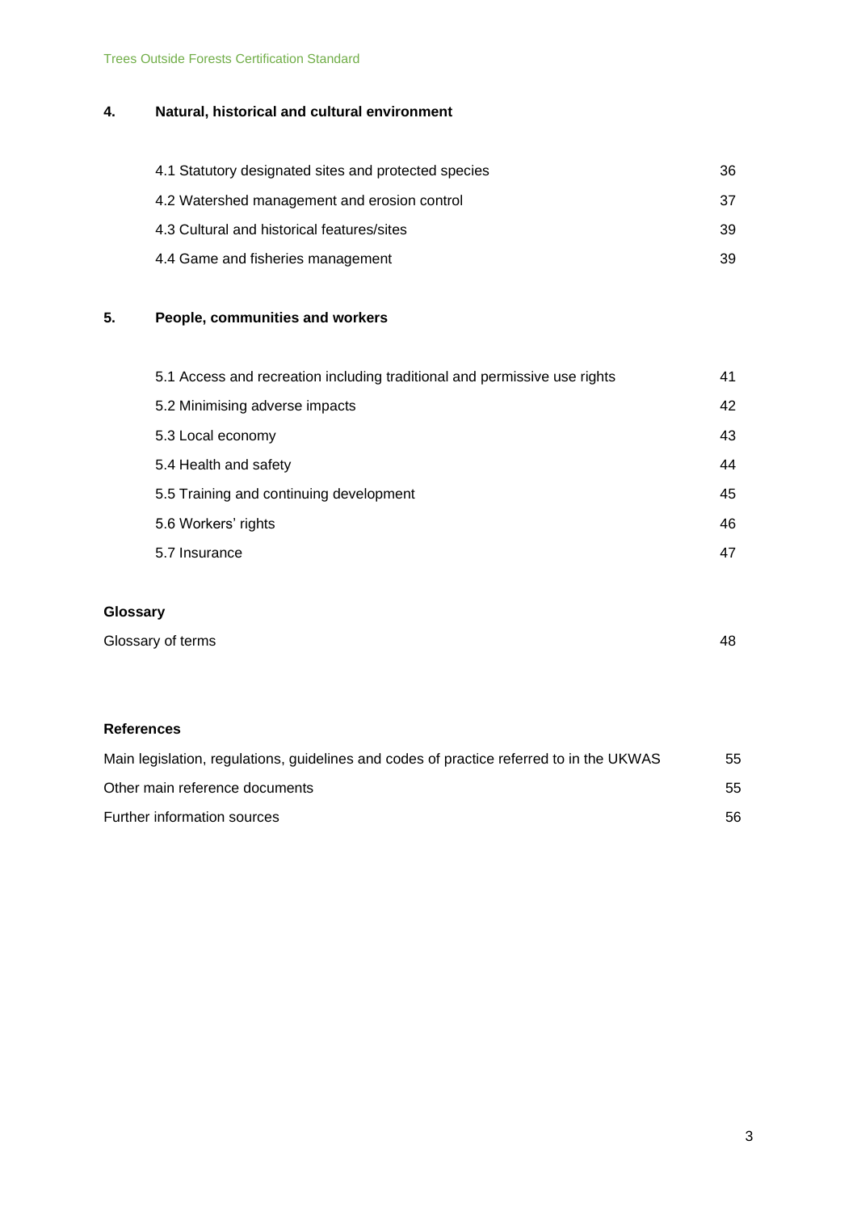## 4. Natural, historical and cultural environment

| | |
|---|---|
| 4.1 Statutory designated sites and protected species | 36 |
| 4.2 Watershed management and erosion control | 37 |
| 4.3 Cultural and historical features/sites | 39 |
| 4.4 Game and fisheries management | 39 |

## 5. People, communities and workers

| | |
|---|---|
| 5.1 Access and recreation including traditional and permissive use rights | 41 |
| 5.2 Minimising adverse impacts | 42 |
| 5.3 Local economy | 43 |
| 5.4 Health and safety | 44 |
| 5.5 Training and continuing development | 45 |
| 5.6 Workers' rights | 46 |
| 5.7 Insurance | 47 |

## Glossary

| | |
|---|---|
| Glossary of terms | 48 |

## References

| | |
|---|---|
| Main legislation, regulations, guidelines and codes of practice referred to in the UKWAS | 55 |
| Other main reference documents | 55 |
| Further information sources | 56 |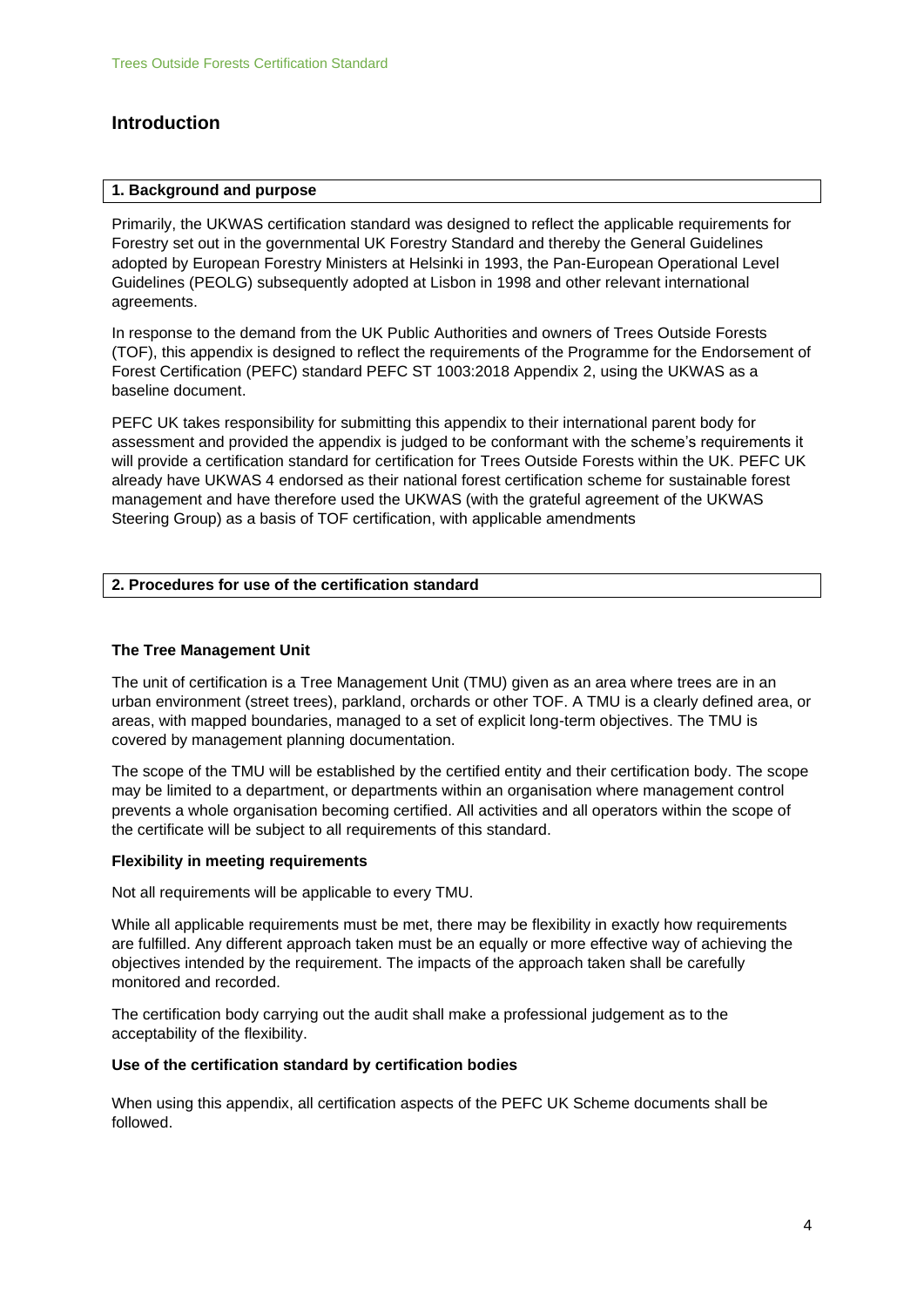# Introduction

## 1. Background and purpose

Primarily, the UKWAS certification standard was designed to reflect the applicable requirements for Forestry set out in the governmental UK Forestry Standard and thereby the General Guidelines adopted by European Forestry Ministers at Helsinki in 1993, the Pan-European Operational Level Guidelines (PEOLG) subsequently adopted at Lisbon in 1998 and other relevant international agreements.

In response to the demand from the UK Public Authorities and owners of Trees Outside Forests (TOF), this appendix is designed to reflect the requirements of the Programme for the Endorsement of Forest Certification (PEFC) standard PEFC ST 1003:2018 Appendix 2, using the UKWAS as a baseline document.

PEFC UK takes responsibility for submitting this appendix to their international parent body for assessment and provided the appendix is judged to be conformant with the scheme's requirements it will provide a certification standard for certification for Trees Outside Forests within the UK. PEFC UK already have UKWAS 4 endorsed as their national forest certification scheme for sustainable forest management and have therefore used the UKWAS (with the grateful agreement of the UKWAS Steering Group) as a basis of TOF certification, with applicable amendments

## 2. Procedures for use of the certification standard

### The Tree Management Unit

The unit of certification is a Tree Management Unit (TMU) given as an area where trees are in an urban environment (street trees), parkland, orchards or other TOF. A TMU is a clearly defined area, or areas, with mapped boundaries, managed to a set of explicit long-term objectives. The TMU is covered by management planning documentation.

The scope of the TMU will be established by the certified entity and their certification body. The scope may be limited to a department, or departments within an organisation where management control prevents a whole organisation becoming certified. All activities and all operators within the scope of the certificate will be subject to all requirements of this standard.

### Flexibility in meeting requirements

Not all requirements will be applicable to every TMU.

While all applicable requirements must be met, there may be flexibility in exactly how requirements are fulfilled. Any different approach taken must be an equally or more effective way of achieving the objectives intended by the requirement. The impacts of the approach taken shall be carefully monitored and recorded.

The certification body carrying out the audit shall make a professional judgement as to the acceptability of the flexibility.

### Use of the certification standard by certification bodies

When using this appendix, all certification aspects of the PEFC UK Scheme documents shall be followed.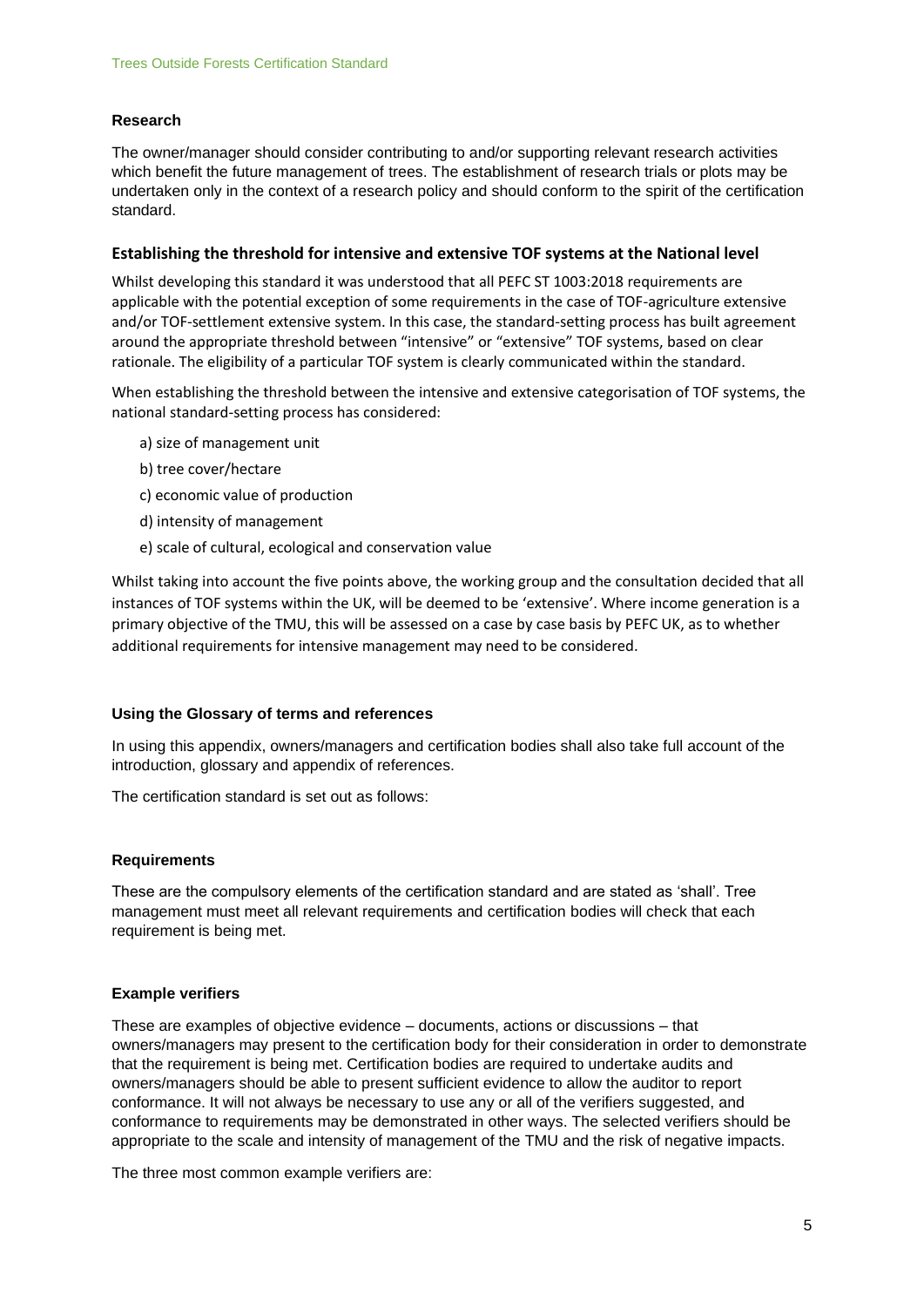### Research

The owner/manager should consider contributing to and/or supporting relevant research activities which benefit the future management of trees. The establishment of research trials or plots may be undertaken only in the context of a research policy and should conform to the spirit of the certification standard.

### Establishing the threshold for intensive and extensive TOF systems at the National level

Whilst developing this standard it was understood that all PEFC ST 1003:2018 requirements are applicable with the potential exception of some requirements in the case of TOF-agriculture extensive and/or TOF-settlement extensive system. In this case, the standard-setting process has built agreement around the appropriate threshold between "intensive" or "extensive" TOF systems, based on clear rationale. The eligibility of a particular TOF system is clearly communicated within the standard.

When establishing the threshold between the intensive and extensive categorisation of TOF systems, the national standard-setting process has considered:

a) size of management unit

b) tree cover/hectare

c) economic value of production

d) intensity of management

e) scale of cultural, ecological and conservation value

Whilst taking into account the five points above, the working group and the consultation decided that all instances of TOF systems within the UK, will be deemed to be 'extensive'. Where income generation is a primary objective of the TMU, this will be assessed on a case by case basis by PEFC UK, as to whether additional requirements for intensive management may need to be considered.

### Using the Glossary of terms and references

In using this appendix, owners/managers and certification bodies shall also take full account of the introduction, glossary and appendix of references.

The certification standard is set out as follows:

### Requirements

These are the compulsory elements of the certification standard and are stated as 'shall'. Tree management must meet all relevant requirements and certification bodies will check that each requirement is being met.

### Example verifiers

These are examples of objective evidence – documents, actions or discussions – that owners/managers may present to the certification body for their consideration in order to demonstrate that the requirement is being met. Certification bodies are required to undertake audits and owners/managers should be able to present sufficient evidence to allow the auditor to report conformance. It will not always be necessary to use any or all of the verifiers suggested, and conformance to requirements may be demonstrated in other ways. The selected verifiers should be appropriate to the scale and intensity of management of the TMU and the risk of negative impacts.

The three most common example verifiers are: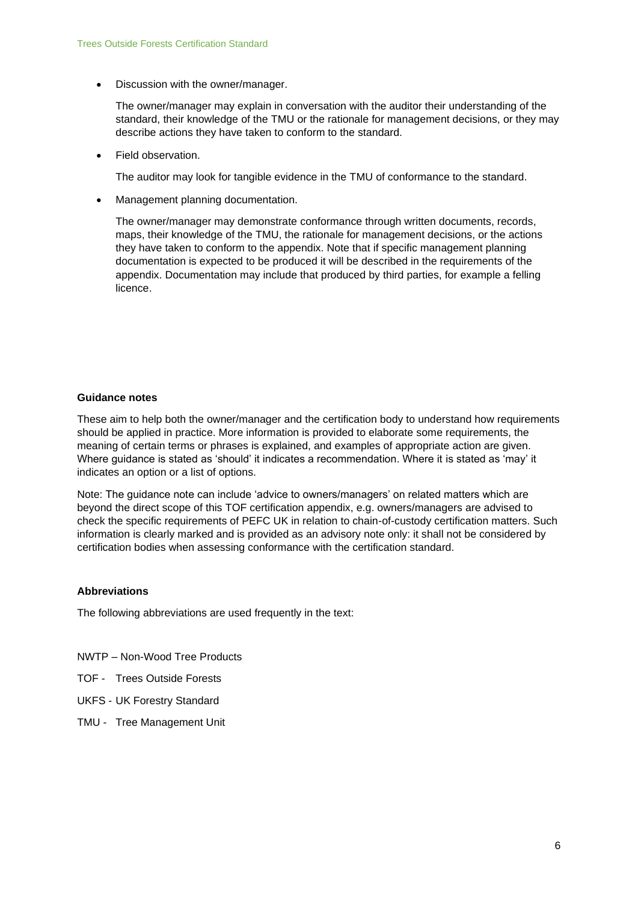- Discussion with the owner/manager.

  The owner/manager may explain in conversation with the auditor their understanding of the standard, their knowledge of the TMU or the rationale for management decisions, or they may describe actions they have taken to conform to the standard.

- Field observation.

  The auditor may look for tangible evidence in the TMU of conformance to the standard.

- Management planning documentation.

  The owner/manager may demonstrate conformance through written documents, records, maps, their knowledge of the TMU, the rationale for management decisions, or the actions they have taken to conform to the appendix. Note that if specific management planning documentation is expected to be produced it will be described in the requirements of the appendix. Documentation may include that produced by third parties, for example a felling licence.

**Guidance notes**

These aim to help both the owner/manager and the certification body to understand how requirements should be applied in practice. More information is provided to elaborate some requirements, the meaning of certain terms or phrases is explained, and examples of appropriate action are given. Where guidance is stated as 'should' it indicates a recommendation. Where it is stated as 'may' it indicates an option or a list of options.

Note: The guidance note can include 'advice to owners/managers' on related matters which are beyond the direct scope of this TOF certification appendix, e.g. owners/managers are advised to check the specific requirements of PEFC UK in relation to chain-of-custody certification matters. Such information is clearly marked and is provided as an advisory note only: it shall not be considered by certification bodies when assessing conformance with the certification standard.

**Abbreviations**

The following abbreviations are used frequently in the text:

NWTP – Non-Wood Tree Products

TOF - Trees Outside Forests

UKFS - UK Forestry Standard

TMU - Tree Management Unit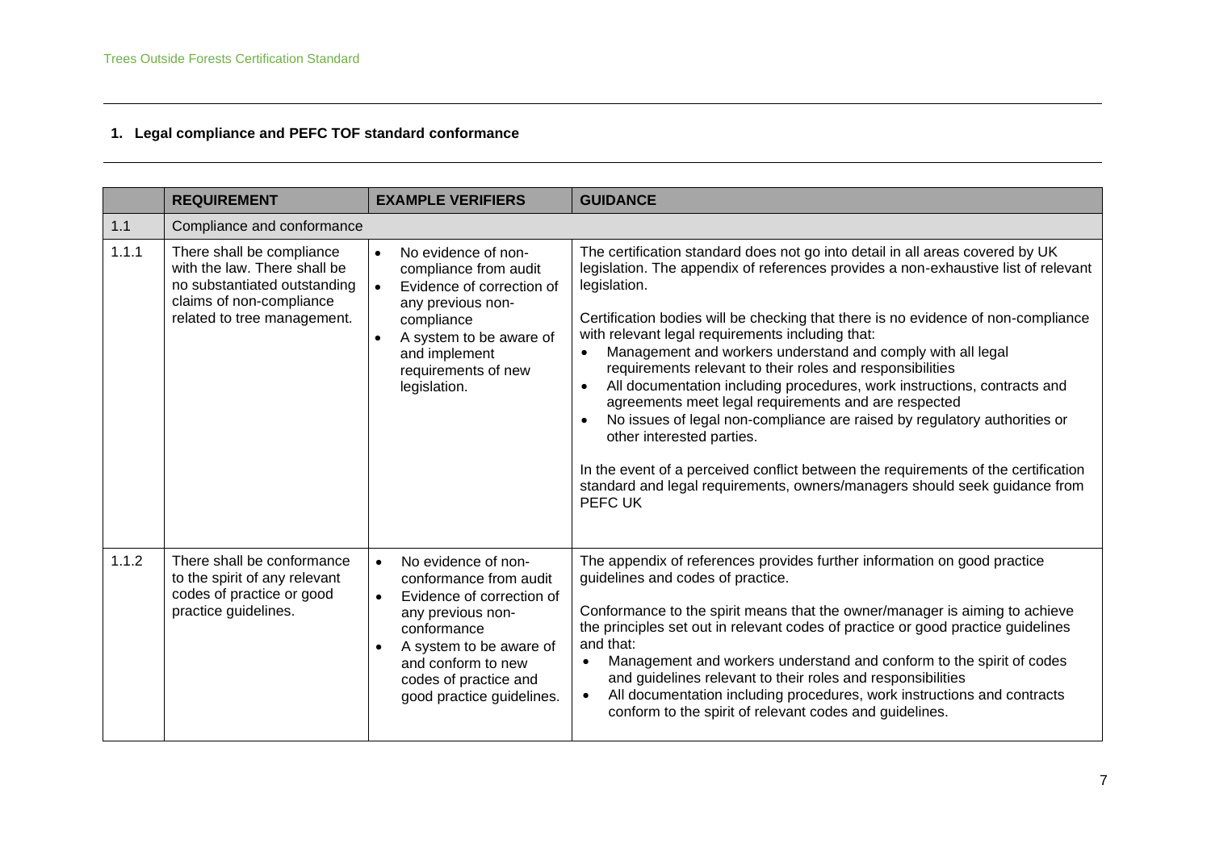## 1. Legal compliance and PEFC TOF standard conformance

| | REQUIREMENT | EXAMPLE VERIFIERS | GUIDANCE |
|---|---|---|---|
| 1.1 | Compliance and conformance | | |
| 1.1.1 | There shall be compliance with the law. There shall be no substantiated outstanding claims of non-compliance related to tree management. | • No evidence of non-compliance from audit<br>• Evidence of correction of any previous non-compliance<br>• A system to be aware of and implement requirements of new legislation. | The certification standard does not go into detail in all areas covered by UK legislation. The appendix of references provides a non-exhaustive list of relevant legislation.<br><br>Certification bodies will be checking that there is no evidence of non-compliance with relevant legal requirements including that:<br>• Management and workers understand and comply with all legal requirements relevant to their roles and responsibilities<br>• All documentation including procedures, work instructions, contracts and agreements meet legal requirements and are respected<br>• No issues of legal non-compliance are raised by regulatory authorities or other interested parties.<br><br>In the event of a perceived conflict between the requirements of the certification standard and legal requirements, owners/managers should seek guidance from PEFC UK |
| 1.1.2 | There shall be conformance to the spirit of any relevant codes of practice or good practice guidelines. | • No evidence of non-conformance from audit<br>• Evidence of correction of any previous non-conformance<br>• A system to be aware of and conform to new codes of practice and good practice guidelines. | The appendix of references provides further information on good practice guidelines and codes of practice.<br><br>Conformance to the spirit means that the owner/manager is aiming to achieve the principles set out in relevant codes of practice or good practice guidelines and that:<br>• Management and workers understand and conform to the spirit of codes and guidelines relevant to their roles and responsibilities<br>• All documentation including procedures, work instructions and contracts conform to the spirit of relevant codes and guidelines. |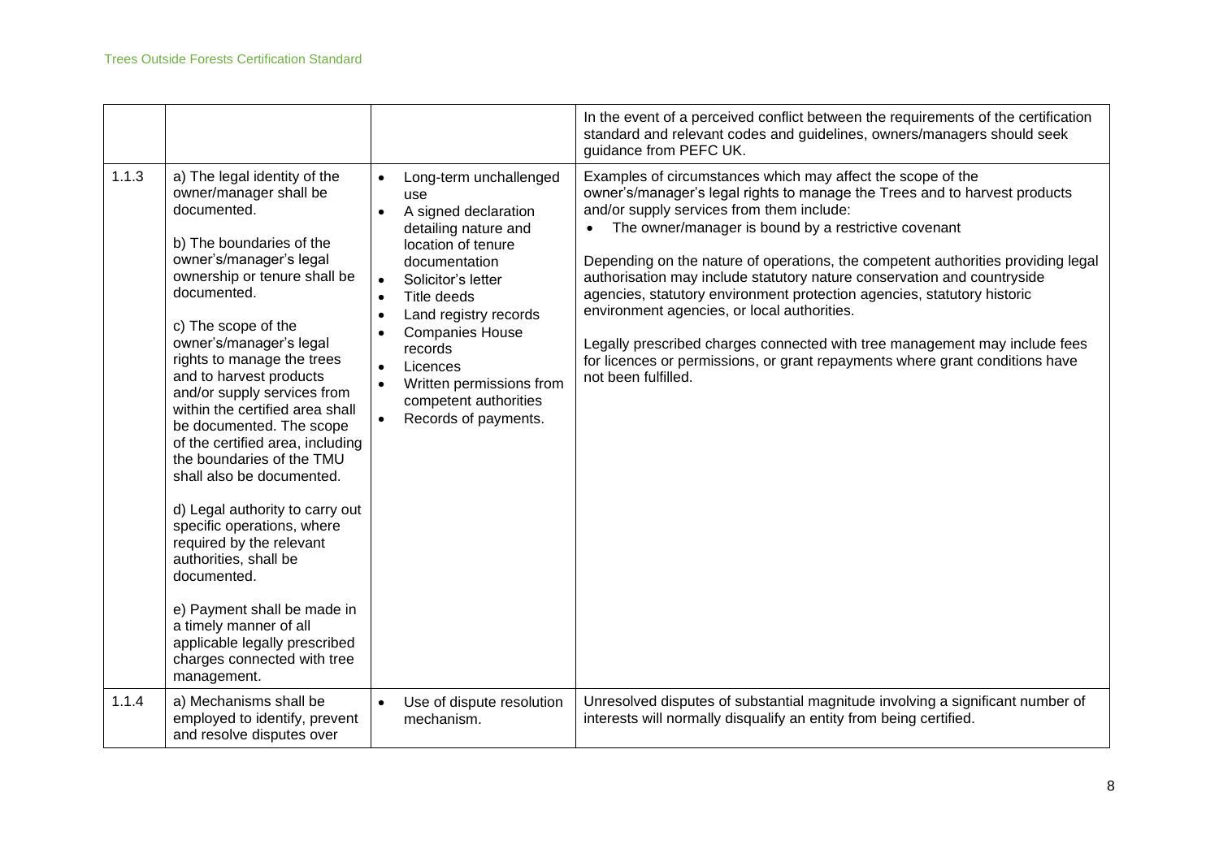| | | | |
|---|---|---|---|
| | | | In the event of a perceived conflict between the requirements of the certification standard and relevant codes and guidelines, owners/managers should seek guidance from PEFC UK. |
| 1.1.3 | a) The legal identity of the owner/manager shall be documented.<br><br>b) The boundaries of the owner's/manager's legal ownership or tenure shall be documented.<br><br>c) The scope of the owner's/manager's legal rights to manage the trees and to harvest products and/or supply services from within the certified area shall be documented. The scope of the certified area, including the boundaries of the TMU shall also be documented.<br><br>d) Legal authority to carry out specific operations, where required by the relevant authorities, shall be documented.<br><br>e) Payment shall be made in a timely manner of all applicable legally prescribed charges connected with tree management. | • Long-term unchallenged use<br>• A signed declaration detailing nature and location of tenure documentation<br>• Solicitor's letter<br>• Title deeds<br>• Land registry records<br>• Companies House records<br>• Licences<br>• Written permissions from competent authorities<br>• Records of payments. | Examples of circumstances which may affect the scope of the owner's/manager's legal rights to manage the Trees and to harvest products and/or supply services from them include:<br>• The owner/manager is bound by a restrictive covenant<br><br>Depending on the nature of operations, the competent authorities providing legal authorisation may include statutory nature conservation and countryside agencies, statutory environment protection agencies, statutory historic environment agencies, or local authorities.<br><br>Legally prescribed charges connected with tree management may include fees for licences or permissions, or grant repayments where grant conditions have not been fulfilled. |
| 1.1.4 | a) Mechanisms shall be employed to identify, prevent and resolve disputes over | • Use of dispute resolution mechanism. | Unresolved disputes of substantial magnitude involving a significant number of interests will normally disqualify an entity from being certified. |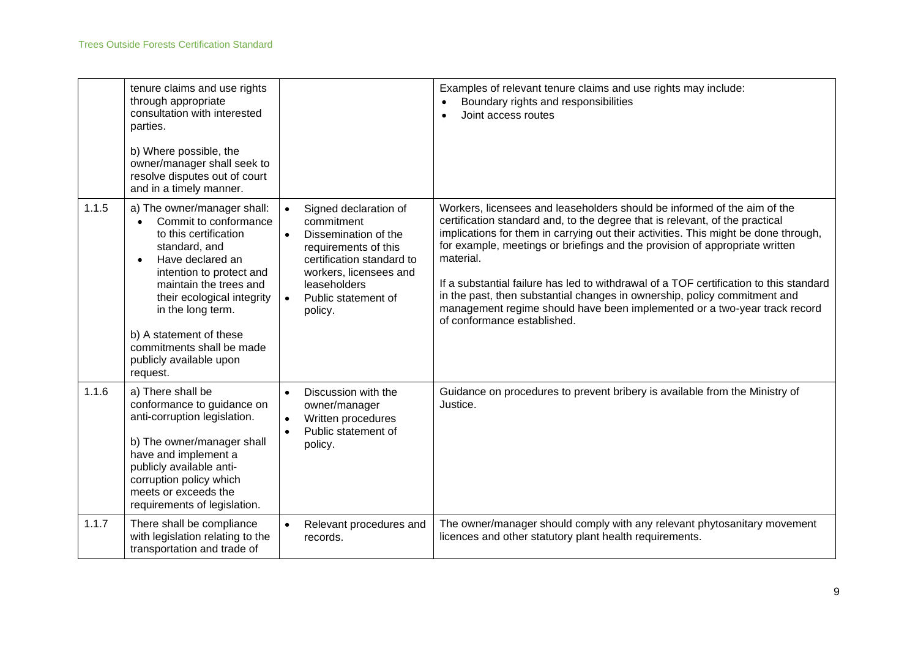| | | | |
|---|---|---|---|
| | tenure claims and use rights through appropriate consultation with interested parties.<br><br>b) Where possible, the owner/manager shall seek to resolve disputes out of court and in a timely manner. | | Examples of relevant tenure claims and use rights may include:<br>• Boundary rights and responsibilities<br>• Joint access routes |
| 1.1.5 | a) The owner/manager shall:<br>• Commit to conformance to this certification standard, and<br>• Have declared an intention to protect and maintain the trees and their ecological integrity in the long term.<br><br>b) A statement of these commitments shall be made publicly available upon request. | • Signed declaration of commitment<br>• Dissemination of the requirements of this certification standard to workers, licensees and leaseholders<br>• Public statement of policy. | Workers, licensees and leaseholders should be informed of the aim of the certification standard and, to the degree that is relevant, of the practical implications for them in carrying out their activities. This might be done through, for example, meetings or briefings and the provision of appropriate written material.<br><br>If a substantial failure has led to withdrawal of a TOF certification to this standard in the past, then substantial changes in ownership, policy commitment and management regime should have been implemented or a two-year track record of conformance established. |
| 1.1.6 | a) There shall be conformance to guidance on anti-corruption legislation.<br><br>b) The owner/manager shall have and implement a publicly available anti-corruption policy which meets or exceeds the requirements of legislation. | • Discussion with the owner/manager<br>• Written procedures<br>• Public statement of policy. | Guidance on procedures to prevent bribery is available from the Ministry of Justice. |
| 1.1.7 | There shall be compliance with legislation relating to the transportation and trade of | • Relevant procedures and records. | The owner/manager should comply with any relevant phytosanitary movement licences and other statutory plant health requirements. |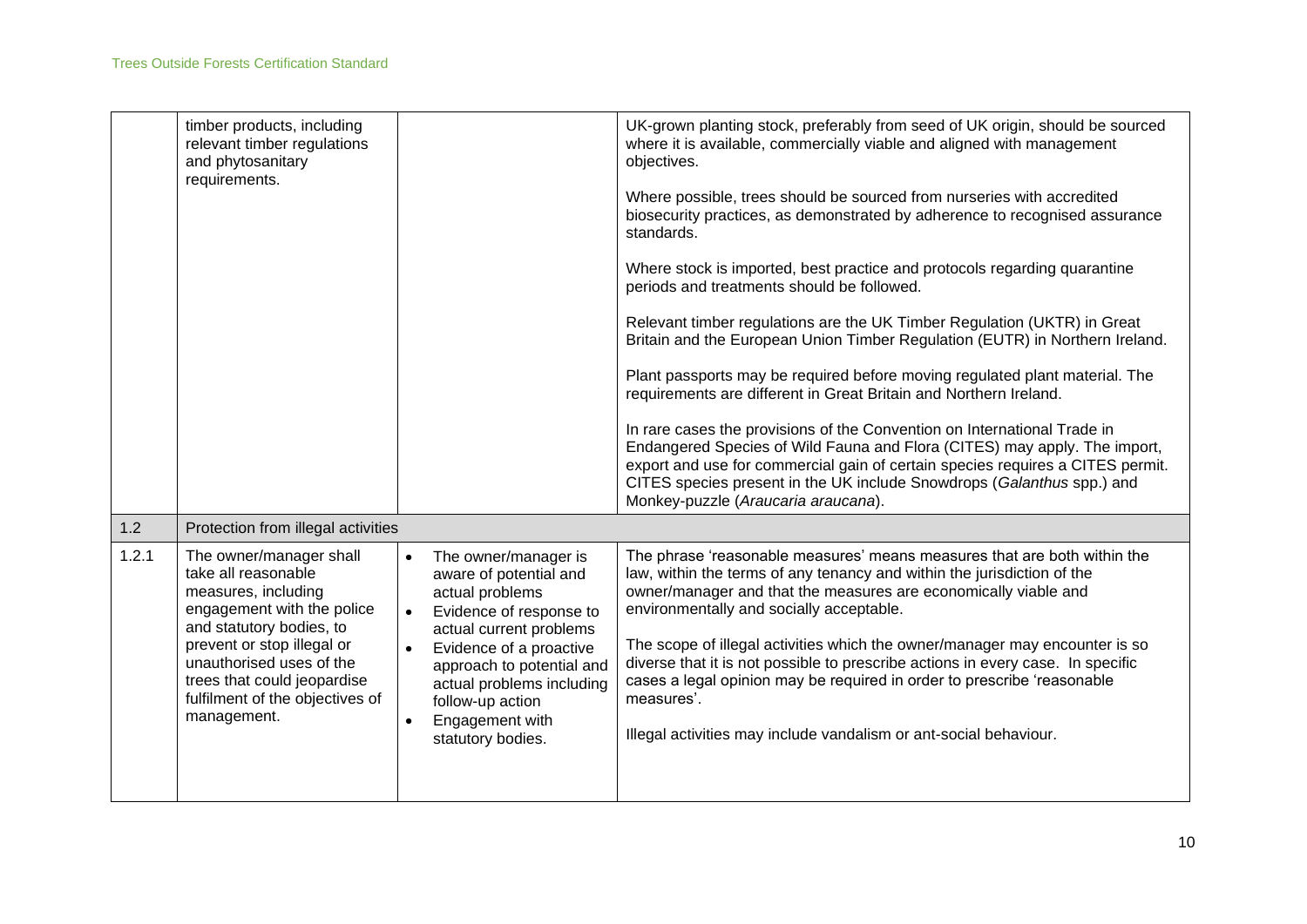| | | | |
|---|---|---|---|
| | timber products, including relevant timber regulations and phytosanitary requirements. | | UK-grown planting stock, preferably from seed of UK origin, should be sourced where it is available, commercially viable and aligned with management objectives.<br><br>Where possible, trees should be sourced from nurseries with accredited biosecurity practices, as demonstrated by adherence to recognised assurance standards.<br><br>Where stock is imported, best practice and protocols regarding quarantine periods and treatments should be followed.<br><br>Relevant timber regulations are the UK Timber Regulation (UKTR) in Great Britain and the European Union Timber Regulation (EUTR) in Northern Ireland.<br><br>Plant passports may be required before moving regulated plant material. The requirements are different in Great Britain and Northern Ireland.<br><br>In rare cases the provisions of the Convention on International Trade in Endangered Species of Wild Fauna and Flora (CITES) may apply. The import, export and use for commercial gain of certain species requires a CITES permit. CITES species present in the UK include Snowdrops (*Galanthus* spp.) and Monkey-puzzle (*Araucaria araucana*). |
| 1.2 | Protection from illegal activities | | |
| 1.2.1 | The owner/manager shall take all reasonable measures, including engagement with the police and statutory bodies, to prevent or stop illegal or unauthorised uses of the trees that could jeopardise fulfilment of the objectives of management. | • The owner/manager is aware of potential and actual problems<br>• Evidence of response to actual current problems<br>• Evidence of a proactive approach to potential and actual problems including follow-up action<br>• Engagement with statutory bodies. | The phrase 'reasonable measures' means measures that are both within the law, within the terms of any tenancy and within the jurisdiction of the owner/manager and that the measures are economically viable and environmentally and socially acceptable.<br><br>The scope of illegal activities which the owner/manager may encounter is so diverse that it is not possible to prescribe actions in every case. In specific cases a legal opinion may be required in order to prescribe 'reasonable measures'.<br><br>Illegal activities may include vandalism or ant-social behaviour. |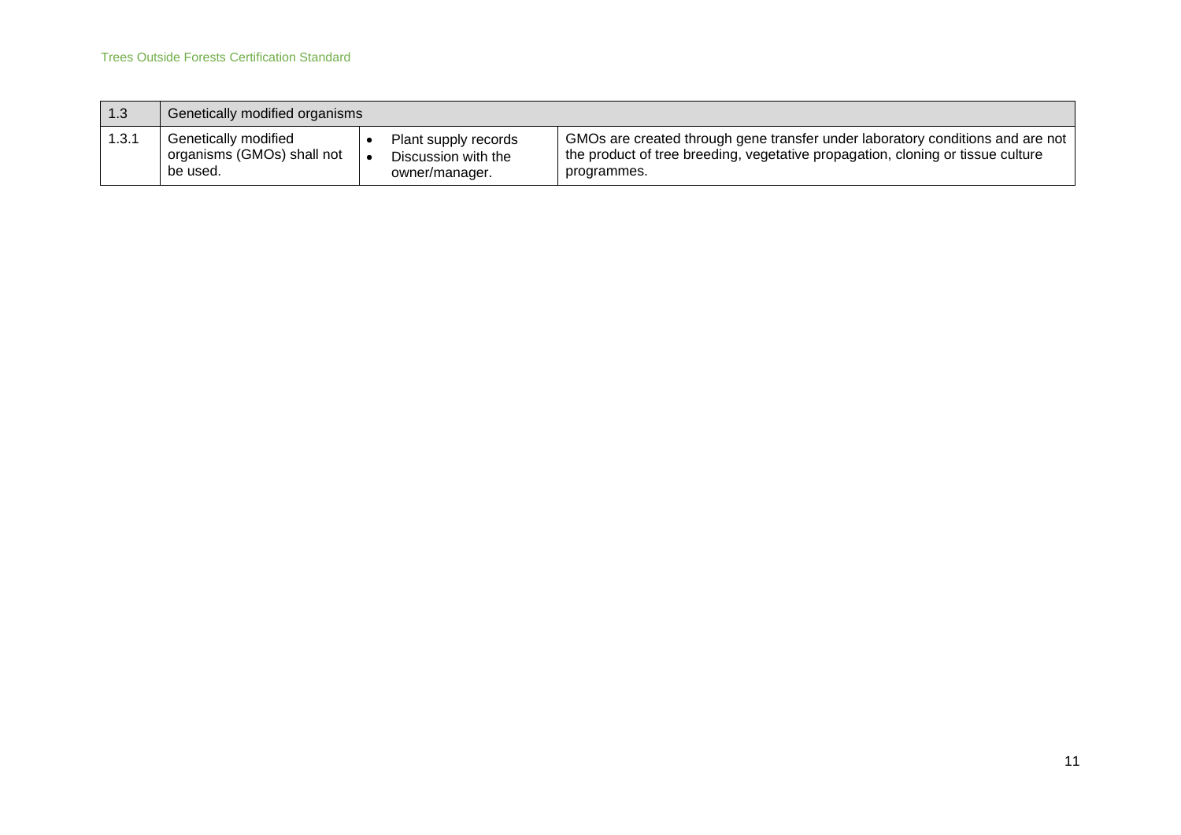| 1.3 | Genetically modified organisms | | |
|---|---|---|---|
| 1.3.1 | Genetically modified organisms (GMOs) shall not be used. | • Plant supply records<br>• Discussion with the owner/manager. | GMOs are created through gene transfer under laboratory conditions and are not the product of tree breeding, vegetative propagation, cloning or tissue culture programmes. |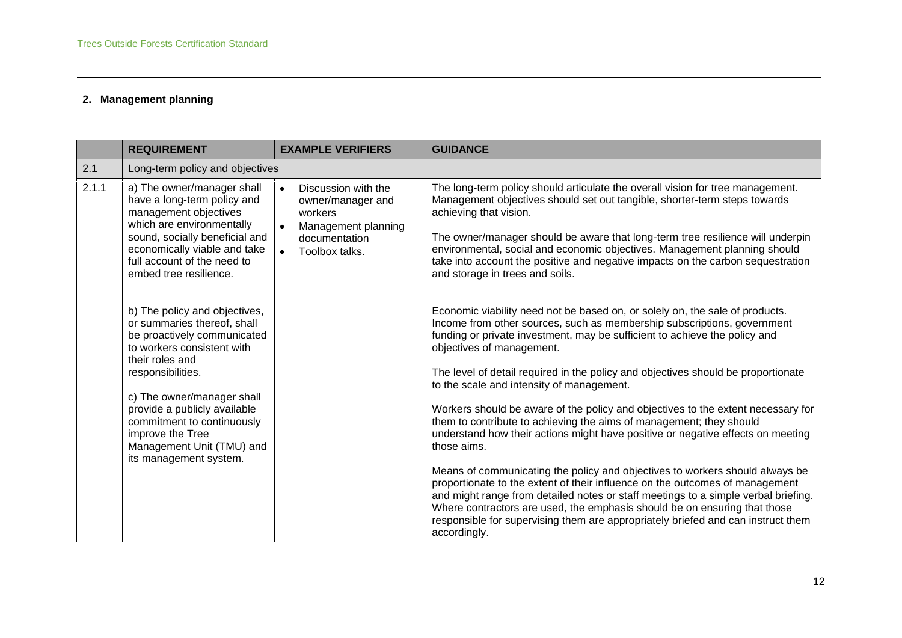## 2. Management planning

| | REQUIREMENT | EXAMPLE VERIFIERS | GUIDANCE |
|---|---|---|---|
| 2.1 | Long-term policy and objectives | | |
| 2.1.1 | a) The owner/manager shall have a long-term policy and management objectives which are environmentally sound, socially beneficial and economically viable and take full account of the need to embed tree resilience.<br><br>b) The policy and objectives, or summaries thereof, shall be proactively communicated to workers consistent with their roles and responsibilities.<br><br>c) The owner/manager shall provide a publicly available commitment to continuously improve the Tree Management Unit (TMU) and its management system. | • Discussion with the owner/manager and workers<br>• Management planning documentation<br>• Toolbox talks. | The long-term policy should articulate the overall vision for tree management. Management objectives should set out tangible, shorter-term steps towards achieving that vision.<br><br>The owner/manager should be aware that long-term tree resilience will underpin environmental, social and economic objectives. Management planning should take into account the positive and negative impacts on the carbon sequestration and storage in trees and soils.<br><br>Economic viability need not be based on, or solely on, the sale of products. Income from other sources, such as membership subscriptions, government funding or private investment, may be sufficient to achieve the policy and objectives of management.<br><br>The level of detail required in the policy and objectives should be proportionate to the scale and intensity of management.<br><br>Workers should be aware of the policy and objectives to the extent necessary for them to contribute to achieving the aims of management; they should understand how their actions might have positive or negative effects on meeting those aims.<br><br>Means of communicating the policy and objectives to workers should always be proportionate to the extent of their influence on the outcomes of management and might range from detailed notes or staff meetings to a simple verbal briefing. Where contractors are used, the emphasis should be on ensuring that those responsible for supervising them are appropriately briefed and can instruct them accordingly. |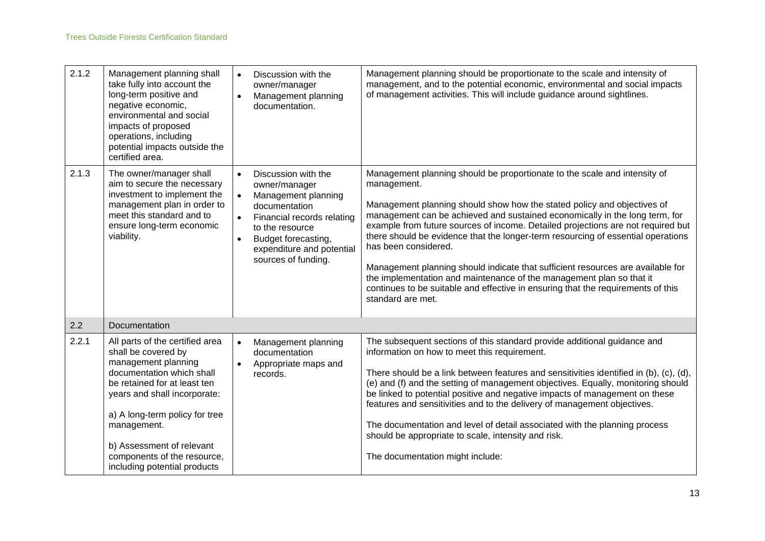| | | | |
|---|---|---|---|
| 2.1.2 | Management planning shall take fully into account the long-term positive and negative economic, environmental and social impacts of proposed operations, including potential impacts outside the certified area. | • Discussion with the owner/manager<br>• Management planning documentation. | Management planning should be proportionate to the scale and intensity of management, and to the potential economic, environmental and social impacts of management activities. This will include guidance around sightlines. |
| 2.1.3 | The owner/manager shall aim to secure the necessary investment to implement the management plan in order to meet this standard and to ensure long-term economic viability. | • Discussion with the owner/manager<br>• Management planning documentation<br>• Financial records relating to the resource<br>• Budget forecasting, expenditure and potential sources of funding. | Management planning should be proportionate to the scale and intensity of management.<br><br>Management planning should show how the stated policy and objectives of management can be achieved and sustained economically in the long term, for example from future sources of income. Detailed projections are not required but there should be evidence that the longer-term resourcing of essential operations has been considered.<br><br>Management planning should indicate that sufficient resources are available for the implementation and maintenance of the management plan so that it continues to be suitable and effective in ensuring that the requirements of this standard are met. |
| 2.2 | Documentation | | |
| 2.2.1 | All parts of the certified area shall be covered by management planning documentation which shall be retained for at least ten years and shall incorporate:<br><br>a) A long-term policy for tree management.<br><br>b) Assessment of relevant components of the resource, including potential products | • Management planning documentation<br>• Appropriate maps and records. | The subsequent sections of this standard provide additional guidance and information on how to meet this requirement.<br><br>There should be a link between features and sensitivities identified in (b), (c), (d), (e) and (f) and the setting of management objectives. Equally, monitoring should be linked to potential positive and negative impacts of management on these features and sensitivities and to the delivery of management objectives.<br><br>The documentation and level of detail associated with the planning process should be appropriate to scale, intensity and risk.<br><br>The documentation might include: |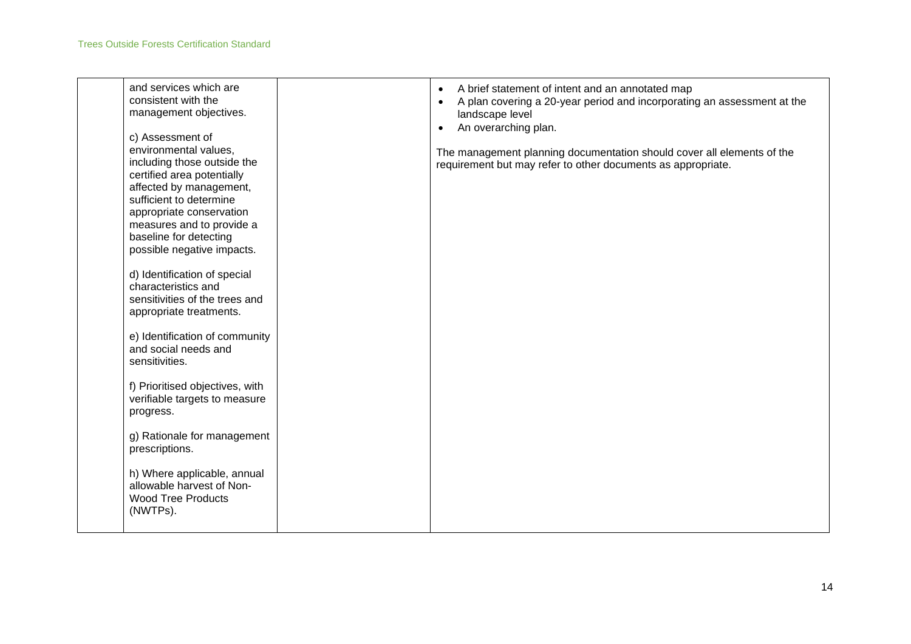| | | | |
|---|---|---|---|
| | and services which are consistent with the management objectives.<br><br>c) Assessment of environmental values, including those outside the certified area potentially affected by management, sufficient to determine appropriate conservation measures and to provide a baseline for detecting possible negative impacts.<br><br>d) Identification of special characteristics and sensitivities of the trees and appropriate treatments.<br><br>e) Identification of community and social needs and sensitivities.<br><br>f) Prioritised objectives, with verifiable targets to measure progress.<br><br>g) Rationale for management prescriptions.<br><br>h) Where applicable, annual allowable harvest of Non-Wood Tree Products (NWTPs). | | • A brief statement of intent and an annotated map<br>• A plan covering a 20-year period and incorporating an assessment at the landscape level<br>• An overarching plan.<br><br>The management planning documentation should cover all elements of the requirement but may refer to other documents as appropriate. |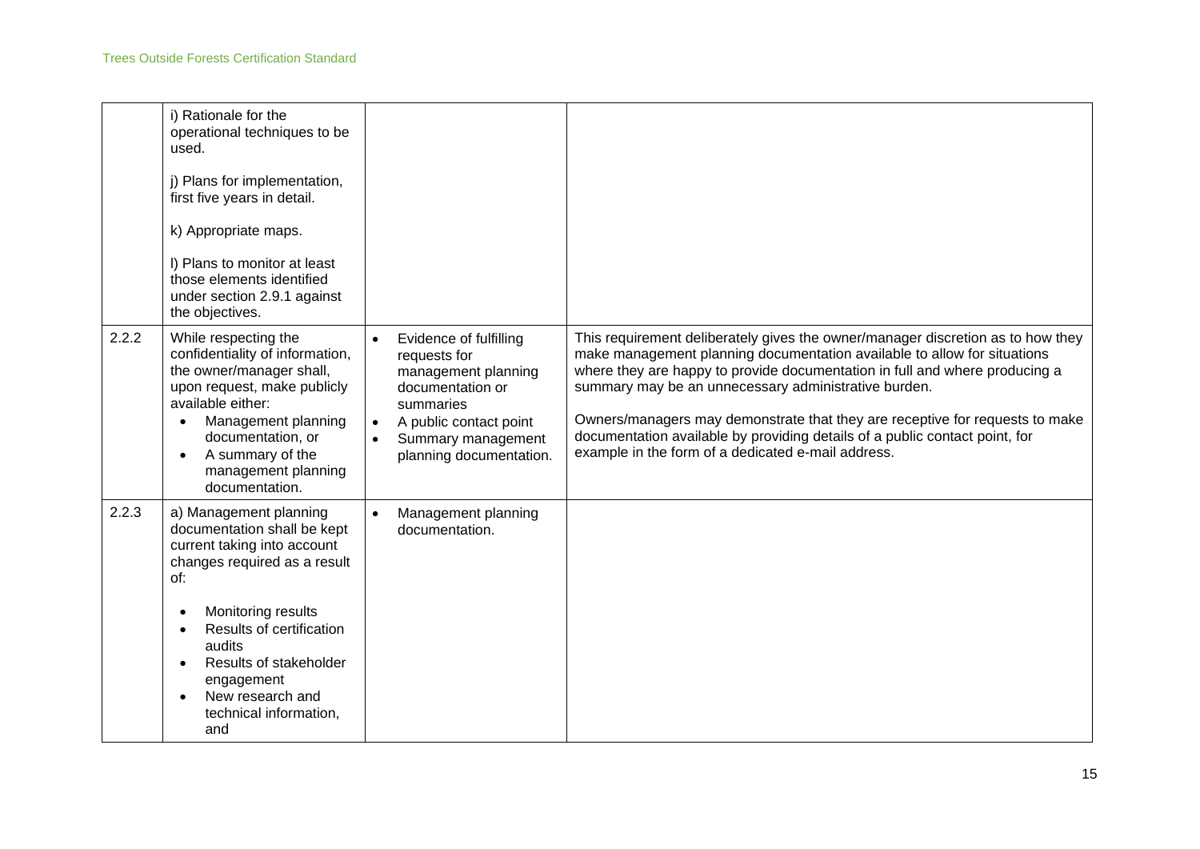| | | | |
|---|---|---|---|
| | i) Rationale for the operational techniques to be used.<br><br>j) Plans for implementation, first five years in detail.<br><br>k) Appropriate maps.<br><br>l) Plans to monitor at least those elements identified under section 2.9.1 against the objectives. | | |
| 2.2.2 | While respecting the confidentiality of information, the owner/manager shall, upon request, make publicly available either:<br>• Management planning documentation, or<br>• A summary of the management planning documentation. | • Evidence of fulfilling requests for management planning documentation or summaries<br>• A public contact point<br>• Summary management planning documentation. | This requirement deliberately gives the owner/manager discretion as to how they make management planning documentation available to allow for situations where they are happy to provide documentation in full and where producing a summary may be an unnecessary administrative burden.<br><br>Owners/managers may demonstrate that they are receptive for requests to make documentation available by providing details of a public contact point, for example in the form of a dedicated e-mail address. |
| 2.2.3 | a) Management planning documentation shall be kept current taking into account changes required as a result of:<br><br>• Monitoring results<br>• Results of certification audits<br>• Results of stakeholder engagement<br>• New research and technical information, and | • Management planning documentation. | |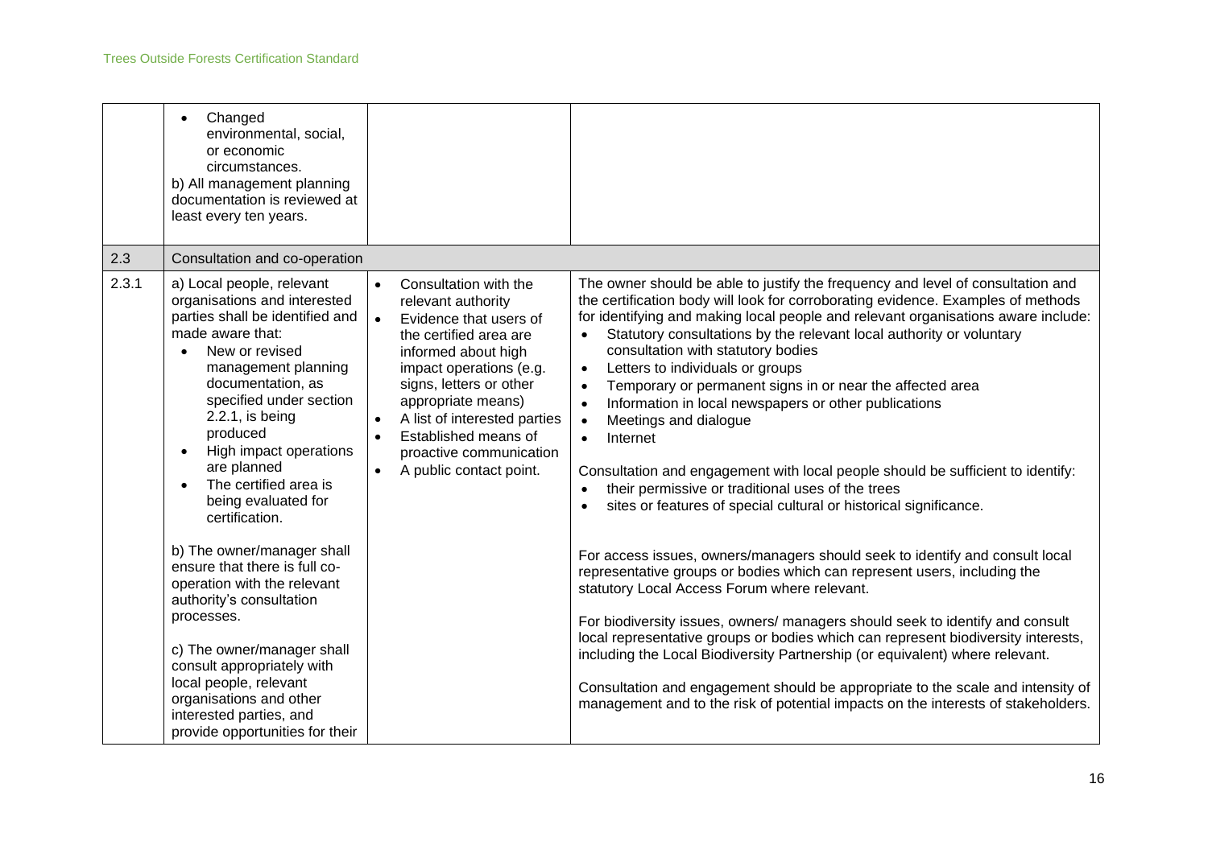| | | | |
|---|---|---|---|
| | • Changed environmental, social, or economic circumstances.<br>b) All management planning documentation is reviewed at least every ten years. | | |
| 2.3 | Consultation and co-operation | | |
| 2.3.1 | a) Local people, relevant organisations and interested parties shall be identified and made aware that:<br>• New or revised management planning documentation, as specified under section 2.2.1, is being produced<br>• High impact operations are planned<br>• The certified area is being evaluated for certification.<br><br>b) The owner/manager shall ensure that there is full co-operation with the relevant authority's consultation processes.<br><br>c) The owner/manager shall consult appropriately with local people, relevant organisations and other interested parties, and provide opportunities for their | • Consultation with the relevant authority<br>• Evidence that users of the certified area are informed about high impact operations (e.g. signs, letters or other appropriate means)<br>• A list of interested parties<br>• Established means of proactive communication<br>• A public contact point. | The owner should be able to justify the frequency and level of consultation and the certification body will look for corroborating evidence. Examples of methods for identifying and making local people and relevant organisations aware include:<br>• Statutory consultations by the relevant local authority or voluntary consultation with statutory bodies<br>• Letters to individuals or groups<br>• Temporary or permanent signs in or near the affected area<br>• Information in local newspapers or other publications<br>• Meetings and dialogue<br>• Internet<br><br>Consultation and engagement with local people should be sufficient to identify:<br>• their permissive or traditional uses of the trees<br>• sites or features of special cultural or historical significance.<br><br>For access issues, owners/managers should seek to identify and consult local representative groups or bodies which can represent users, including the statutory Local Access Forum where relevant.<br><br>For biodiversity issues, owners/ managers should seek to identify and consult local representative groups or bodies which can represent biodiversity interests, including the Local Biodiversity Partnership (or equivalent) where relevant.<br><br>Consultation and engagement should be appropriate to the scale and intensity of management and to the risk of potential impacts on the interests of stakeholders. |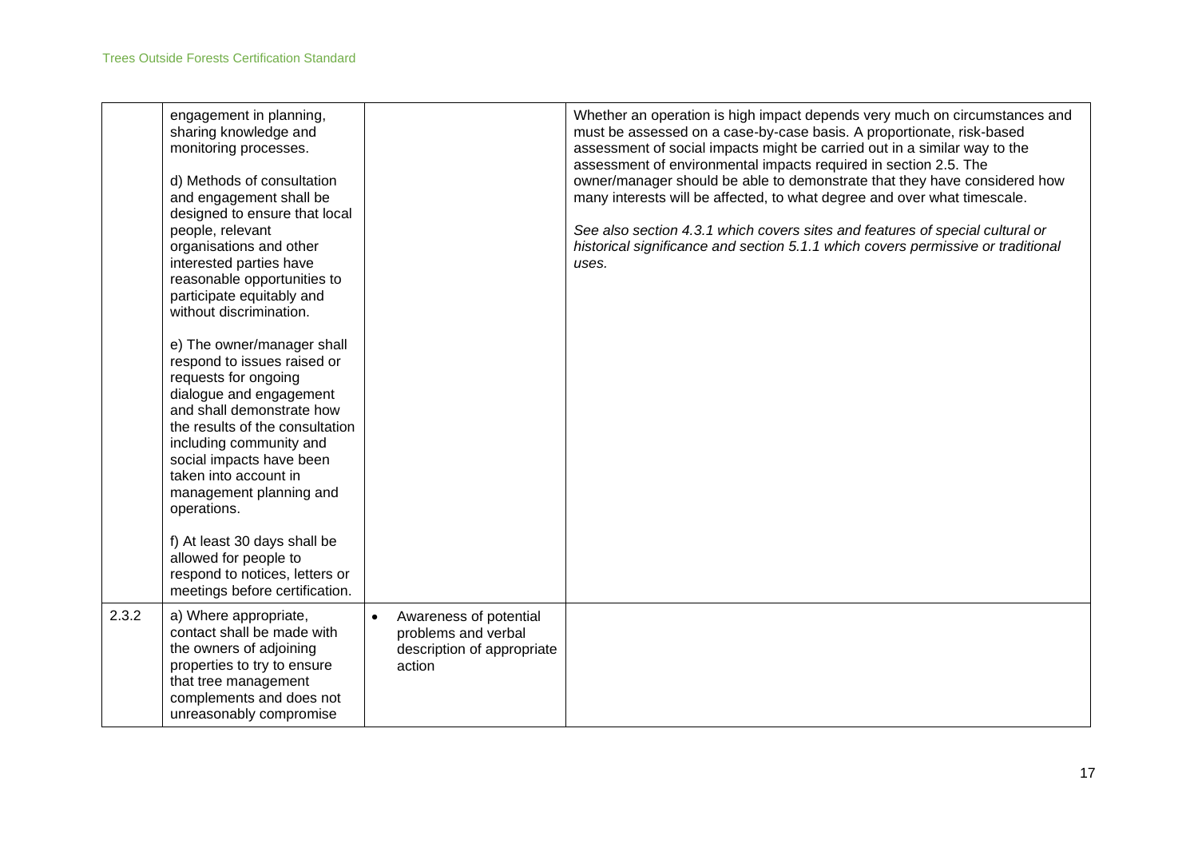| | | | |
|---|---|---|---|
| | engagement in planning, sharing knowledge and monitoring processes.<br><br>d) Methods of consultation and engagement shall be designed to ensure that local people, relevant organisations and other interested parties have reasonable opportunities to participate equitably and without discrimination.<br><br>e) The owner/manager shall respond to issues raised or requests for ongoing dialogue and engagement and shall demonstrate how the results of the consultation including community and social impacts have been taken into account in management planning and operations.<br><br>f) At least 30 days shall be allowed for people to respond to notices, letters or meetings before certification. | | Whether an operation is high impact depends very much on circumstances and must be assessed on a case-by-case basis. A proportionate, risk-based assessment of social impacts might be carried out in a similar way to the assessment of environmental impacts required in section 2.5. The owner/manager should be able to demonstrate that they have considered how many interests will be affected, to what degree and over what timescale.<br><br>*See also section 4.3.1 which covers sites and features of special cultural or historical significance and section 5.1.1 which covers permissive or traditional uses.* |
| 2.3.2 | a) Where appropriate, contact shall be made with the owners of adjoining properties to try to ensure that tree management complements and does not unreasonably compromise | • Awareness of potential problems and verbal description of appropriate action | |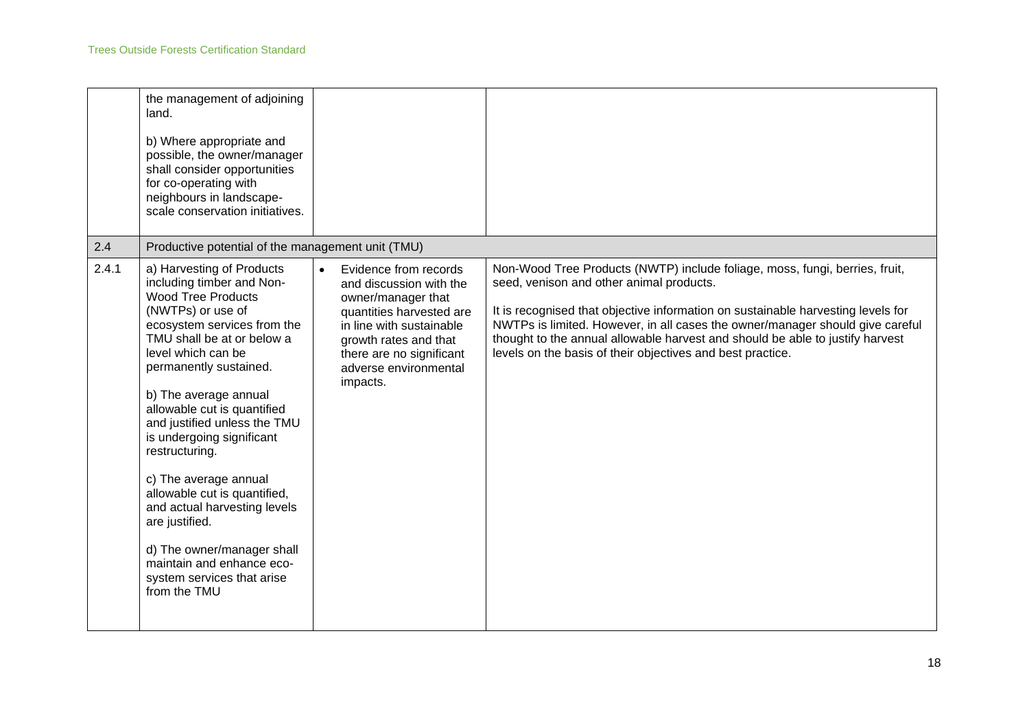| | | | |
|---|---|---|---|
| | the management of adjoining land.<br><br>b) Where appropriate and possible, the owner/manager shall consider opportunities for co-operating with neighbours in landscape-scale conservation initiatives. | | |
| 2.4 | Productive potential of the management unit (TMU) | | |
| 2.4.1 | a) Harvesting of Products including timber and Non-Wood Tree Products (NWTPs) or use of ecosystem services from the TMU shall be at or below a level which can be permanently sustained.<br><br>b) The average annual allowable cut is quantified and justified unless the TMU is undergoing significant restructuring.<br><br>c) The average annual allowable cut is quantified, and actual harvesting levels are justified.<br><br>d) The owner/manager shall maintain and enhance eco-system services that arise from the TMU | • Evidence from records and discussion with the owner/manager that quantities harvested are in line with sustainable growth rates and that there are no significant adverse environmental impacts. | Non-Wood Tree Products (NWTP) include foliage, moss, fungi, berries, fruit, seed, venison and other animal products.<br><br>It is recognised that objective information on sustainable harvesting levels for NWTPs is limited. However, in all cases the owner/manager should give careful thought to the annual allowable harvest and should be able to justify harvest levels on the basis of their objectives and best practice. |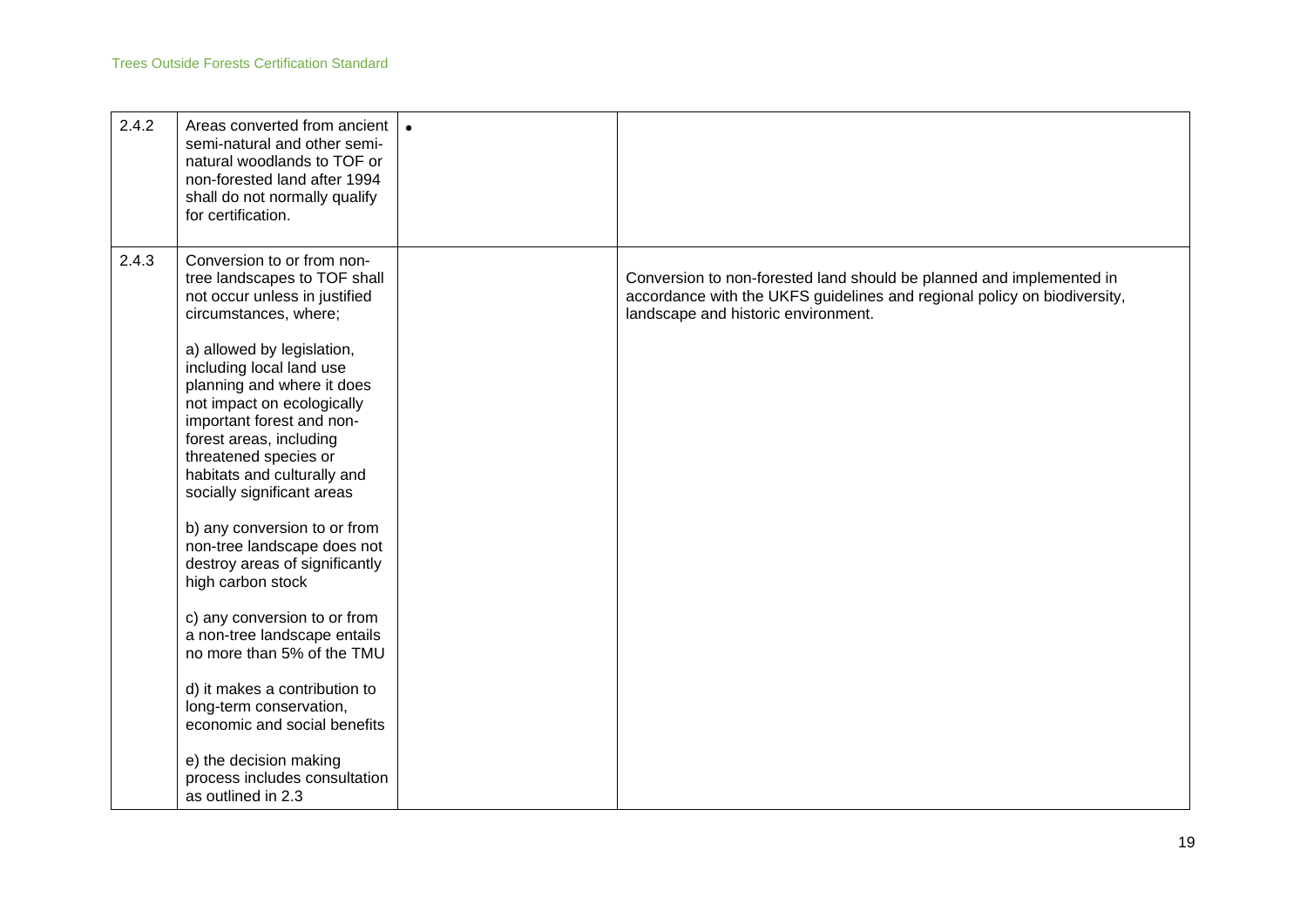| 2.4.2 | Areas converted from ancient semi-natural and other semi-natural woodlands to TOF or non-forested land after 1994 shall do not normally qualify for certification. | • | |
|---|---|---|---|
| 2.4.3 | Conversion to or from non-tree landscapes to TOF shall not occur unless in justified circumstances, where;<br><br>a) allowed by legislation, including local land use planning and where it does not impact on ecologically important forest and non-forest areas, including threatened species or habitats and culturally and socially significant areas<br><br>b) any conversion to or from non-tree landscape does not destroy areas of significantly high carbon stock<br><br>c) any conversion to or from a non-tree landscape entails no more than 5% of the TMU<br><br>d) it makes a contribution to long-term conservation, economic and social benefits<br><br>e) the decision making process includes consultation as outlined in 2.3 | | Conversion to non-forested land should be planned and implemented in accordance with the UKFS guidelines and regional policy on biodiversity, landscape and historic environment. |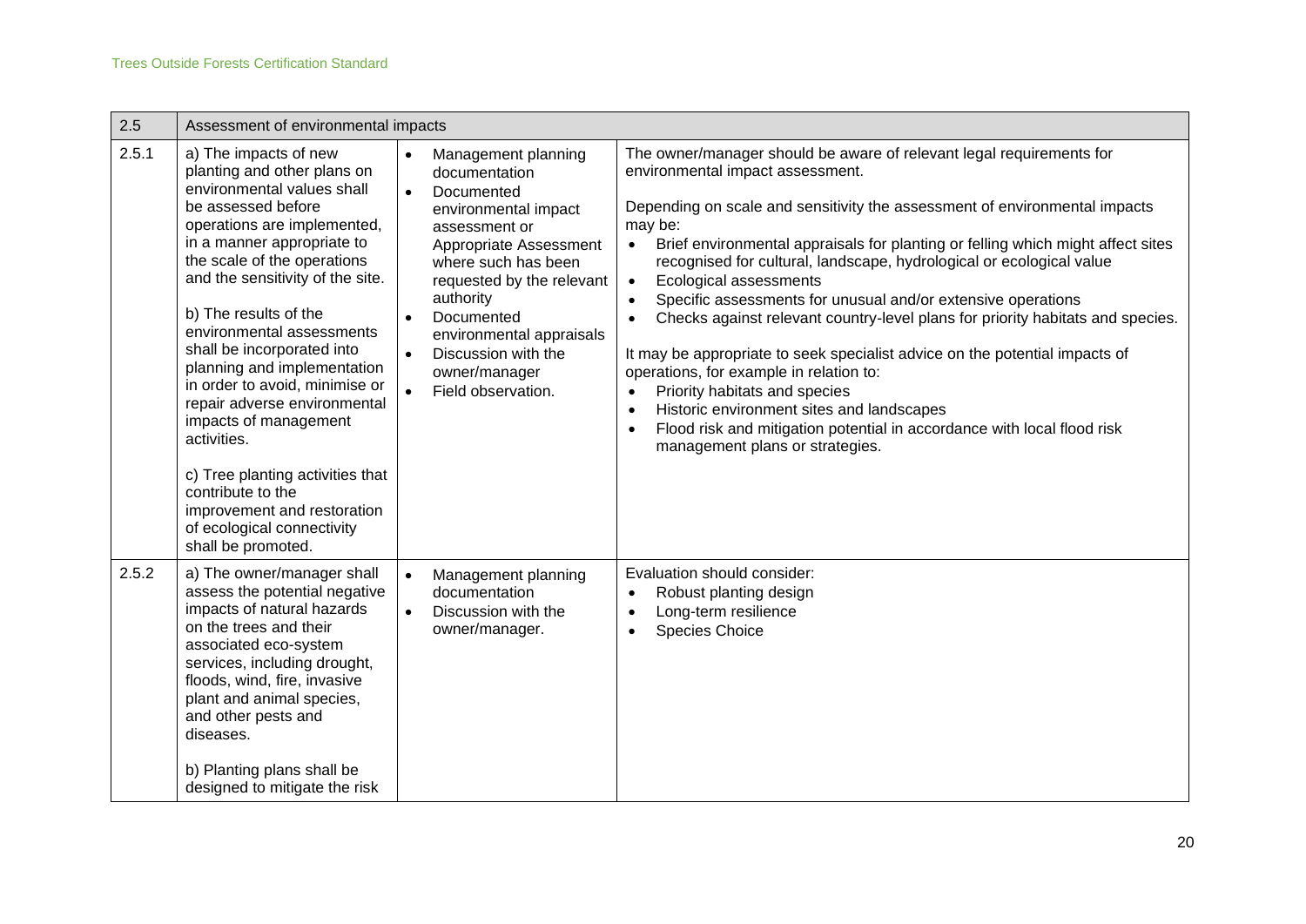| 2.5 | Assessment of environmental impacts | | |
|---|---|---|---|
| 2.5.1 | a) The impacts of new planting and other plans on environmental values shall be assessed before operations are implemented, in a manner appropriate to the scale of the operations and the sensitivity of the site.<br><br>b) The results of the environmental assessments shall be incorporated into planning and implementation in order to avoid, minimise or repair adverse environmental impacts of management activities.<br><br>c) Tree planting activities that contribute to the improvement and restoration of ecological connectivity shall be promoted. | • Management planning documentation<br>• Documented environmental impact assessment or Appropriate Assessment where such has been requested by the relevant authority<br>• Documented environmental appraisals<br>• Discussion with the owner/manager<br>• Field observation. | The owner/manager should be aware of relevant legal requirements for environmental impact assessment.<br><br>Depending on scale and sensitivity the assessment of environmental impacts may be:<br>• Brief environmental appraisals for planting or felling which might affect sites recognised for cultural, landscape, hydrological or ecological value<br>• Ecological assessments<br>• Specific assessments for unusual and/or extensive operations<br>• Checks against relevant country-level plans for priority habitats and species.<br><br>It may be appropriate to seek specialist advice on the potential impacts of operations, for example in relation to:<br>• Priority habitats and species<br>• Historic environment sites and landscapes<br>• Flood risk and mitigation potential in accordance with local flood risk management plans or strategies. |
| 2.5.2 | a) The owner/manager shall assess the potential negative impacts of natural hazards on the trees and their associated eco-system services, including drought, floods, wind, fire, invasive plant and animal species, and other pests and diseases.<br><br>b) Planting plans shall be designed to mitigate the risk | • Management planning documentation<br>• Discussion with the owner/manager. | Evaluation should consider:<br>• Robust planting design<br>• Long-term resilience<br>• Species Choice |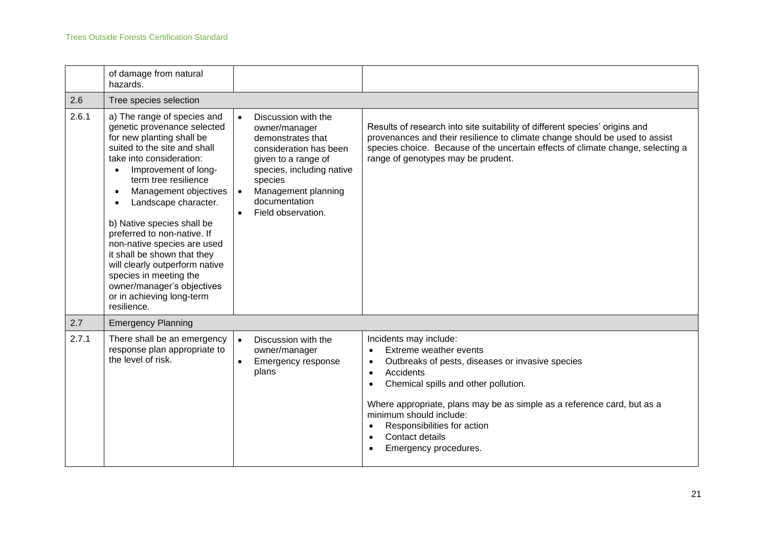| | | | |
|---|---|---|---|
| | of damage from natural hazards. | | |
| 2.6 | Tree species selection | | |
| 2.6.1 | a) The range of species and genetic provenance selected for new planting shall be suited to the site and shall take into consideration:<br>• Improvement of long-term tree resilience<br>• Management objectives<br>• Landscape character.<br><br>b) Native species shall be preferred to non-native. If non-native species are used it shall be shown that they will clearly outperform native species in meeting the owner/manager's objectives or in achieving long-term resilience. | • Discussion with the owner/manager demonstrates that consideration has been given to a range of species, including native species<br>• Management planning documentation<br>• Field observation. | Results of research into site suitability of different species' origins and provenances and their resilience to climate change should be used to assist species choice. Because of the uncertain effects of climate change, selecting a range of genotypes may be prudent. |
| 2.7 | Emergency Planning | | |
| 2.7.1 | There shall be an emergency response plan appropriate to the level of risk. | • Discussion with the owner/manager<br>• Emergency response plans | Incidents may include:<br>• Extreme weather events<br>• Outbreaks of pests, diseases or invasive species<br>• Accidents<br>• Chemical spills and other pollution.<br><br>Where appropriate, plans may be as simple as a reference card, but as a minimum should include:<br>• Responsibilities for action<br>• Contact details<br>• Emergency procedures. |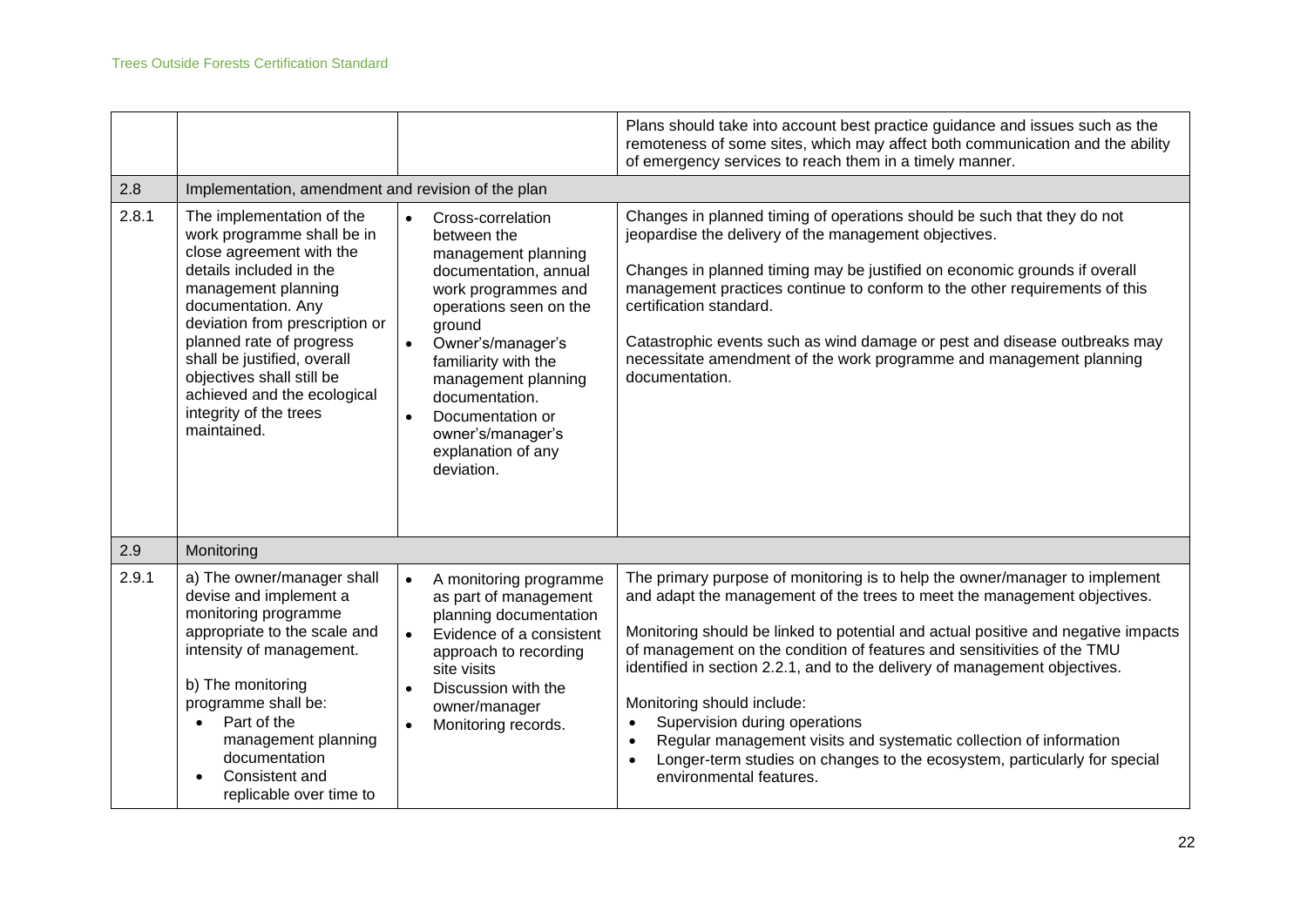| | | | |
|---|---|---|---|
| | | | Plans should take into account best practice guidance and issues such as the remoteness of some sites, which may affect both communication and the ability of emergency services to reach them in a timely manner. |
| 2.8 | Implementation, amendment and revision of the plan | | |
| 2.8.1 | The implementation of the work programme shall be in close agreement with the details included in the management planning documentation. Any deviation from prescription or planned rate of progress shall be justified, overall objectives shall still be achieved and the ecological integrity of the trees maintained. | • Cross-correlation between the management planning documentation, annual work programmes and operations seen on the ground<br>• Owner's/manager's familiarity with the management planning documentation.<br>• Documentation or owner's/manager's explanation of any deviation. | Changes in planned timing of operations should be such that they do not jeopardise the delivery of the management objectives.<br><br>Changes in planned timing may be justified on economic grounds if overall management practices continue to conform to the other requirements of this certification standard.<br><br>Catastrophic events such as wind damage or pest and disease outbreaks may necessitate amendment of the work programme and management planning documentation. |
| 2.9 | Monitoring | | |
| 2.9.1 | a) The owner/manager shall devise and implement a monitoring programme appropriate to the scale and intensity of management.<br><br>b) The monitoring programme shall be:<br>• Part of the management planning documentation<br>• Consistent and replicable over time to | • A monitoring programme as part of management planning documentation<br>• Evidence of a consistent approach to recording site visits<br>• Discussion with the owner/manager<br>• Monitoring records. | The primary purpose of monitoring is to help the owner/manager to implement and adapt the management of the trees to meet the management objectives.<br><br>Monitoring should be linked to potential and actual positive and negative impacts of management on the condition of features and sensitivities of the TMU identified in section 2.2.1, and to the delivery of management objectives.<br><br>Monitoring should include:<br>• Supervision during operations<br>• Regular management visits and systematic collection of information<br>• Longer-term studies on changes to the ecosystem, particularly for special environmental features. |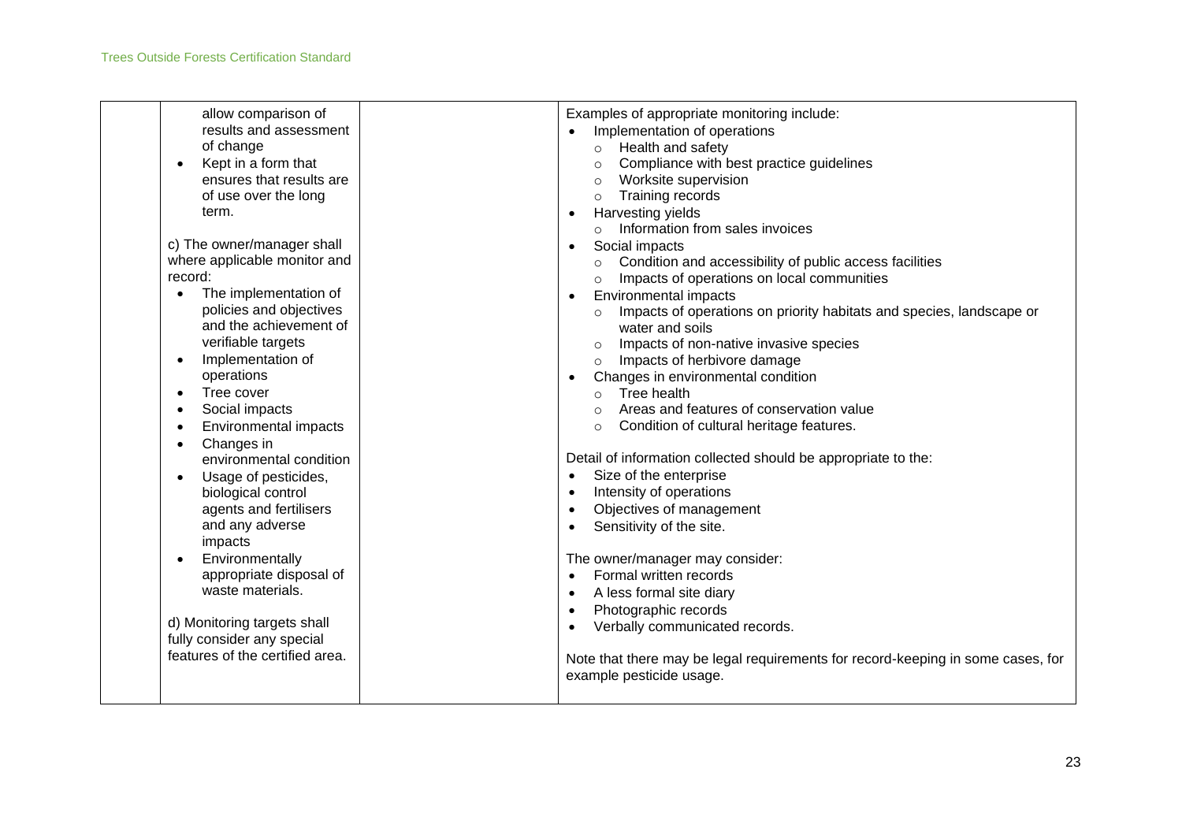| | | | |
|---|---|---|---|
| | allow comparison of results and assessment of change<br>• Kept in a form that ensures that results are of use over the long term.<br><br>c) The owner/manager shall where applicable monitor and record:<br>• The implementation of policies and objectives and the achievement of verifiable targets<br>• Implementation of operations<br>• Tree cover<br>• Social impacts<br>• Environmental impacts<br>• Changes in environmental condition<br>• Usage of pesticides, biological control agents and fertilisers and any adverse impacts<br>• Environmentally appropriate disposal of waste materials.<br><br>d) Monitoring targets shall fully consider any special features of the certified area. | | Examples of appropriate monitoring include:<br>• Implementation of operations<br>  ○ Health and safety<br>  ○ Compliance with best practice guidelines<br>  ○ Worksite supervision<br>  ○ Training records<br>• Harvesting yields<br>  ○ Information from sales invoices<br>• Social impacts<br>  ○ Condition and accessibility of public access facilities<br>  ○ Impacts of operations on local communities<br>• Environmental impacts<br>  ○ Impacts of operations on priority habitats and species, landscape or water and soils<br>  ○ Impacts of non-native invasive species<br>  ○ Impacts of herbivore damage<br>• Changes in environmental condition<br>  ○ Tree health<br>  ○ Areas and features of conservation value<br>  ○ Condition of cultural heritage features.<br><br>Detail of information collected should be appropriate to the:<br>• Size of the enterprise<br>• Intensity of operations<br>• Objectives of management<br>• Sensitivity of the site.<br><br>The owner/manager may consider:<br>• Formal written records<br>• A less formal site diary<br>• Photographic records<br>• Verbally communicated records.<br><br>Note that there may be legal requirements for record-keeping in some cases, for example pesticide usage. |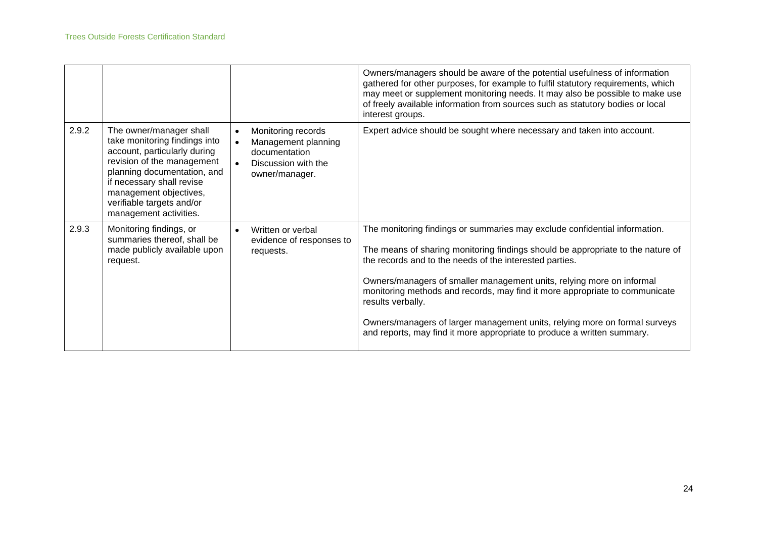| | | | |
|---|---|---|---|
| | | | Owners/managers should be aware of the potential usefulness of information gathered for other purposes, for example to fulfil statutory requirements, which may meet or supplement monitoring needs. It may also be possible to make use of freely available information from sources such as statutory bodies or local interest groups. |
| 2.9.2 | The owner/manager shall take monitoring findings into account, particularly during revision of the management planning documentation, and if necessary shall revise management objectives, verifiable targets and/or management activities. | • Monitoring records<br>• Management planning documentation<br>• Discussion with the owner/manager. | Expert advice should be sought where necessary and taken into account. |
| 2.9.3 | Monitoring findings, or summaries thereof, shall be made publicly available upon request. | • Written or verbal evidence of responses to requests. | The monitoring findings or summaries may exclude confidential information.<br><br>The means of sharing monitoring findings should be appropriate to the nature of the records and to the needs of the interested parties.<br><br>Owners/managers of smaller management units, relying more on informal monitoring methods and records, may find it more appropriate to communicate results verbally.<br><br>Owners/managers of larger management units, relying more on formal surveys and reports, may find it more appropriate to produce a written summary. |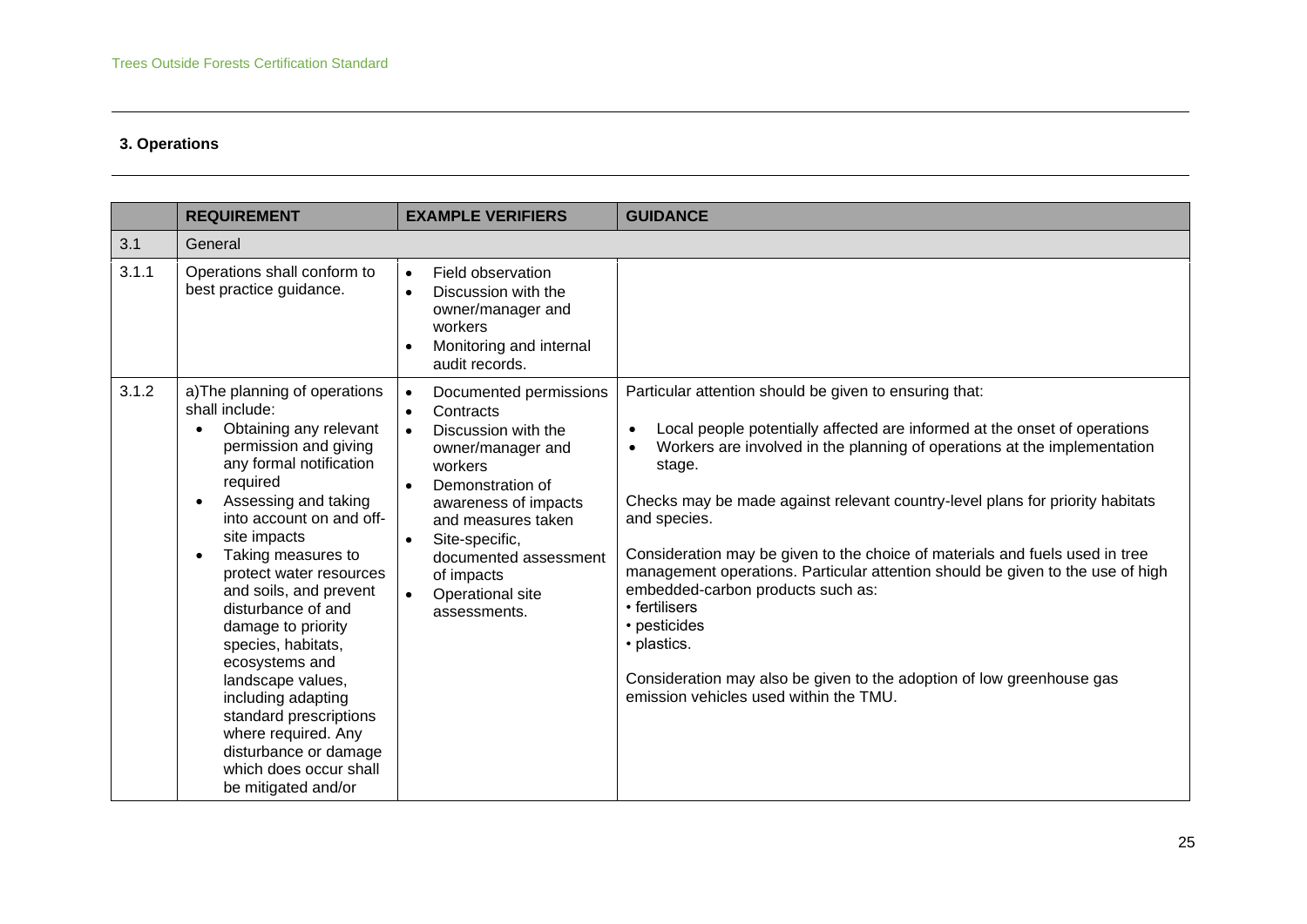## 3. Operations

| | REQUIREMENT | EXAMPLE VERIFIERS | GUIDANCE |
|---|---|---|---|
| 3.1 | General | | |
| 3.1.1 | Operations shall conform to best practice guidance. | • Field observation<br>• Discussion with the owner/manager and workers<br>• Monitoring and internal audit records. | |
| 3.1.2 | a)The planning of operations shall include:<br>• Obtaining any relevant permission and giving any formal notification required<br>• Assessing and taking into account on and off-site impacts<br>• Taking measures to protect water resources and soils, and prevent disturbance of and damage to priority species, habitats, ecosystems and landscape values, including adapting standard prescriptions where required. Any disturbance or damage which does occur shall be mitigated and/or | • Documented permissions<br>• Contracts<br>• Discussion with the owner/manager and workers<br>• Demonstration of awareness of impacts and measures taken<br>• Site-specific, documented assessment of impacts<br>• Operational site assessments. | Particular attention should be given to ensuring that:<br>• Local people potentially affected are informed at the onset of operations<br>• Workers are involved in the planning of operations at the implementation stage.<br><br>Checks may be made against relevant country-level plans for priority habitats and species.<br><br>Consideration may be given to the choice of materials and fuels used in tree management operations. Particular attention should be given to the use of high embedded-carbon products such as:<br>• fertilisers<br>• pesticides<br>• plastics.<br><br>Consideration may also be given to the adoption of low greenhouse gas emission vehicles used within the TMU. |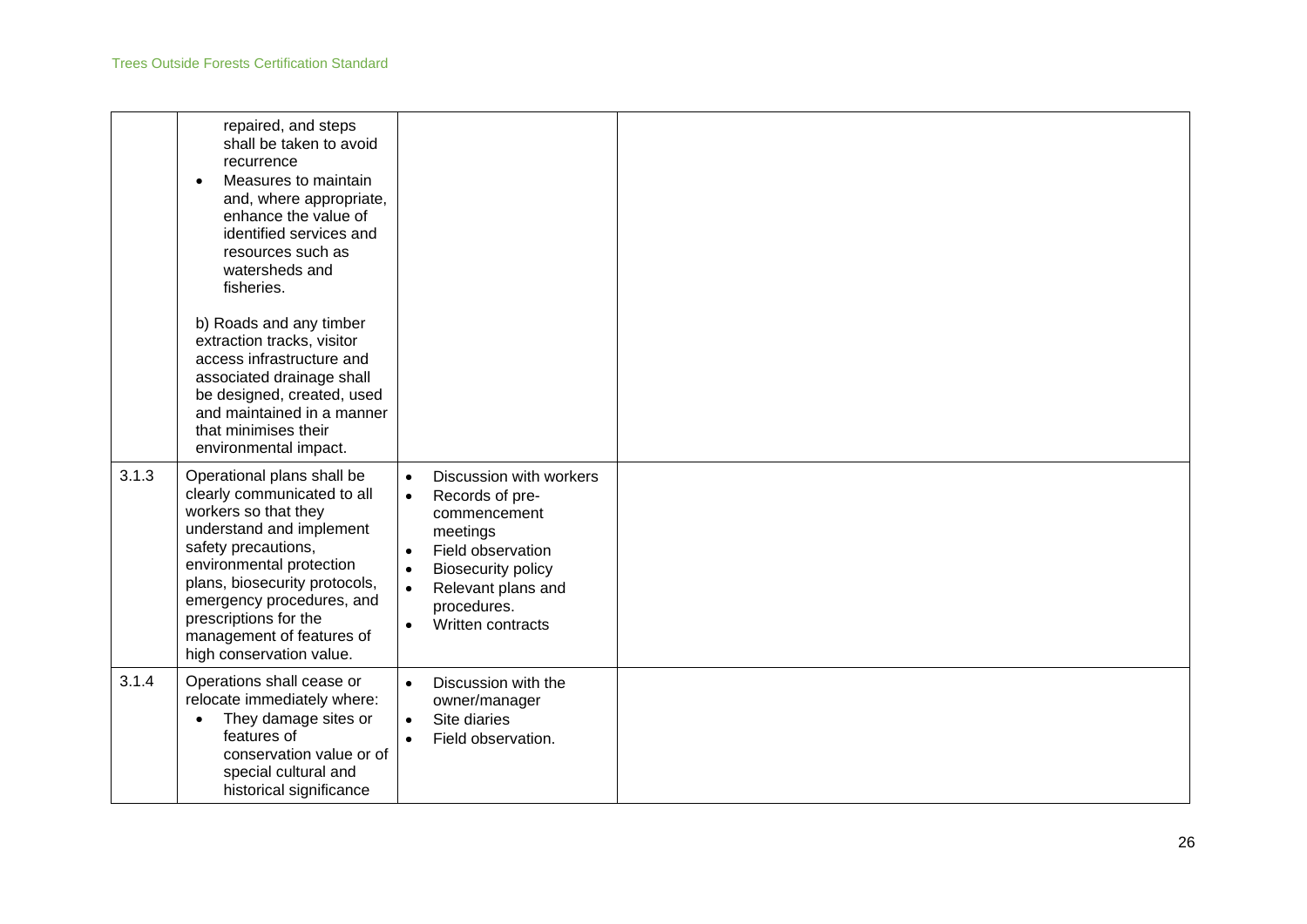| | | | |
|---|---|---|---|
| | repaired, and steps shall be taken to avoid recurrence<br>• Measures to maintain and, where appropriate, enhance the value of identified services and resources such as watersheds and fisheries.<br><br>b) Roads and any timber extraction tracks, visitor access infrastructure and associated drainage shall be designed, created, used and maintained in a manner that minimises their environmental impact. | | |
| 3.1.3 | Operational plans shall be clearly communicated to all workers so that they understand and implement safety precautions, environmental protection plans, biosecurity protocols, emergency procedures, and prescriptions for the management of features of high conservation value. | • Discussion with workers<br>• Records of pre-commencement meetings<br>• Field observation<br>• Biosecurity policy<br>• Relevant plans and procedures.<br>• Written contracts | |
| 3.1.4 | Operations shall cease or relocate immediately where:<br>• They damage sites or features of conservation value or of special cultural and historical significance | • Discussion with the owner/manager<br>• Site diaries<br>• Field observation. | |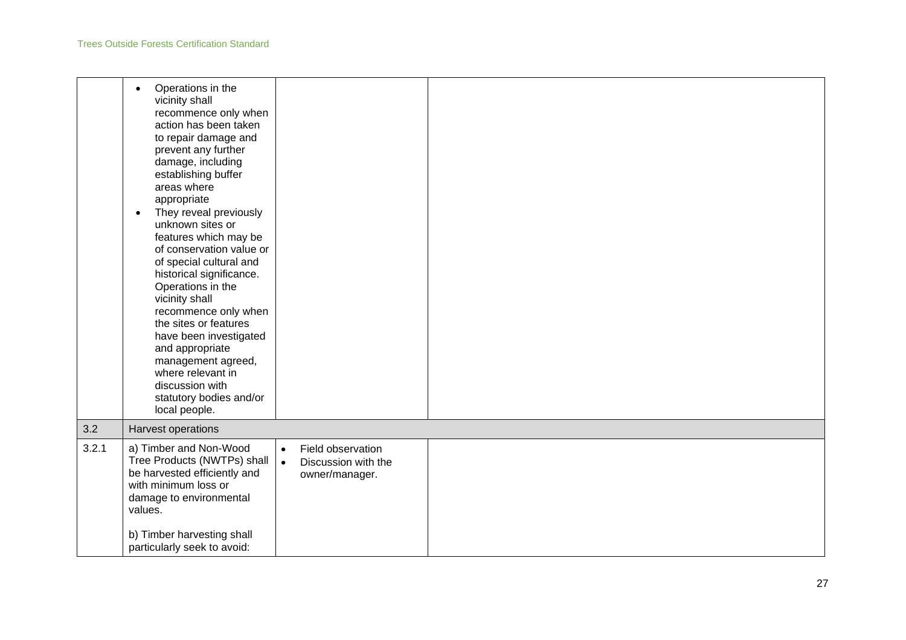| | | | |
|---|---|---|---|
| | • Operations in the vicinity shall recommence only when action has been taken to repair damage and prevent any further damage, including establishing buffer areas where appropriate<br>• They reveal previously unknown sites or features which may be of conservation value or of special cultural and historical significance. Operations in the vicinity shall recommence only when the sites or features have been investigated and appropriate management agreed, where relevant in discussion with statutory bodies and/or local people. | | |
| 3.2 | Harvest operations | | |
| 3.2.1 | a) Timber and Non-Wood Tree Products (NWTPs) shall be harvested efficiently and with minimum loss or damage to environmental values.<br><br>b) Timber harvesting shall particularly seek to avoid: | • Field observation<br>• Discussion with the owner/manager. | |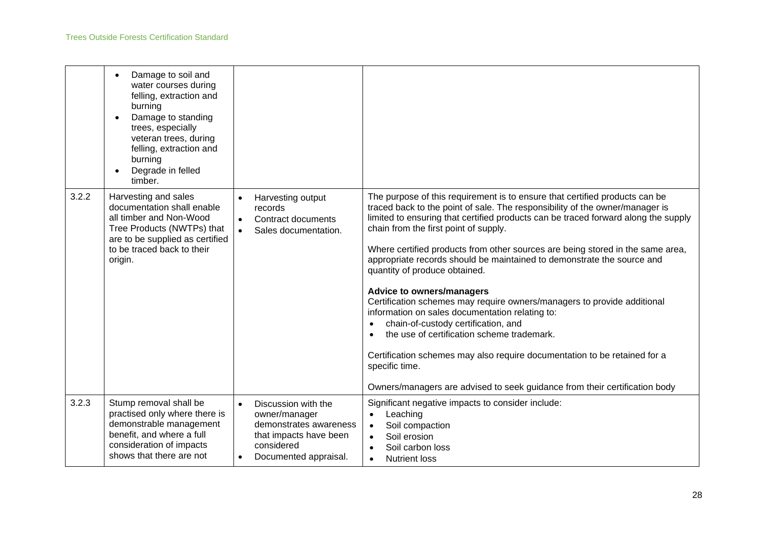| | | | |
|---|---|---|---|
| | <ul><li>Damage to soil and water courses during felling, extraction and burning</li><li>Damage to standing trees, especially veteran trees, during felling, extraction and burning</li><li>Degrade in felled timber.</li></ul> | | |
| 3.2.2 | Harvesting and sales documentation shall enable all timber and Non-Wood Tree Products (NWTPs) that are to be supplied as certified to be traced back to their origin. | <ul><li>Harvesting output records</li><li>Contract documents</li><li>Sales documentation.</li></ul> | The purpose of this requirement is to ensure that certified products can be traced back to the point of sale. The responsibility of the owner/manager is limited to ensuring that certified products can be traced forward along the supply chain from the first point of supply.<br><br>Where certified products from other sources are being stored in the same area, appropriate records should be maintained to demonstrate the source and quantity of produce obtained.<br><br>**Advice to owners/managers**<br>Certification schemes may require owners/managers to provide additional information on sales documentation relating to:<ul><li>chain-of-custody certification, and</li><li>the use of certification scheme trademark.</li></ul>Certification schemes may also require documentation to be retained for a specific time.<br><br>Owners/managers are advised to seek guidance from their certification body |
| 3.2.3 | Stump removal shall be practised only where there is demonstrable management benefit, and where a full consideration of impacts shows that there are not | <ul><li>Discussion with the owner/manager demonstrates awareness that impacts have been considered</li><li>Documented appraisal.</li></ul> | Significant negative impacts to consider include:<ul><li>Leaching</li><li>Soil compaction</li><li>Soil erosion</li><li>Soil carbon loss</li><li>Nutrient loss</li></ul> |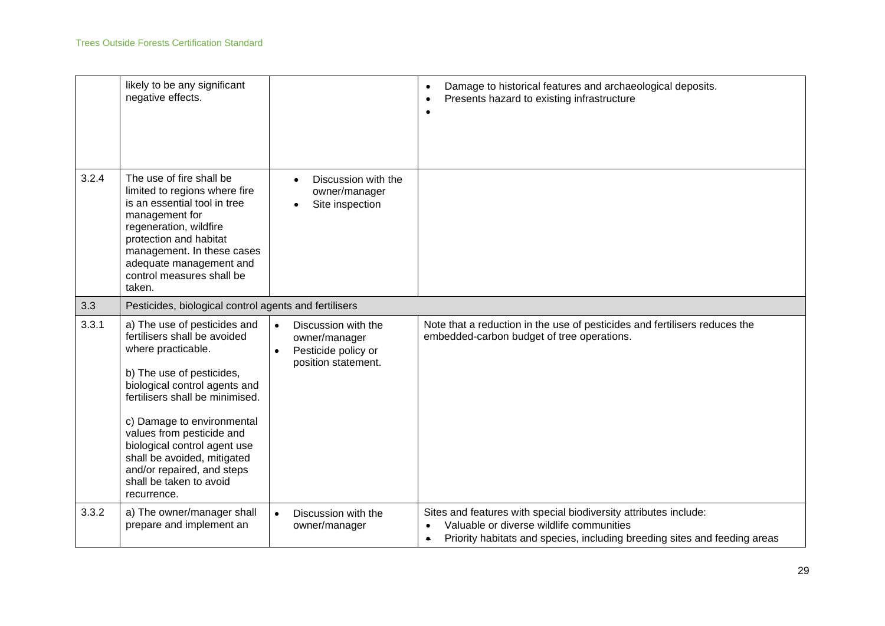| | | | |
|---|---|---|---|
| | likely to be any significant negative effects. | | • Damage to historical features and archaeological deposits.<br>• Presents hazard to existing infrastructure<br>• |
| 3.2.4 | The use of fire shall be limited to regions where fire is an essential tool in tree management for regeneration, wildfire protection and habitat management. In these cases adequate management and control measures shall be taken. | • Discussion with the owner/manager<br>• Site inspection | |
| 3.3 | Pesticides, biological control agents and fertilisers | | |
| 3.3.1 | a) The use of pesticides and fertilisers shall be avoided where practicable.<br><br>b) The use of pesticides, biological control agents and fertilisers shall be minimised.<br><br>c) Damage to environmental values from pesticide and biological control agent use shall be avoided, mitigated and/or repaired, and steps shall be taken to avoid recurrence. | • Discussion with the owner/manager<br>• Pesticide policy or position statement. | Note that a reduction in the use of pesticides and fertilisers reduces the embedded-carbon budget of tree operations. |
| 3.3.2 | a) The owner/manager shall prepare and implement an | • Discussion with the owner/manager | Sites and features with special biodiversity attributes include:<br>• Valuable or diverse wildlife communities<br>• Priority habitats and species, including breeding sites and feeding areas |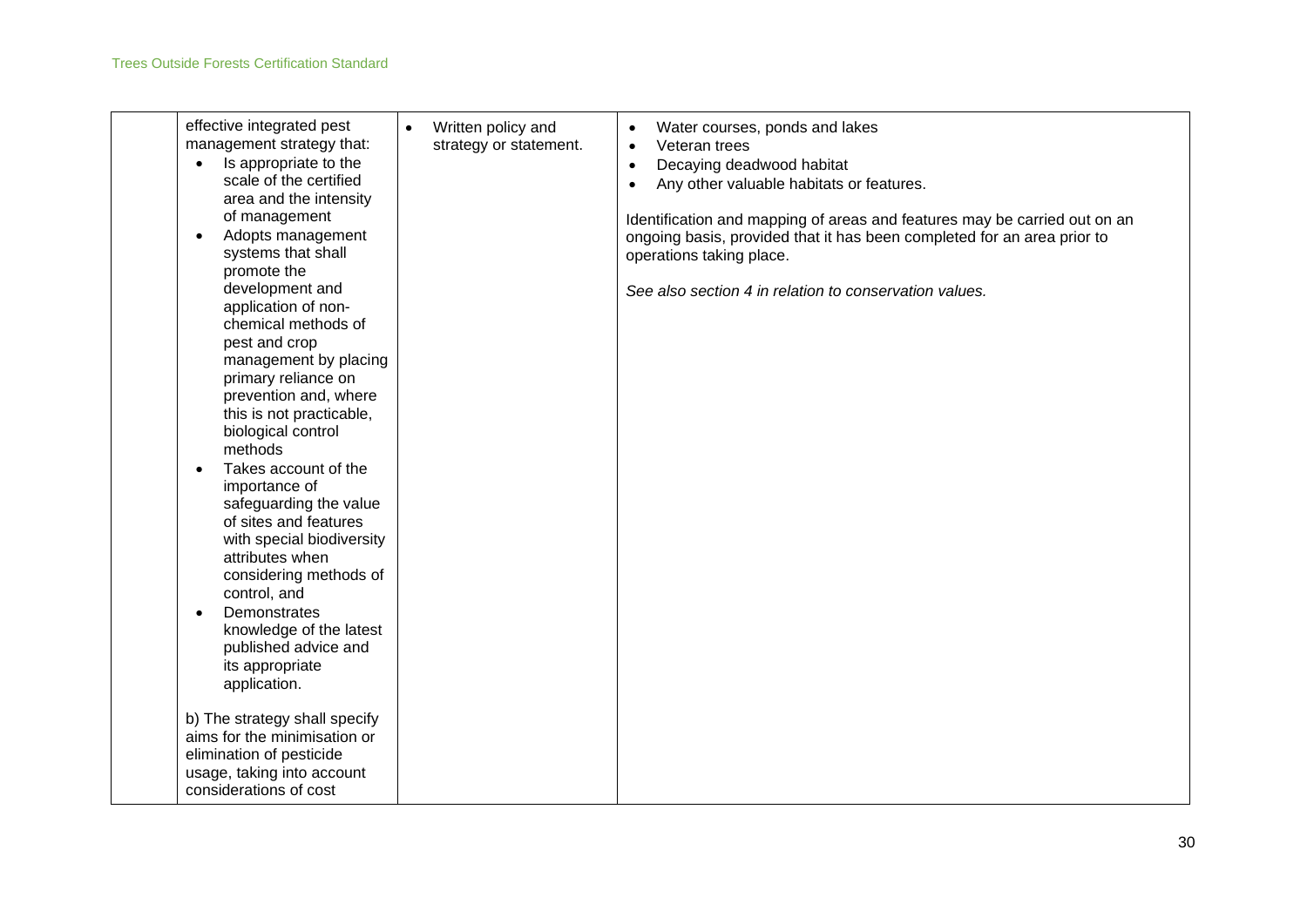| | | | |
|---|---|---|---|
| | effective integrated pest management strategy that:<br>• Is appropriate to the scale of the certified area and the intensity of management<br>• Adopts management systems that shall promote the development and application of non-chemical methods of pest and crop management by placing primary reliance on prevention and, where this is not practicable, biological control methods<br>• Takes account of the importance of safeguarding the value of sites and features with special biodiversity attributes when considering methods of control, and<br>• Demonstrates knowledge of the latest published advice and its appropriate application.<br><br>b) The strategy shall specify aims for the minimisation or elimination of pesticide usage, taking into account considerations of cost | • Written policy and strategy or statement. | • Water courses, ponds and lakes<br>• Veteran trees<br>• Decaying deadwood habitat<br>• Any other valuable habitats or features.<br><br>Identification and mapping of areas and features may be carried out on an ongoing basis, provided that it has been completed for an area prior to operations taking place.<br><br>*See also section 4 in relation to conservation values.* |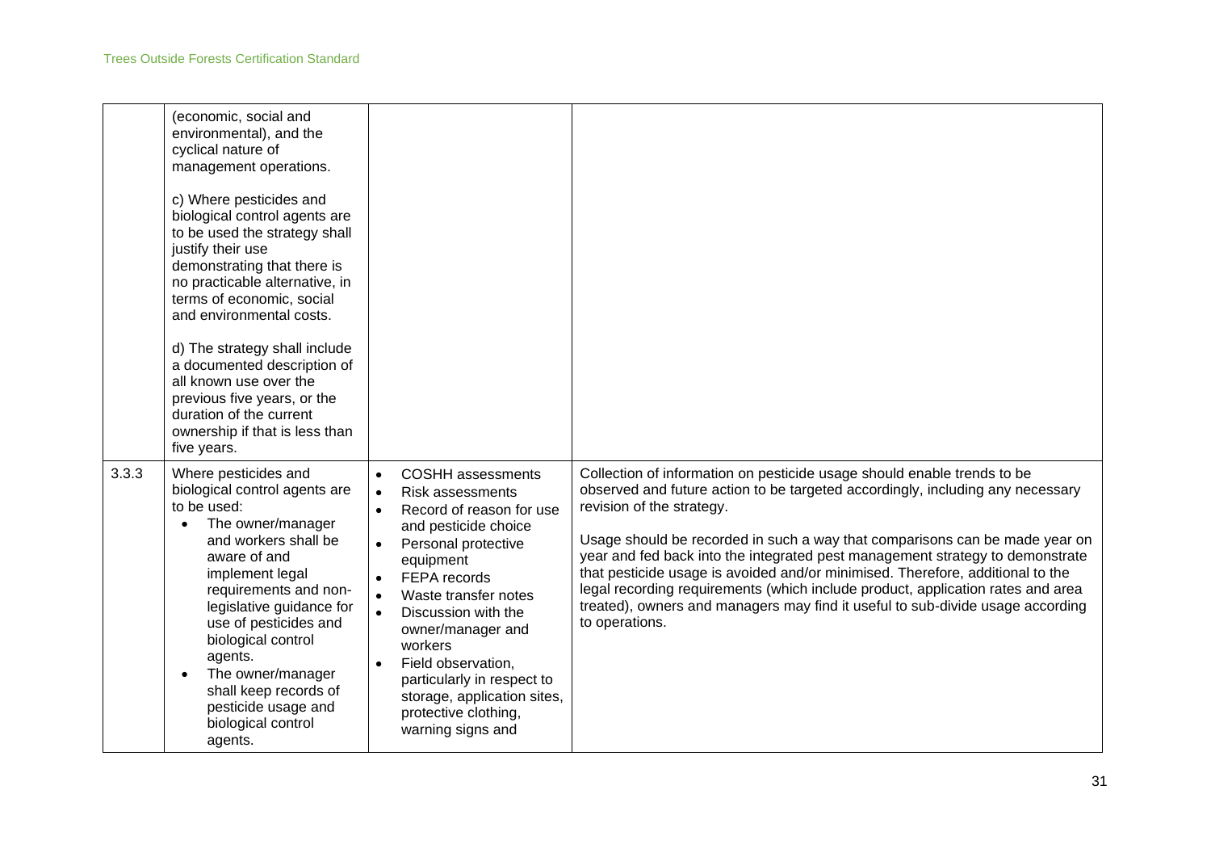| | | | |
|---|---|---|---|
| | (economic, social and environmental), and the cyclical nature of management operations.<br><br>c) Where pesticides and biological control agents are to be used the strategy shall justify their use demonstrating that there is no practicable alternative, in terms of economic, social and environmental costs.<br><br>d) The strategy shall include a documented description of all known use over the previous five years, or the duration of the current ownership if that is less than five years. | | |
| 3.3.3 | Where pesticides and biological control agents are to be used:<br>• The owner/manager and workers shall be aware of and implement legal requirements and non-legislative guidance for use of pesticides and biological control agents.<br>• The owner/manager shall keep records of pesticide usage and biological control agents. | • COSHH assessments<br>• Risk assessments<br>• Record of reason for use and pesticide choice<br>• Personal protective equipment<br>• FEPA records<br>• Waste transfer notes<br>• Discussion with the owner/manager and workers<br>• Field observation, particularly in respect to storage, application sites, protective clothing, warning signs and | Collection of information on pesticide usage should enable trends to be observed and future action to be targeted accordingly, including any necessary revision of the strategy.<br><br>Usage should be recorded in such a way that comparisons can be made year on year and fed back into the integrated pest management strategy to demonstrate that pesticide usage is avoided and/or minimised. Therefore, additional to the legal recording requirements (which include product, application rates and area treated), owners and managers may find it useful to sub-divide usage according to operations. |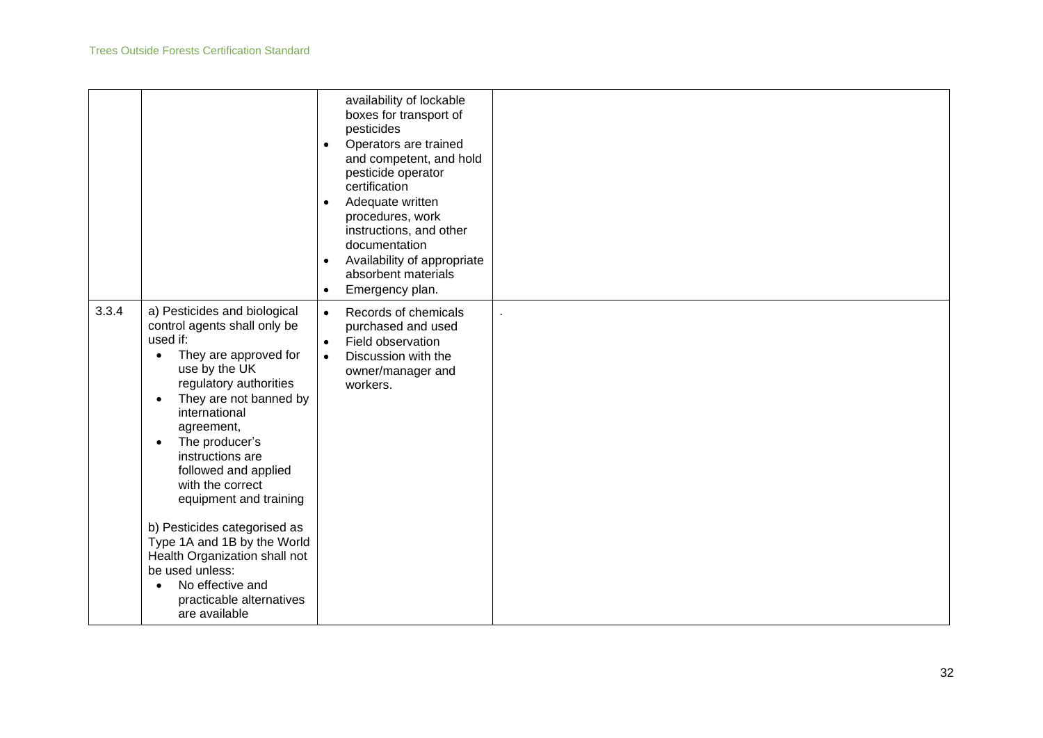| | | | |
|---|---|---|---|
| | | availability of lockable boxes for transport of pesticides<br>• Operators are trained and competent, and hold pesticide operator certification<br>• Adequate written procedures, work instructions, and other documentation<br>• Availability of appropriate absorbent materials<br>• Emergency plan. | |
| 3.3.4 | a) Pesticides and biological control agents shall only be used if:<br>• They are approved for use by the UK regulatory authorities<br>• They are not banned by international agreement,<br>• The producer's instructions are followed and applied with the correct equipment and training<br><br>b) Pesticides categorised as Type 1A and 1B by the World Health Organization shall not be used unless:<br>• No effective and practicable alternatives are available | • Records of chemicals purchased and used<br>• Field observation<br>• Discussion with the owner/manager and workers. | . |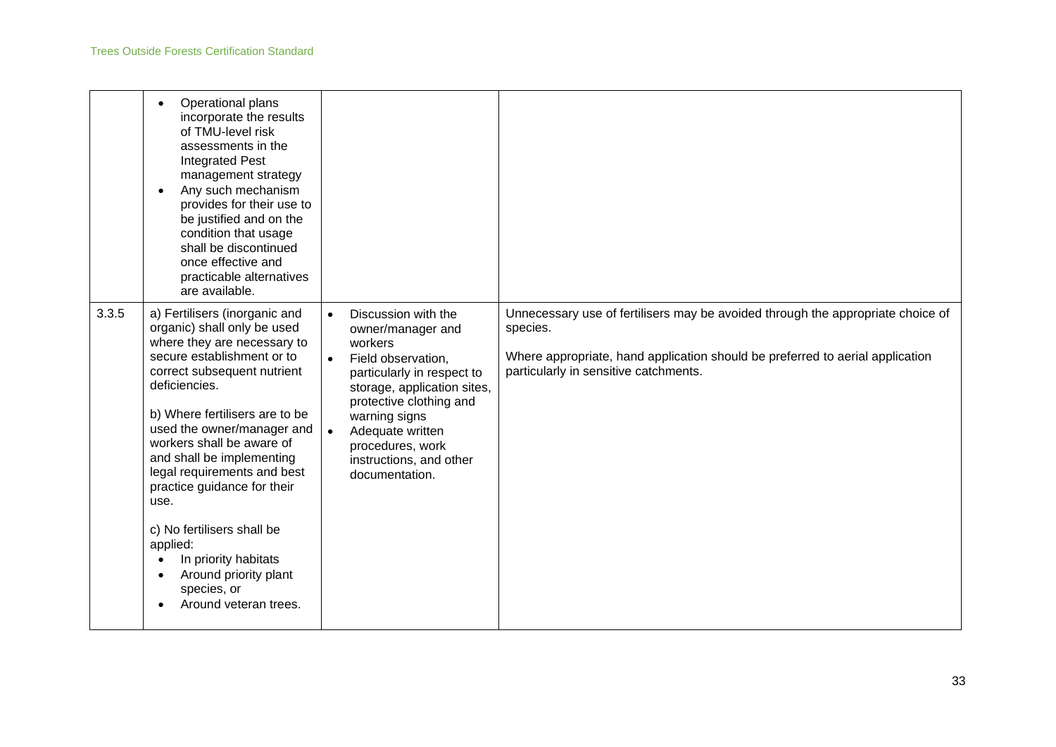| | | | |
|---|---|---|---|
| | • Operational plans incorporate the results of TMU-level risk assessments in the Integrated Pest management strategy<br>• Any such mechanism provides for their use to be justified and on the condition that usage shall be discontinued once effective and practicable alternatives are available. | | |
| 3.3.5 | a) Fertilisers (inorganic and organic) shall only be used where they are necessary to secure establishment or to correct subsequent nutrient deficiencies.<br><br>b) Where fertilisers are to be used the owner/manager and workers shall be aware of and shall be implementing legal requirements and best practice guidance for their use.<br><br>c) No fertilisers shall be applied:<br>• In priority habitats<br>• Around priority plant species, or<br>• Around veteran trees. | • Discussion with the owner/manager and workers<br>• Field observation, particularly in respect to storage, application sites, protective clothing and warning signs<br>• Adequate written procedures, work instructions, and other documentation. | Unnecessary use of fertilisers may be avoided through the appropriate choice of species.<br><br>Where appropriate, hand application should be preferred to aerial application particularly in sensitive catchments. |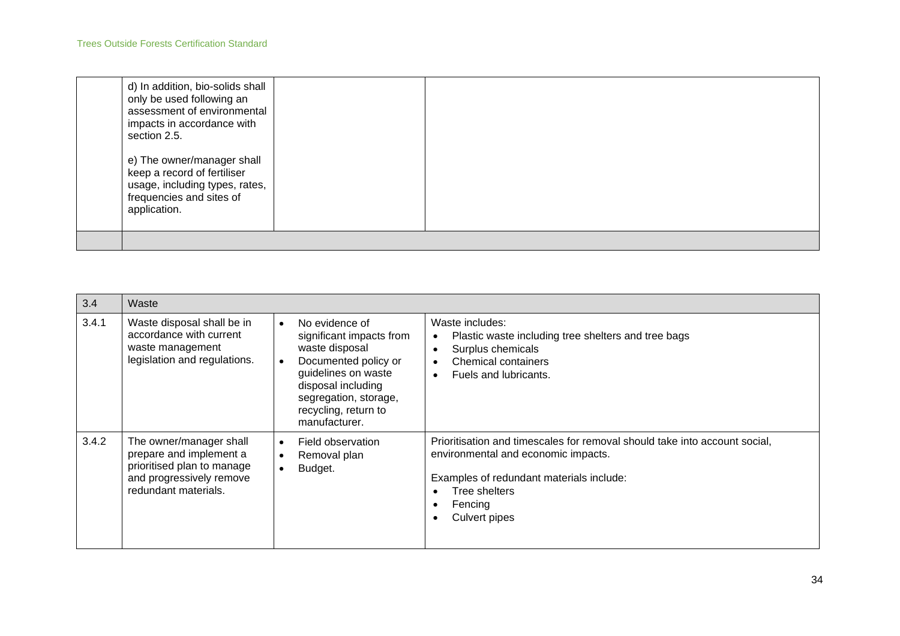| | | | |
|---|---|---|---|
| | d) In addition, bio-solids shall only be used following an assessment of environmental impacts in accordance with section 2.5.<br><br>e) The owner/manager shall keep a record of fertiliser usage, including types, rates, frequencies and sites of application. | | |
| | | | |

| 3.4 | Waste | | |
|---|---|---|---|
| 3.4.1 | Waste disposal shall be in accordance with current waste management legislation and regulations. | • No evidence of significant impacts from waste disposal<br>• Documented policy or guidelines on waste disposal including segregation, storage, recycling, return to manufacturer. | Waste includes:<br>• Plastic waste including tree shelters and tree bags<br>• Surplus chemicals<br>• Chemical containers<br>• Fuels and lubricants. |
| 3.4.2 | The owner/manager shall prepare and implement a prioritised plan to manage and progressively remove redundant materials. | • Field observation<br>• Removal plan<br>• Budget. | Prioritisation and timescales for removal should take into account social, environmental and economic impacts.<br><br>Examples of redundant materials include:<br>• Tree shelters<br>• Fencing<br>• Culvert pipes |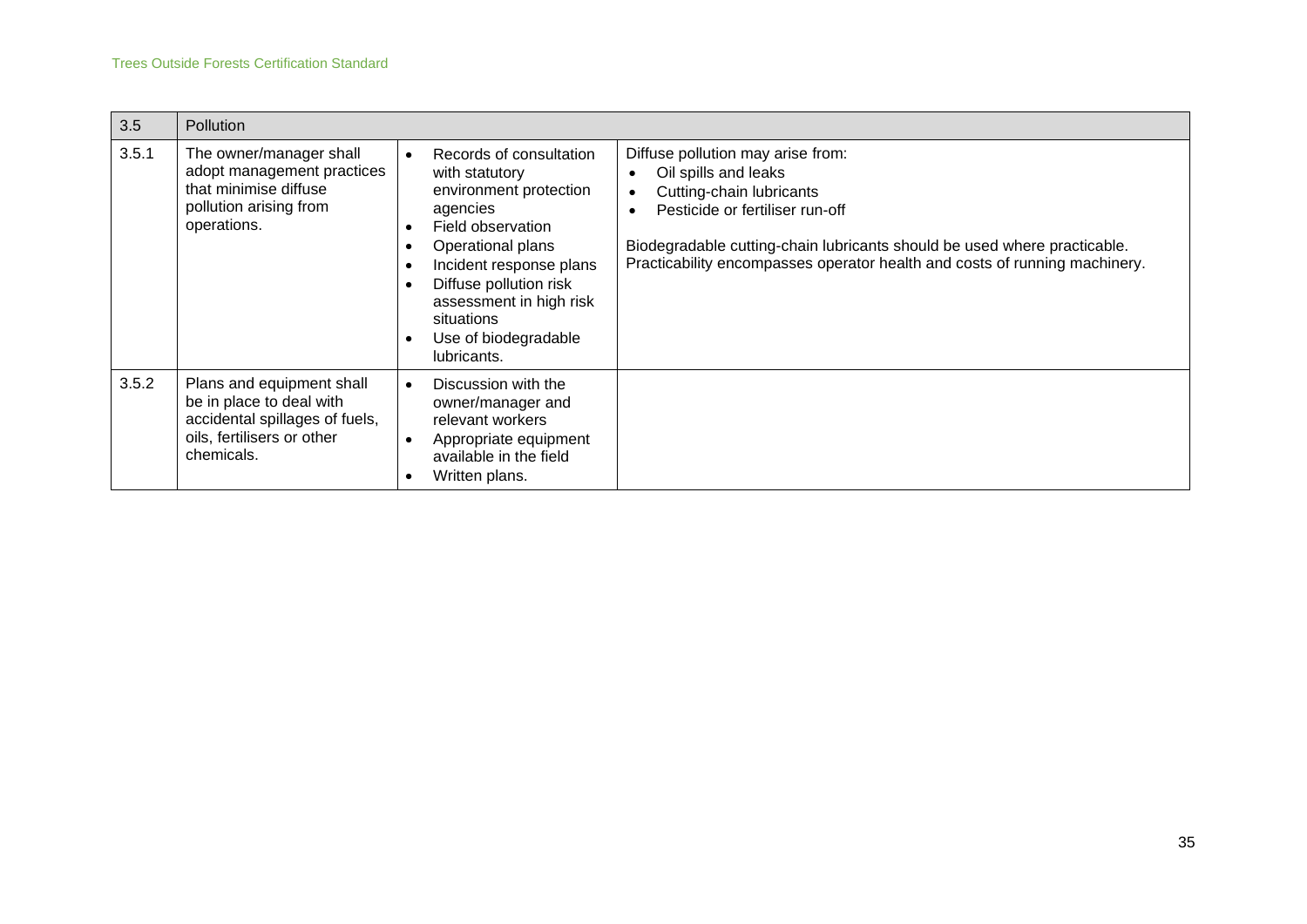| 3.5 | Pollution | | |
|---|---|---|---|
| 3.5.1 | The owner/manager shall adopt management practices that minimise diffuse pollution arising from operations. | • Records of consultation with statutory environment protection agencies<br>• Field observation<br>• Operational plans<br>• Incident response plans<br>• Diffuse pollution risk assessment in high risk situations<br>• Use of biodegradable lubricants. | Diffuse pollution may arise from:<br>• Oil spills and leaks<br>• Cutting-chain lubricants<br>• Pesticide or fertiliser run-off<br><br>Biodegradable cutting-chain lubricants should be used where practicable. Practicability encompasses operator health and costs of running machinery. |
| 3.5.2 | Plans and equipment shall be in place to deal with accidental spillages of fuels, oils, fertilisers or other chemicals. | • Discussion with the owner/manager and relevant workers<br>• Appropriate equipment available in the field<br>• Written plans. | |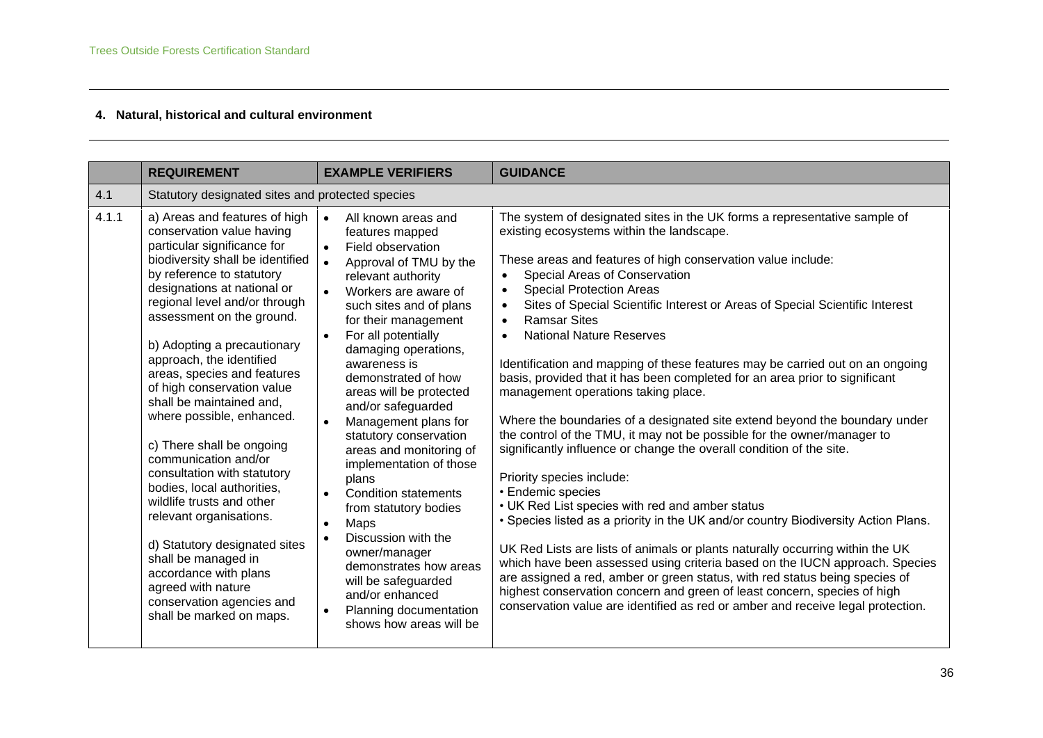## 4. Natural, historical and cultural environment

| | REQUIREMENT | EXAMPLE VERIFIERS | GUIDANCE |
|---|---|---|---|
| 4.1 | Statutory designated sites and protected species | | |
| 4.1.1 | a) Areas and features of high conservation value having particular significance for biodiversity shall be identified by reference to statutory designations at national or regional level and/or through assessment on the ground.<br><br>b) Adopting a precautionary approach, the identified areas, species and features of high conservation value shall be maintained and, where possible, enhanced.<br><br>c) There shall be ongoing communication and/or consultation with statutory bodies, local authorities, wildlife trusts and other relevant organisations.<br><br>d) Statutory designated sites shall be managed in accordance with plans agreed with nature conservation agencies and shall be marked on maps. | • All known areas and features mapped<br>• Field observation<br>• Approval of TMU by the relevant authority<br>• Workers are aware of such sites and of plans for their management<br>• For all potentially damaging operations, awareness is demonstrated of how areas will be protected and/or safeguarded<br>• Management plans for statutory conservation areas and monitoring of implementation of those plans<br>• Condition statements from statutory bodies<br>• Maps<br>• Discussion with the owner/manager demonstrates how areas will be safeguarded and/or enhanced<br>• Planning documentation shows how areas will be | The system of designated sites in the UK forms a representative sample of existing ecosystems within the landscape.<br><br>These areas and features of high conservation value include:<br>• Special Areas of Conservation<br>• Special Protection Areas<br>• Sites of Special Scientific Interest or Areas of Special Scientific Interest<br>• Ramsar Sites<br>• National Nature Reserves<br><br>Identification and mapping of these features may be carried out on an ongoing basis, provided that it has been completed for an area prior to significant management operations taking place.<br><br>Where the boundaries of a designated site extend beyond the boundary under the control of the TMU, it may not be possible for the owner/manager to significantly influence or change the overall condition of the site.<br><br>Priority species include:<br>• Endemic species<br>• UK Red List species with red and amber status<br>• Species listed as a priority in the UK and/or country Biodiversity Action Plans.<br><br>UK Red Lists are lists of animals or plants naturally occurring within the UK which have been assessed using criteria based on the IUCN approach. Species are assigned a red, amber or green status, with red status being species of highest conservation concern and green of least concern, species of high conservation value are identified as red or amber and receive legal protection. |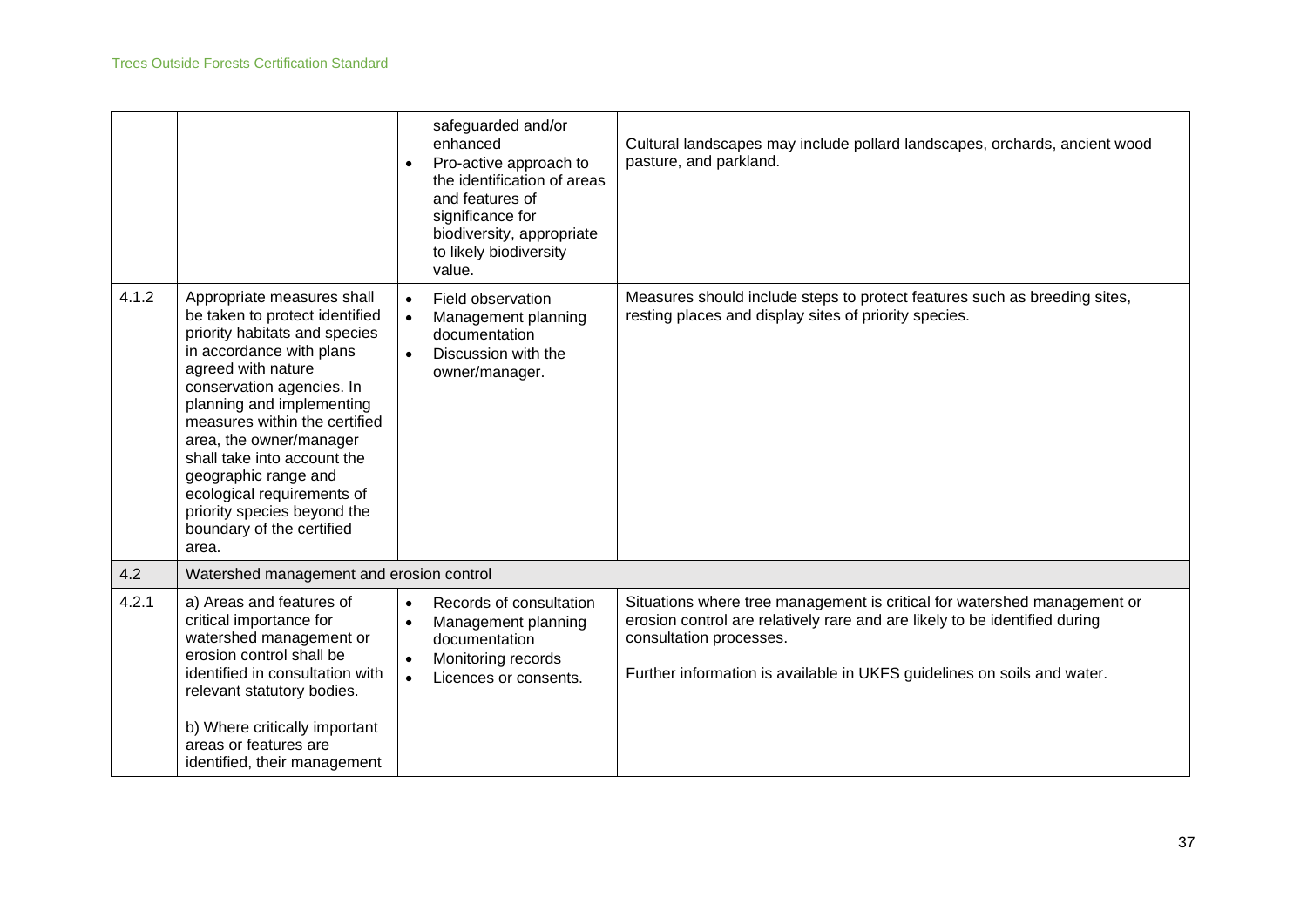| | | | |
|---|---|---|---|
| | | safeguarded and/or enhanced<br>• Pro-active approach to the identification of areas and features of significance for biodiversity, appropriate to likely biodiversity value. | Cultural landscapes may include pollard landscapes, orchards, ancient wood pasture, and parkland. |
| 4.1.2 | Appropriate measures shall be taken to protect identified priority habitats and species in accordance with plans agreed with nature conservation agencies. In planning and implementing measures within the certified area, the owner/manager shall take into account the geographic range and ecological requirements of priority species beyond the boundary of the certified area. | • Field observation<br>• Management planning documentation<br>• Discussion with the owner/manager. | Measures should include steps to protect features such as breeding sites, resting places and display sites of priority species. |
| 4.2 | Watershed management and erosion control | | |
| 4.2.1 | a) Areas and features of critical importance for watershed management or erosion control shall be identified in consultation with relevant statutory bodies.<br><br>b) Where critically important areas or features are identified, their management | • Records of consultation<br>• Management planning documentation<br>• Monitoring records<br>• Licences or consents. | Situations where tree management is critical for watershed management or erosion control are relatively rare and are likely to be identified during consultation processes.<br><br>Further information is available in UKFS guidelines on soils and water. |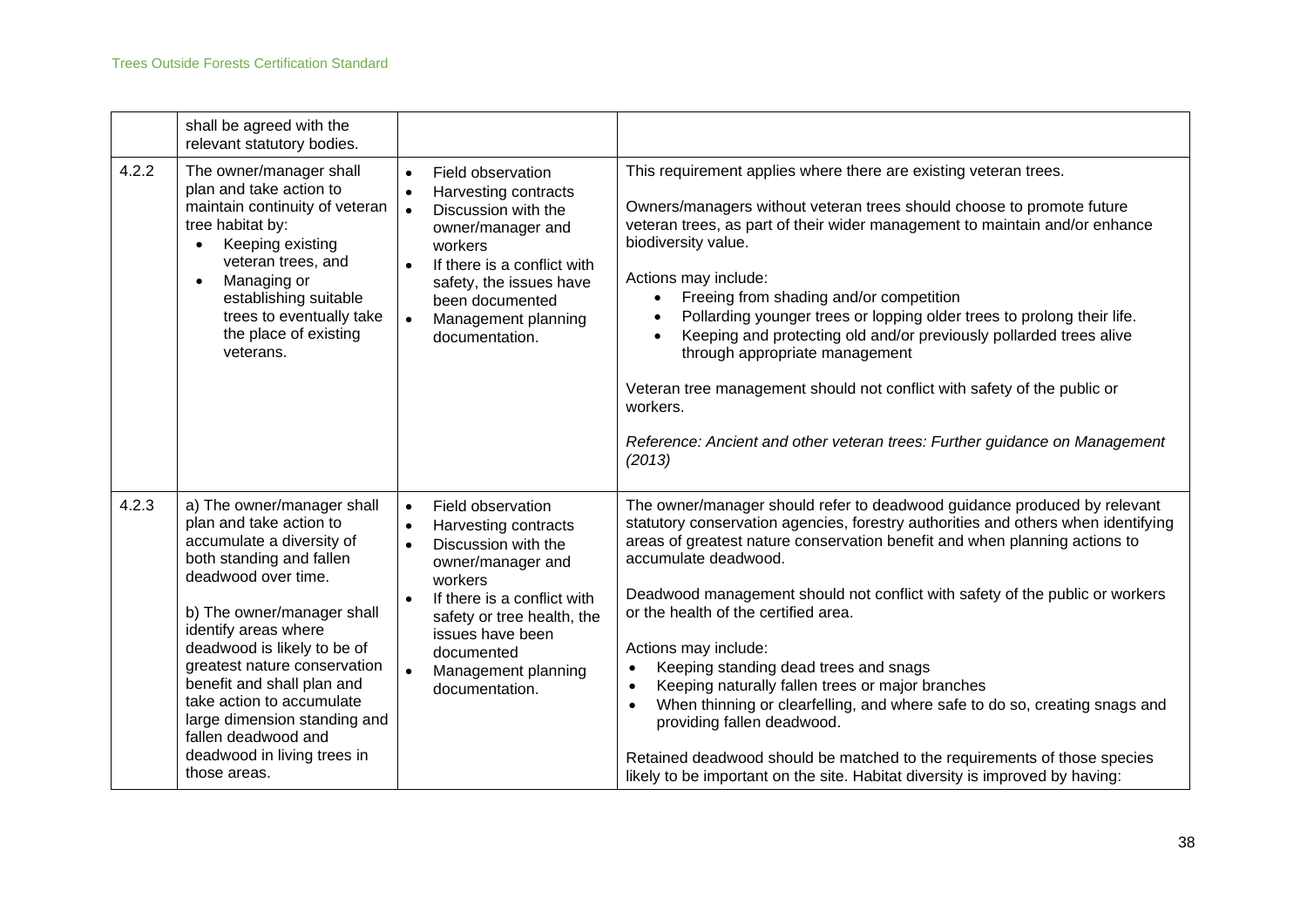| | | | |
|---|---|---|---|
| | shall be agreed with the relevant statutory bodies. | | |
| 4.2.2 | The owner/manager shall plan and take action to maintain continuity of veteran tree habitat by:<br>• Keeping existing veteran trees, and<br>• Managing or establishing suitable trees to eventually take the place of existing veterans. | • Field observation<br>• Harvesting contracts<br>• Discussion with the owner/manager and workers<br>• If there is a conflict with safety, the issues have been documented<br>• Management planning documentation. | This requirement applies where there are existing veteran trees.<br><br>Owners/managers without veteran trees should choose to promote future veteran trees, as part of their wider management to maintain and/or enhance biodiversity value.<br><br>Actions may include:<br>• Freeing from shading and/or competition<br>• Pollarding younger trees or lopping older trees to prolong their life.<br>• Keeping and protecting old and/or previously pollarded trees alive through appropriate management<br><br>Veteran tree management should not conflict with safety of the public or workers.<br><br>*Reference: Ancient and other veteran trees: Further guidance on Management (2013)* |
| 4.2.3 | a) The owner/manager shall plan and take action to accumulate a diversity of both standing and fallen deadwood over time.<br><br>b) The owner/manager shall identify areas where deadwood is likely to be of greatest nature conservation benefit and shall plan and take action to accumulate large dimension standing and fallen deadwood and deadwood in living trees in those areas. | • Field observation<br>• Harvesting contracts<br>• Discussion with the owner/manager and workers<br>• If there is a conflict with safety or tree health, the issues have been documented<br>• Management planning documentation. | The owner/manager should refer to deadwood guidance produced by relevant statutory conservation agencies, forestry authorities and others when identifying areas of greatest nature conservation benefit and when planning actions to accumulate deadwood.<br><br>Deadwood management should not conflict with safety of the public or workers or the health of the certified area.<br><br>Actions may include:<br>• Keeping standing dead trees and snags<br>• Keeping naturally fallen trees or major branches<br>• When thinning or clearfelling, and where safe to do so, creating snags and providing fallen deadwood.<br><br>Retained deadwood should be matched to the requirements of those species likely to be important on the site. Habitat diversity is improved by having: |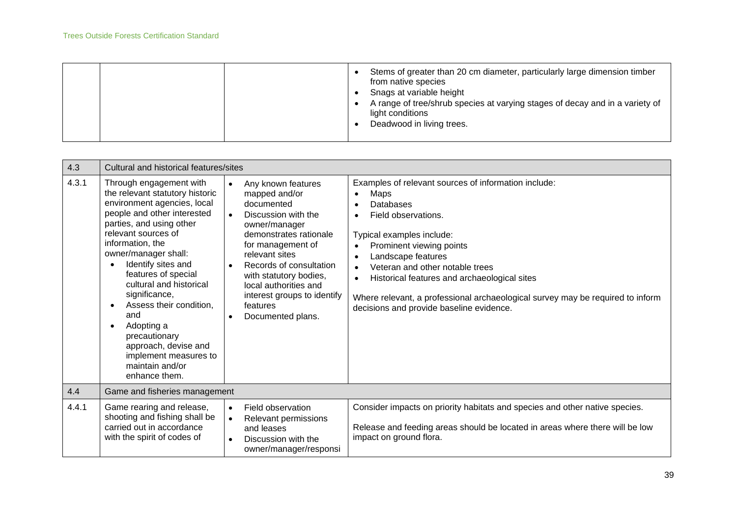| | | | |
|---|---|---|---|
| | | | • Stems of greater than 20 cm diameter, particularly large dimension timber from native species<br>• Snags at variable height<br>• A range of tree/shrub species at varying stages of decay and in a variety of light conditions<br>• Deadwood in living trees. |

| 4.3 | Cultural and historical features/sites | | |
|---|---|---|---|
| 4.3.1 | Through engagement with the relevant statutory historic environment agencies, local people and other interested parties, and using other relevant sources of information, the owner/manager shall:<br>• Identify sites and features of special cultural and historical significance,<br>• Assess their condition, and<br>• Adopting a precautionary approach, devise and implement measures to maintain and/or enhance them. | • Any known features mapped and/or documented<br>• Discussion with the owner/manager demonstrates rationale for management of relevant sites<br>• Records of consultation with statutory bodies, local authorities and interest groups to identify features<br>• Documented plans. | Examples of relevant sources of information include:<br>• Maps<br>• Databases<br>• Field observations.<br><br>Typical examples include:<br>• Prominent viewing points<br>• Landscape features<br>• Veteran and other notable trees<br>• Historical features and archaeological sites<br><br>Where relevant, a professional archaeological survey may be required to inform decisions and provide baseline evidence. |
| 4.4 | Game and fisheries management | | |
| 4.4.1 | Game rearing and release, shooting and fishing shall be carried out in accordance with the spirit of codes of | • Field observation<br>• Relevant permissions and leases<br>• Discussion with the owner/manager/responsi | Consider impacts on priority habitats and species and other native species.<br><br>Release and feeding areas should be located in areas where there will be low impact on ground flora. |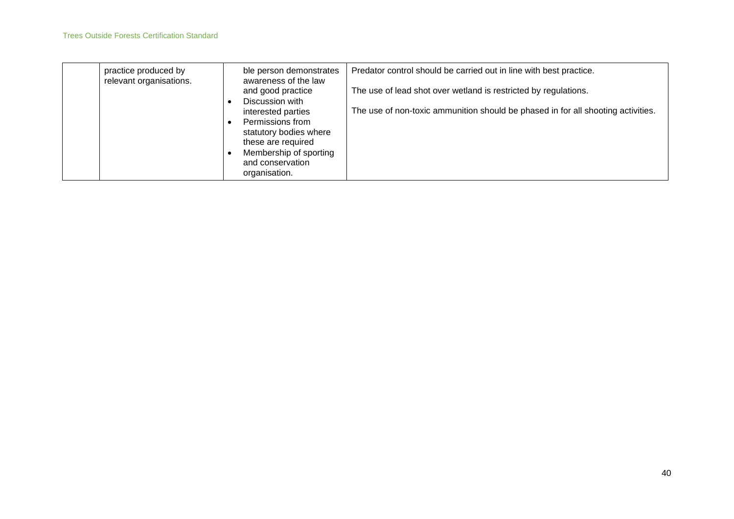|  |  |  |  |
|---|---|---|---|
|  | practice produced by relevant organisations. | ble person demonstrates awareness of the law and good practice<br>• Discussion with interested parties<br>• Permissions from statutory bodies where these are required<br>• Membership of sporting and conservation organisation. | Predator control should be carried out in line with best practice.<br><br>The use of lead shot over wetland is restricted by regulations.<br><br>The use of non-toxic ammunition should be phased in for all shooting activities. |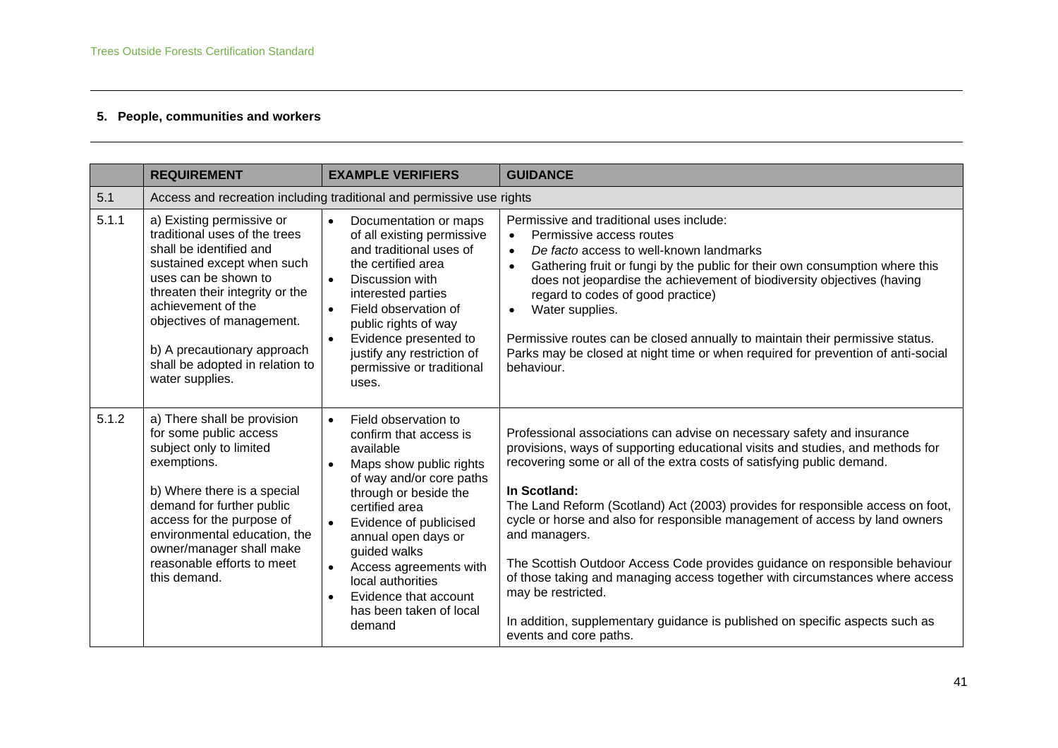## 5. People, communities and workers

| | REQUIREMENT | EXAMPLE VERIFIERS | GUIDANCE |
|---|---|---|---|
| 5.1 | Access and recreation including traditional and permissive use rights | | |
| 5.1.1 | a) Existing permissive or traditional uses of the trees shall be identified and sustained except when such uses can be shown to threaten their integrity or the achievement of the objectives of management.<br><br>b) A precautionary approach shall be adopted in relation to water supplies. | • Documentation or maps of all existing permissive and traditional uses of the certified area<br>• Discussion with interested parties<br>• Field observation of public rights of way<br>• Evidence presented to justify any restriction of permissive or traditional uses. | Permissive and traditional uses include:<br>• Permissive access routes<br>• *De facto* access to well-known landmarks<br>• Gathering fruit or fungi by the public for their own consumption where this does not jeopardise the achievement of biodiversity objectives (having regard to codes of good practice)<br>• Water supplies.<br><br>Permissive routes can be closed annually to maintain their permissive status. Parks may be closed at night time or when required for prevention of anti-social behaviour. |
| 5.1.2 | a) There shall be provision for some public access subject only to limited exemptions.<br><br>b) Where there is a special demand for further public access for the purpose of environmental education, the owner/manager shall make reasonable efforts to meet this demand. | • Field observation to confirm that access is available<br>• Maps show public rights of way and/or core paths through or beside the certified area<br>• Evidence of publicised annual open days or guided walks<br>• Access agreements with local authorities<br>• Evidence that account has been taken of local demand | Professional associations can advise on necessary safety and insurance provisions, ways of supporting educational visits and studies, and methods for recovering some or all of the extra costs of satisfying public demand.<br><br>**In Scotland:**<br>The Land Reform (Scotland) Act (2003) provides for responsible access on foot, cycle or horse and also for responsible management of access by land owners and managers.<br><br>The Scottish Outdoor Access Code provides guidance on responsible behaviour of those taking and managing access together with circumstances where access may be restricted.<br><br>In addition, supplementary guidance is published on specific aspects such as events and core paths. |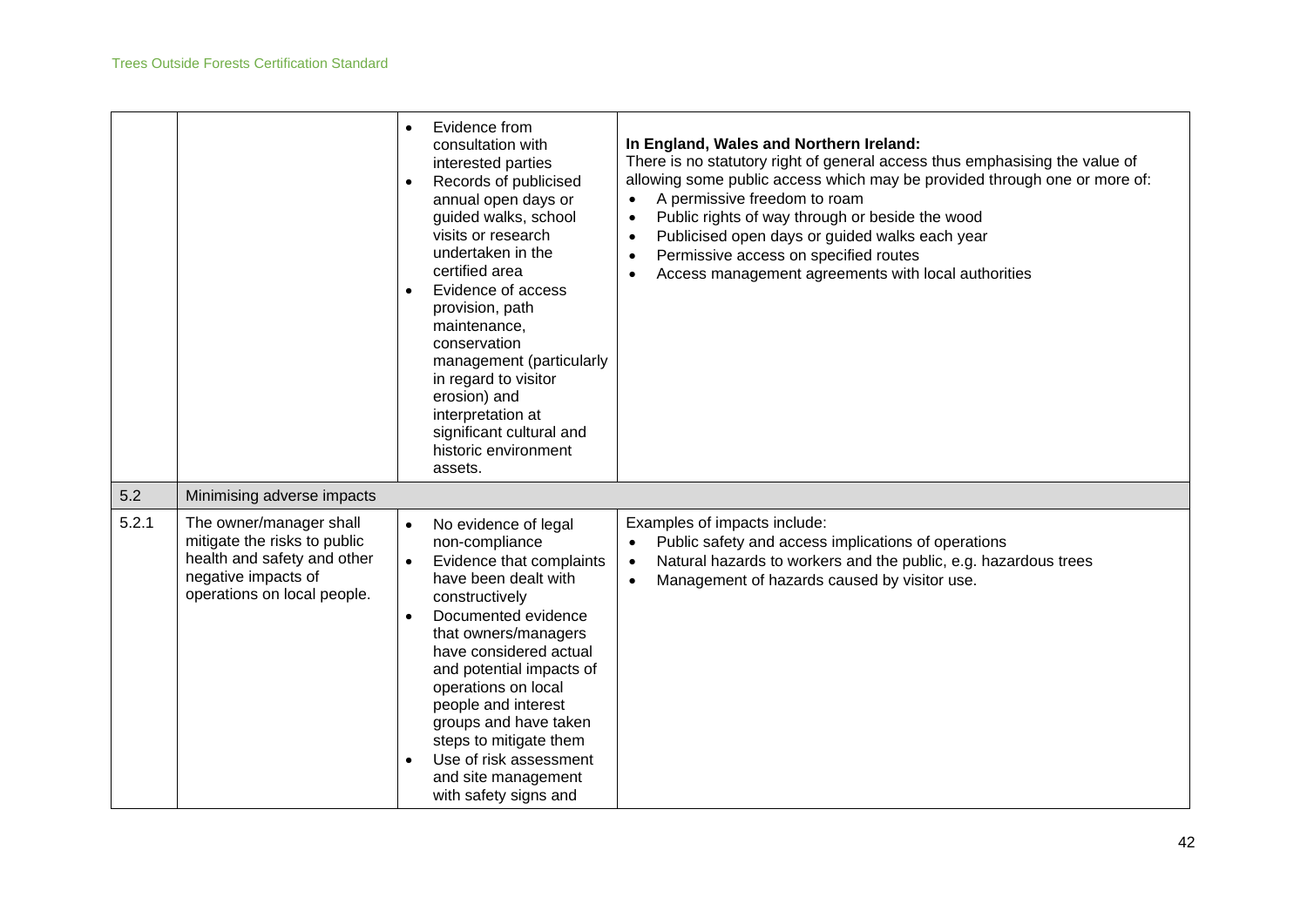| | | | |
|---|---|---|---|
| | | • Evidence from consultation with interested parties<br>• Records of publicised annual open days or guided walks, school visits or research undertaken in the certified area<br>• Evidence of access provision, path maintenance, conservation management (particularly in regard to visitor erosion) and interpretation at significant cultural and historic environment assets. | **In England, Wales and Northern Ireland:**<br>There is no statutory right of general access thus emphasising the value of allowing some public access which may be provided through one or more of:<br>• A permissive freedom to roam<br>• Public rights of way through or beside the wood<br>• Publicised open days or guided walks each year<br>• Permissive access on specified routes<br>• Access management agreements with local authorities |
| 5.2 | Minimising adverse impacts | | |
| 5.2.1 | The owner/manager shall mitigate the risks to public health and safety and other negative impacts of operations on local people. | • No evidence of legal non-compliance<br>• Evidence that complaints have been dealt with constructively<br>• Documented evidence that owners/managers have considered actual and potential impacts of operations on local people and interest groups and have taken steps to mitigate them<br>• Use of risk assessment and site management with safety signs and | Examples of impacts include:<br>• Public safety and access implications of operations<br>• Natural hazards to workers and the public, e.g. hazardous trees<br>• Management of hazards caused by visitor use. |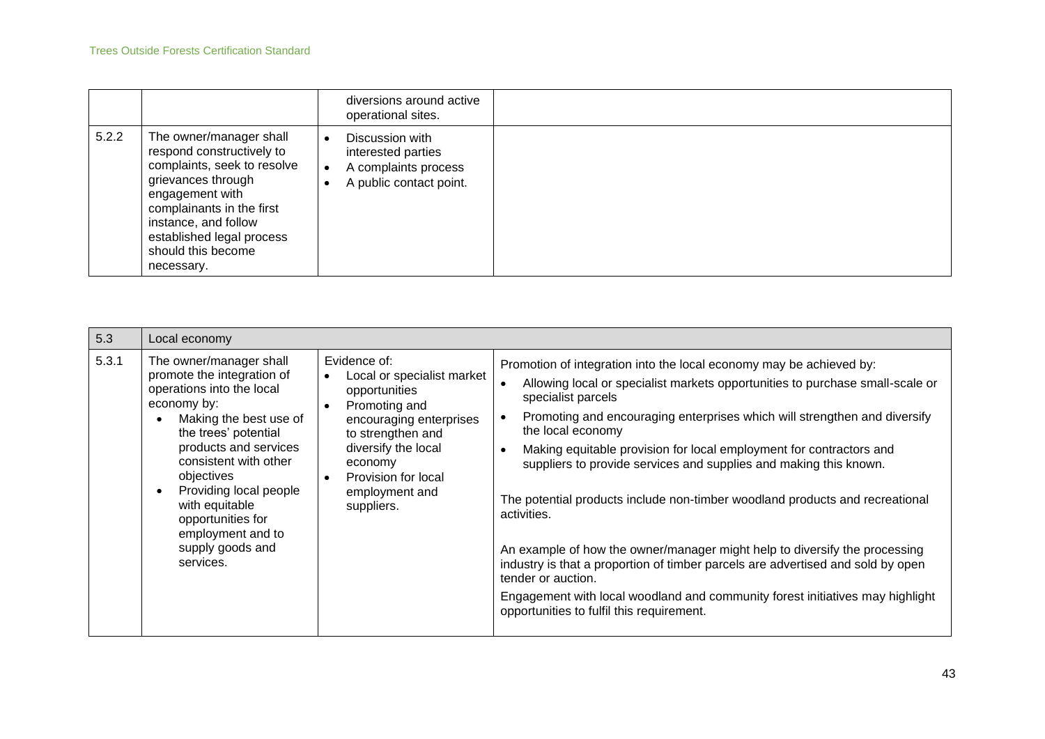| | | | |
|---|---|---|---|
| | | diversions around active operational sites. | |
| 5.2.2 | The owner/manager shall respond constructively to complaints, seek to resolve grievances through engagement with complainants in the first instance, and follow established legal process should this become necessary. | • Discussion with interested parties<br>• A complaints process<br>• A public contact point. | |

| 5.3 | Local economy | | |
|---|---|---|---|
| 5.3.1 | The owner/manager shall promote the integration of operations into the local economy by:<br>• Making the best use of the trees' potential products and services consistent with other objectives<br>• Providing local people with equitable opportunities for employment and to supply goods and services. | Evidence of:<br>• Local or specialist market opportunities<br>• Promoting and encouraging enterprises to strengthen and diversify the local economy<br>• Provision for local employment and suppliers. | Promotion of integration into the local economy may be achieved by:<br>• Allowing local or specialist markets opportunities to purchase small-scale or specialist parcels<br>• Promoting and encouraging enterprises which will strengthen and diversify the local economy<br>• Making equitable provision for local employment for contractors and suppliers to provide services and supplies and making this known.<br><br>The potential products include non-timber woodland products and recreational activities.<br><br>An example of how the owner/manager might help to diversify the processing industry is that a proportion of timber parcels are advertised and sold by open tender or auction.<br><br>Engagement with local woodland and community forest initiatives may highlight opportunities to fulfil this requirement. |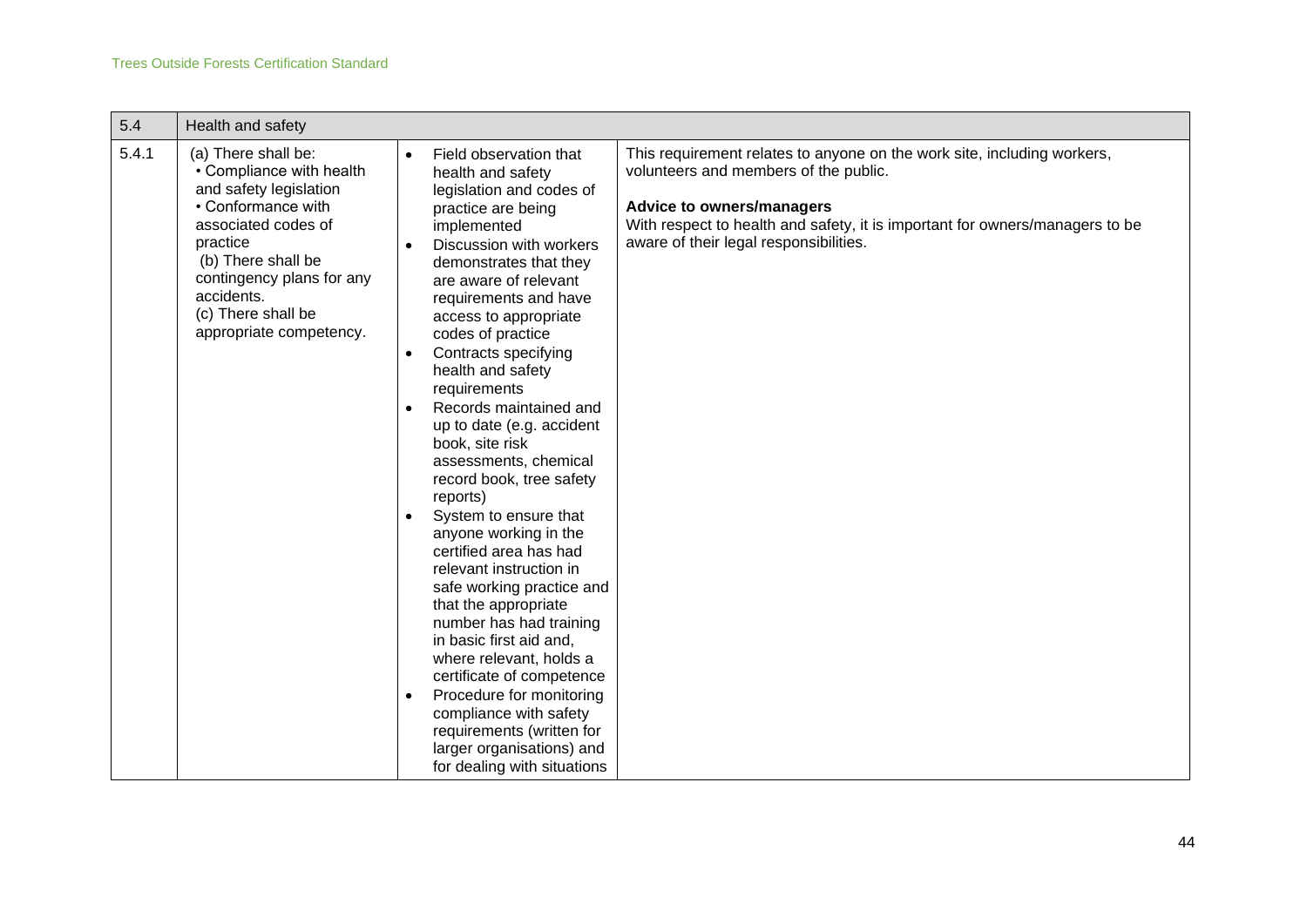| 5.4 | Health and safety | | |
|---|---|---|---|
| 5.4.1 | (a) There shall be:<br>• Compliance with health and safety legislation<br>• Conformance with associated codes of practice<br>(b) There shall be contingency plans for any accidents.<br>(c) There shall be appropriate competency. | • Field observation that health and safety legislation and codes of practice are being implemented<br>• Discussion with workers demonstrates that they are aware of relevant requirements and have access to appropriate codes of practice<br>• Contracts specifying health and safety requirements<br>• Records maintained and up to date (e.g. accident book, site risk assessments, chemical record book, tree safety reports)<br>• System to ensure that anyone working in the certified area has had relevant instruction in safe working practice and that the appropriate number has had training in basic first aid and, where relevant, holds a certificate of competence<br>• Procedure for monitoring compliance with safety requirements (written for larger organisations) and for dealing with situations | This requirement relates to anyone on the work site, including workers, volunteers and members of the public.<br><br>**Advice to owners/managers**<br>With respect to health and safety, it is important for owners/managers to be aware of their legal responsibilities. |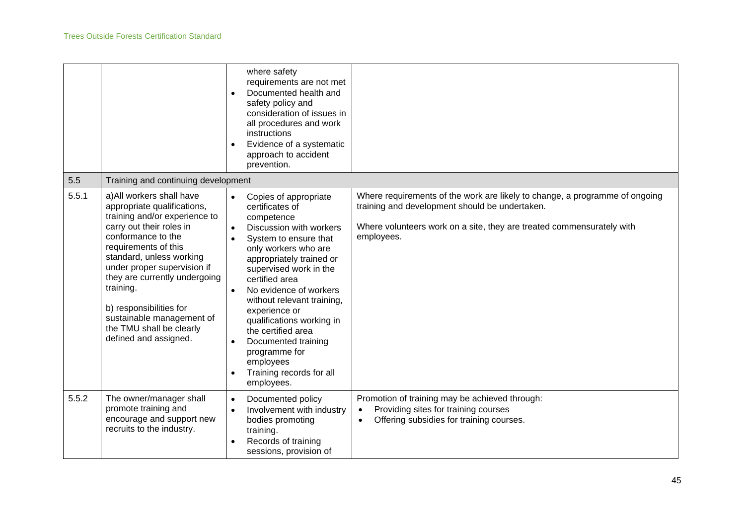| | | | |
|---|---|---|---|
| | | where safety requirements are not met<br>• Documented health and safety policy and consideration of issues in all procedures and work instructions<br>• Evidence of a systematic approach to accident prevention. | |
| 5.5 | Training and continuing development | | |
| 5.5.1 | a)All workers shall have appropriate qualifications, training and/or experience to carry out their roles in conformance to the requirements of this standard, unless working under proper supervision if they are currently undergoing training.<br><br>b) responsibilities for sustainable management of the TMU shall be clearly defined and assigned. | • Copies of appropriate certificates of competence<br>• Discussion with workers<br>• System to ensure that only workers who are appropriately trained or supervised work in the certified area<br>• No evidence of workers without relevant training, experience or qualifications working in the certified area<br>• Documented training programme for employees<br>• Training records for all employees. | Where requirements of the work are likely to change, a programme of ongoing training and development should be undertaken.<br><br>Where volunteers work on a site, they are treated commensurately with employees. |
| 5.5.2 | The owner/manager shall promote training and encourage and support new recruits to the industry. | • Documented policy<br>• Involvement with industry bodies promoting training.<br>• Records of training sessions, provision of | Promotion of training may be achieved through:<br>• Providing sites for training courses<br>• Offering subsidies for training courses. |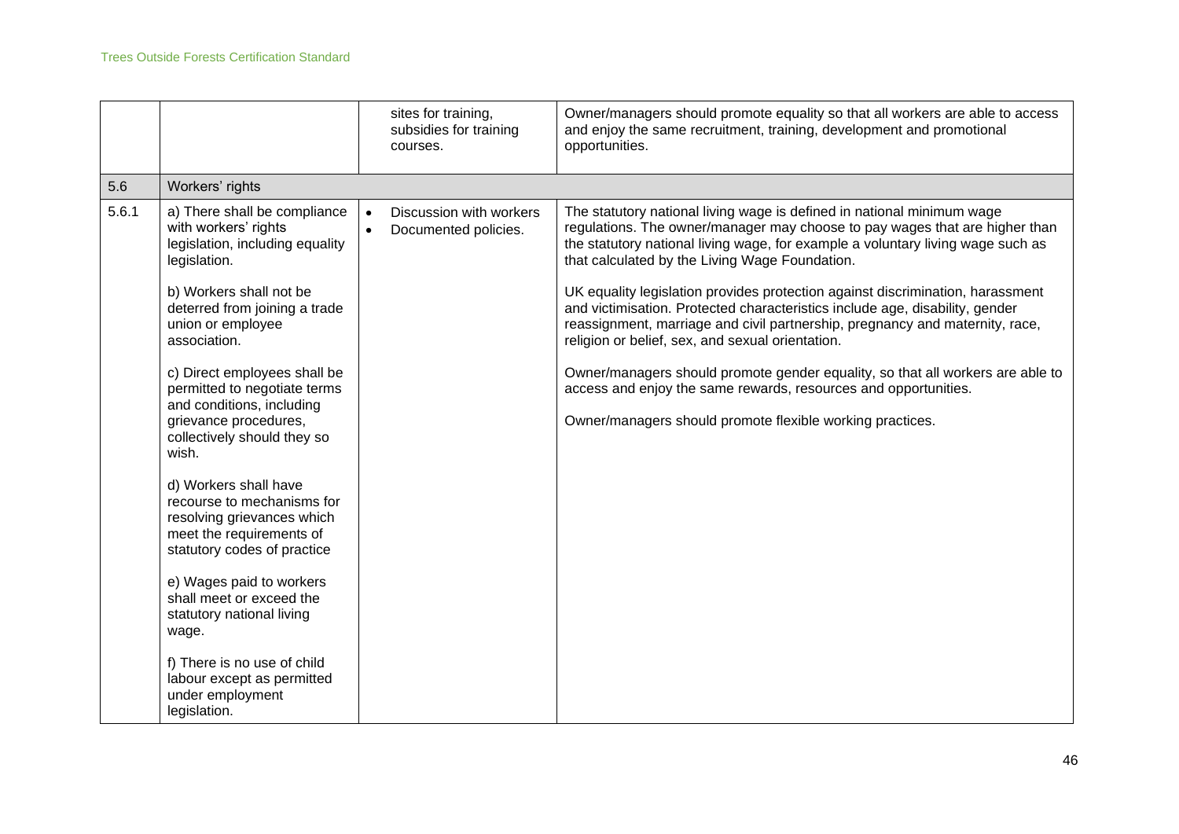| | | | |
|---|---|---|---|
| | | sites for training, subsidies for training courses. | Owner/managers should promote equality so that all workers are able to access and enjoy the same recruitment, training, development and promotional opportunities. |
| 5.6 | Workers' rights | | |
| 5.6.1 | a) There shall be compliance with workers' rights legislation, including equality legislation.<br><br>b) Workers shall not be deterred from joining a trade union or employee association.<br><br>c) Direct employees shall be permitted to negotiate terms and conditions, including grievance procedures, collectively should they so wish.<br><br>d) Workers shall have recourse to mechanisms for resolving grievances which meet the requirements of statutory codes of practice<br><br>e) Wages paid to workers shall meet or exceed the statutory national living wage.<br><br>f) There is no use of child labour except as permitted under employment legislation. | • Discussion with workers<br>• Documented policies. | The statutory national living wage is defined in national minimum wage regulations. The owner/manager may choose to pay wages that are higher than the statutory national living wage, for example a voluntary living wage such as that calculated by the Living Wage Foundation.<br><br>UK equality legislation provides protection against discrimination, harassment and victimisation. Protected characteristics include age, disability, gender reassignment, marriage and civil partnership, pregnancy and maternity, race, religion or belief, sex, and sexual orientation.<br><br>Owner/managers should promote gender equality, so that all workers are able to access and enjoy the same rewards, resources and opportunities.<br><br>Owner/managers should promote flexible working practices. |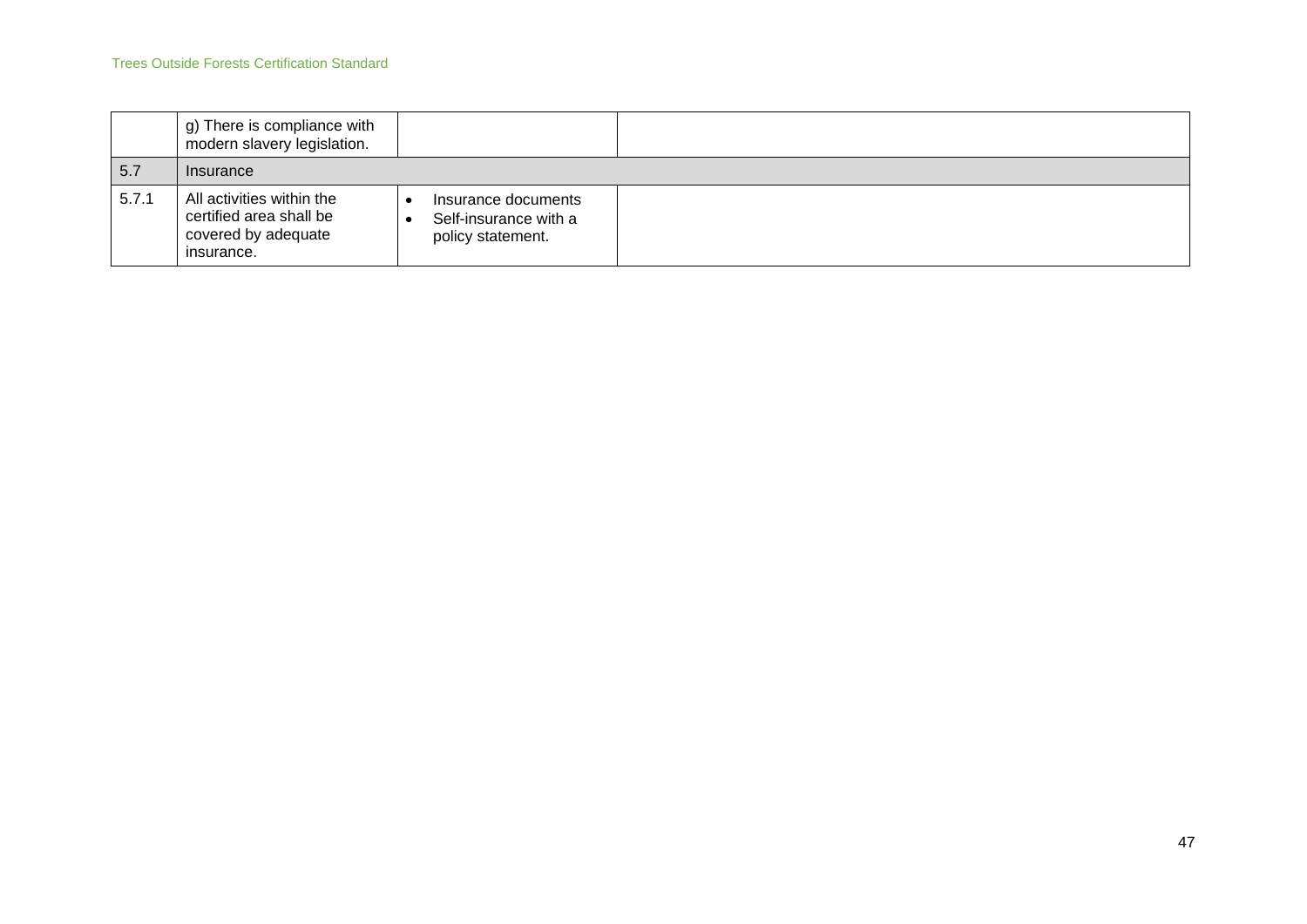| | | | |
|---|---|---|---|
| | g) There is compliance with modern slavery legislation. | | |
| 5.7 | Insurance | | |
| 5.7.1 | All activities within the certified area shall be covered by adequate insurance. | • Insurance documents<br>• Self-insurance with a policy statement. | |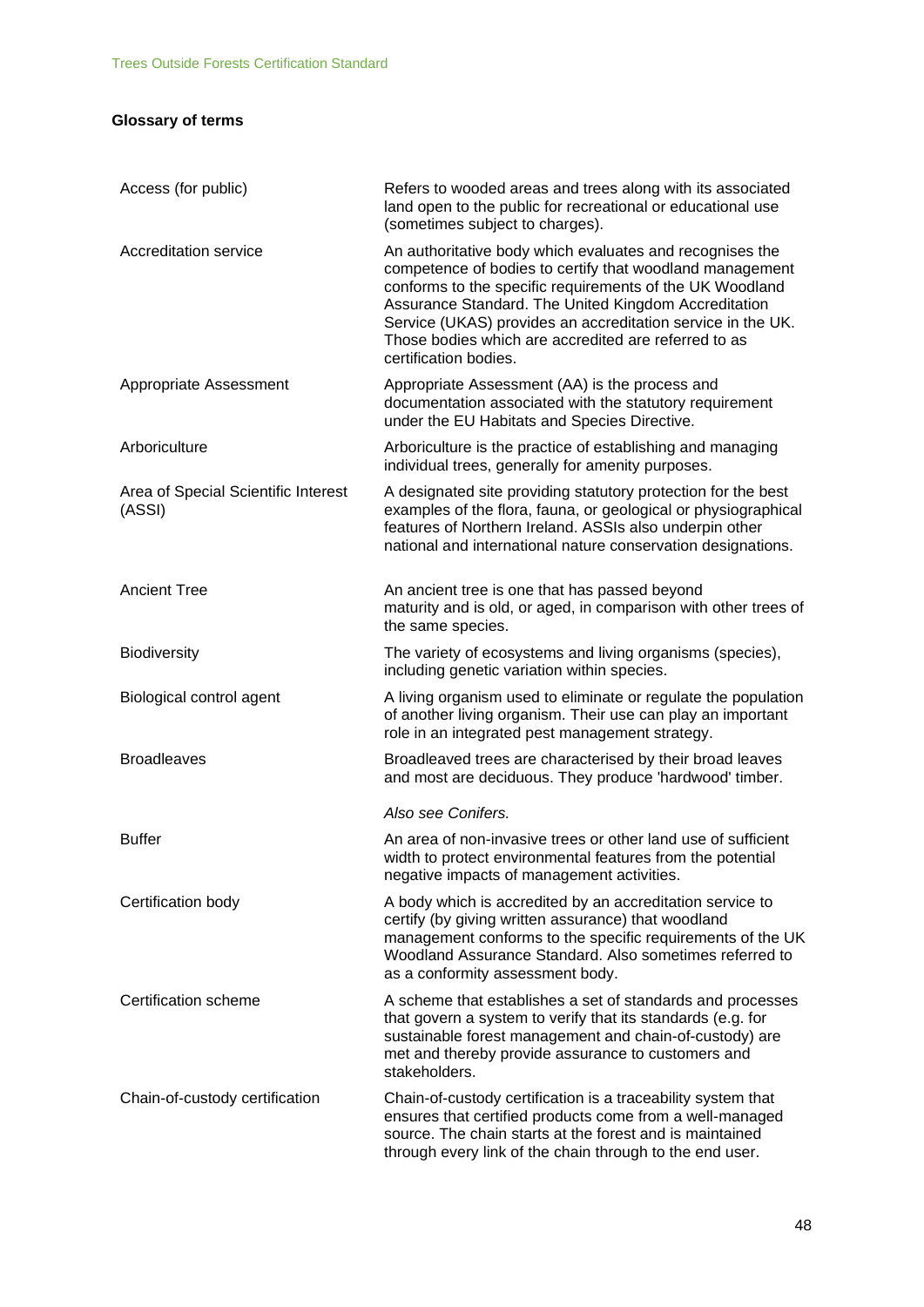**Glossary of terms**

| | |
|---|---|
| Access (for public) | Refers to wooded areas and trees along with its associated land open to the public for recreational or educational use (sometimes subject to charges). |
| Accreditation service | An authoritative body which evaluates and recognises the competence of bodies to certify that woodland management conforms to the specific requirements of the UK Woodland Assurance Standard. The United Kingdom Accreditation Service (UKAS) provides an accreditation service in the UK. Those bodies which are accredited are referred to as certification bodies. |
| Appropriate Assessment | Appropriate Assessment (AA) is the process and documentation associated with the statutory requirement under the EU Habitats and Species Directive. |
| Arboriculture | Arboriculture is the practice of establishing and managing individual trees, generally for amenity purposes. |
| Area of Special Scientific Interest (ASSI) | A designated site providing statutory protection for the best examples of the flora, fauna, or geological or physiographical features of Northern Ireland. ASSIs also underpin other national and international nature conservation designations. |
| Ancient Tree | An ancient tree is one that has passed beyond maturity and is old, or aged, in comparison with other trees of the same species. |
| Biodiversity | The variety of ecosystems and living organisms (species), including genetic variation within species. |
| Biological control agent | A living organism used to eliminate or regulate the population of another living organism. Their use can play an important role in an integrated pest management strategy. |
| Broadleaves | Broadleaved trees are characterised by their broad leaves and most are deciduous. They produce 'hardwood' timber. *Also see Conifers.* |
| Buffer | An area of non-invasive trees or other land use of sufficient width to protect environmental features from the potential negative impacts of management activities. |
| Certification body | A body which is accredited by an accreditation service to certify (by giving written assurance) that woodland management conforms to the specific requirements of the UK Woodland Assurance Standard. Also sometimes referred to as a conformity assessment body. |
| Certification scheme | A scheme that establishes a set of standards and processes that govern a system to verify that its standards (e.g. for sustainable forest management and chain-of-custody) are met and thereby provide assurance to customers and stakeholders. |
| Chain-of-custody certification | Chain-of-custody certification is a traceability system that ensures that certified products come from a well-managed source. The chain starts at the forest and is maintained through every link of the chain through to the end user. |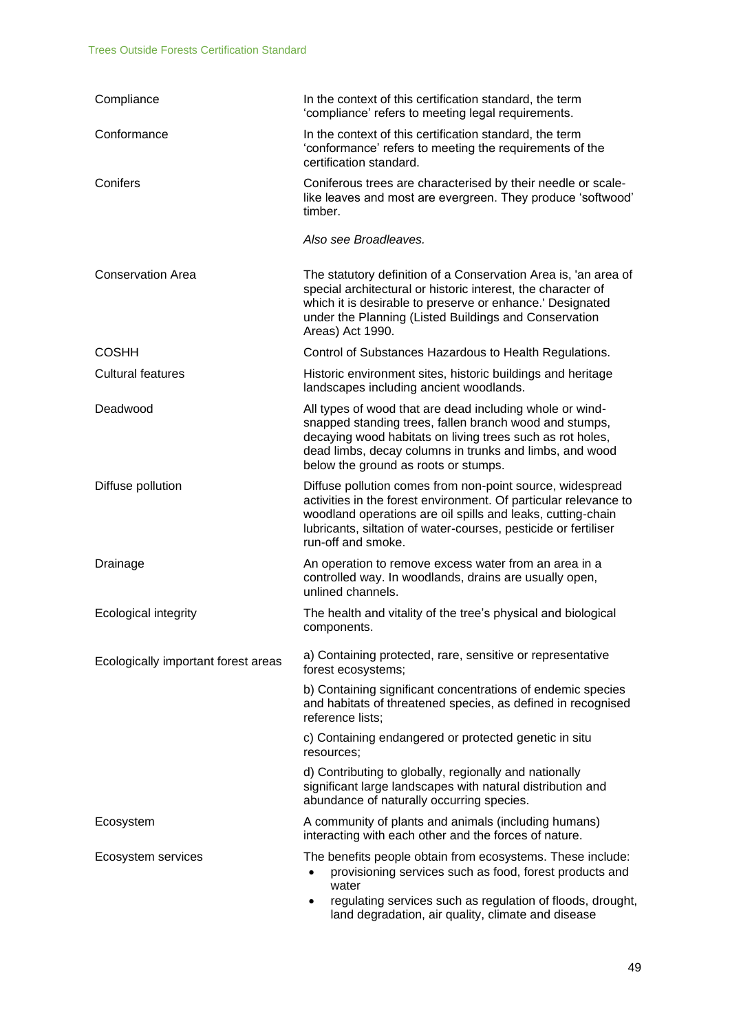| | |
|---|---|
| Compliance | In the context of this certification standard, the term 'compliance' refers to meeting legal requirements. |
| Conformance | In the context of this certification standard, the term 'conformance' refers to meeting the requirements of the certification standard. |
| Conifers | Coniferous trees are characterised by their needle or scale-like leaves and most are evergreen. They produce 'softwood' timber.<br><br>*Also see Broadleaves.* |
| Conservation Area | The statutory definition of a Conservation Area is, 'an area of special architectural or historic interest, the character of which it is desirable to preserve or enhance.' Designated under the Planning (Listed Buildings and Conservation Areas) Act 1990. |
| COSHH | Control of Substances Hazardous to Health Regulations. |
| Cultural features | Historic environment sites, historic buildings and heritage landscapes including ancient woodlands. |
| Deadwood | All types of wood that are dead including whole or wind-snapped standing trees, fallen branch wood and stumps, decaying wood habitats on living trees such as rot holes, dead limbs, decay columns in trunks and limbs, and wood below the ground as roots or stumps. |
| Diffuse pollution | Diffuse pollution comes from non-point source, widespread activities in the forest environment. Of particular relevance to woodland operations are oil spills and leaks, cutting-chain lubricants, siltation of water-courses, pesticide or fertiliser run-off and smoke. |
| Drainage | An operation to remove excess water from an area in a controlled way. In woodlands, drains are usually open, unlined channels. |
| Ecological integrity | The health and vitality of the tree's physical and biological components. |
| Ecologically important forest areas | a) Containing protected, rare, sensitive or representative forest ecosystems;<br><br>b) Containing significant concentrations of endemic species and habitats of threatened species, as defined in recognised reference lists;<br><br>c) Containing endangered or protected genetic in situ resources;<br><br>d) Contributing to globally, regionally and nationally significant large landscapes with natural distribution and abundance of naturally occurring species. |
| Ecosystem | A community of plants and animals (including humans) interacting with each other and the forces of nature. |
| Ecosystem services | The benefits people obtain from ecosystems. These include:<br>• provisioning services such as food, forest products and water<br>• regulating services such as regulation of floods, drought, land degradation, air quality, climate and disease |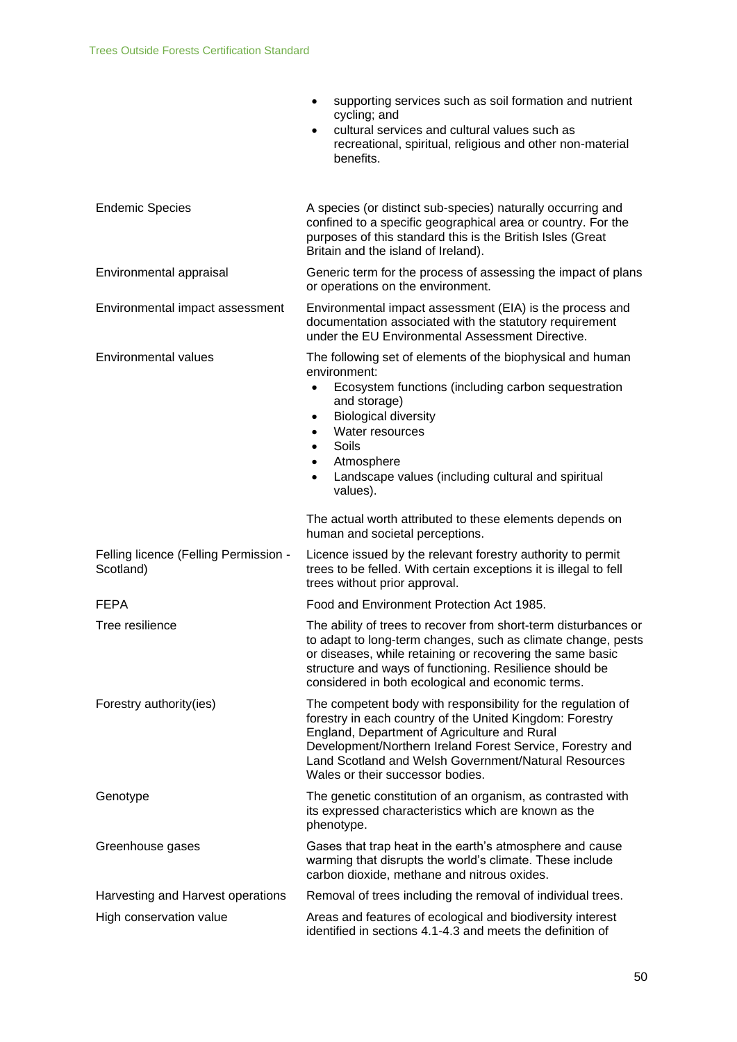| | |
|---|---|
| | • supporting services such as soil formation and nutrient cycling; and<br>• cultural services and cultural values such as recreational, spiritual, religious and other non-material benefits. |
| Endemic Species | A species (or distinct sub-species) naturally occurring and confined to a specific geographical area or country. For the purposes of this standard this is the British Isles (Great Britain and the island of Ireland). |
| Environmental appraisal | Generic term for the process of assessing the impact of plans or operations on the environment. |
| Environmental impact assessment | Environmental impact assessment (EIA) is the process and documentation associated with the statutory requirement under the EU Environmental Assessment Directive. |
| Environmental values | The following set of elements of the biophysical and human environment:<br>• Ecosystem functions (including carbon sequestration and storage)<br>• Biological diversity<br>• Water resources<br>• Soils<br>• Atmosphere<br>• Landscape values (including cultural and spiritual values).<br><br>The actual worth attributed to these elements depends on human and societal perceptions. |
| Felling licence (Felling Permission - Scotland) | Licence issued by the relevant forestry authority to permit trees to be felled. With certain exceptions it is illegal to fell trees without prior approval. |
| FEPA | Food and Environment Protection Act 1985. |
| Tree resilience | The ability of trees to recover from short-term disturbances or to adapt to long-term changes, such as climate change, pests or diseases, while retaining or recovering the same basic structure and ways of functioning. Resilience should be considered in both ecological and economic terms. |
| Forestry authority(ies) | The competent body with responsibility for the regulation of forestry in each country of the United Kingdom: Forestry England, Department of Agriculture and Rural Development/Northern Ireland Forest Service, Forestry and Land Scotland and Welsh Government/Natural Resources Wales or their successor bodies. |
| Genotype | The genetic constitution of an organism, as contrasted with its expressed characteristics which are known as the phenotype. |
| Greenhouse gases | Gases that trap heat in the earth's atmosphere and cause warming that disrupts the world's climate. These include carbon dioxide, methane and nitrous oxides. |
| Harvesting and Harvest operations | Removal of trees including the removal of individual trees. |
| High conservation value | Areas and features of ecological and biodiversity interest identified in sections 4.1-4.3 and meets the definition of |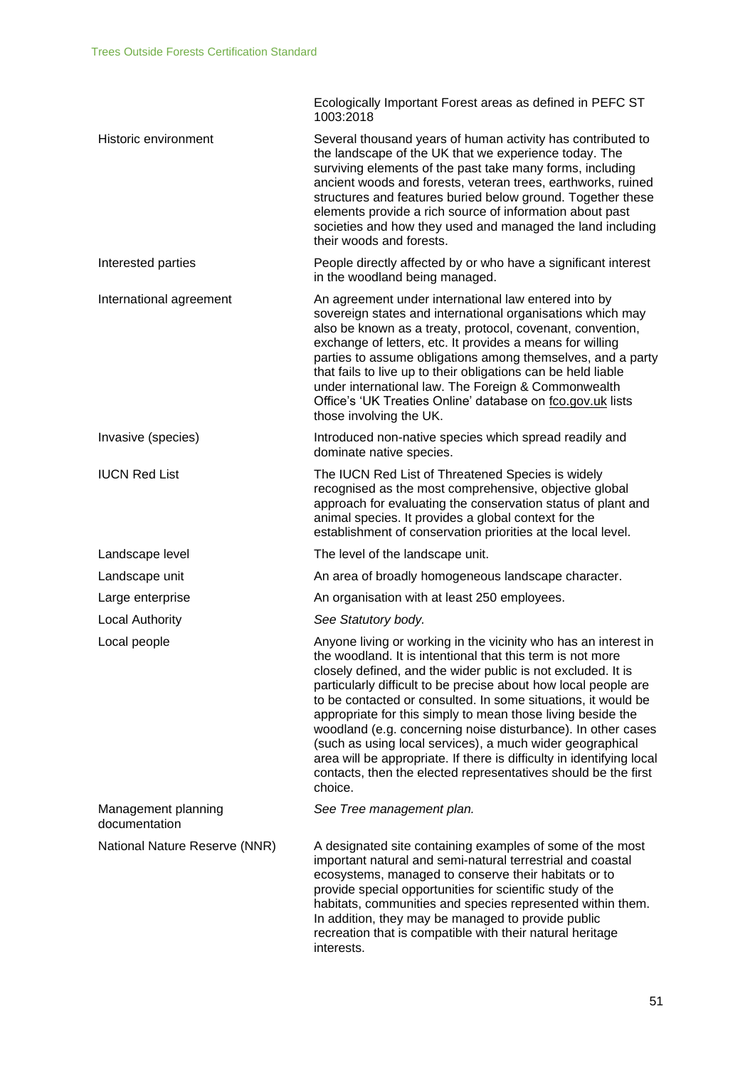| | |
|---|---|
| | Ecologically Important Forest areas as defined in PEFC ST 1003:2018 |
| Historic environment | Several thousand years of human activity has contributed to the landscape of the UK that we experience today. The surviving elements of the past take many forms, including ancient woods and forests, veteran trees, earthworks, ruined structures and features buried below ground. Together these elements provide a rich source of information about past societies and how they used and managed the land including their woods and forests. |
| Interested parties | People directly affected by or who have a significant interest in the woodland being managed. |
| International agreement | An agreement under international law entered into by sovereign states and international organisations which may also be known as a treaty, protocol, covenant, convention, exchange of letters, etc. It provides a means for willing parties to assume obligations among themselves, and a party that fails to live up to their obligations can be held liable under international law. The Foreign & Commonwealth Office's 'UK Treaties Online' database on fco.gov.uk lists those involving the UK. |
| Invasive (species) | Introduced non-native species which spread readily and dominate native species. |
| IUCN Red List | The IUCN Red List of Threatened Species is widely recognised as the most comprehensive, objective global approach for evaluating the conservation status of plant and animal species. It provides a global context for the establishment of conservation priorities at the local level. |
| Landscape level | The level of the landscape unit. |
| Landscape unit | An area of broadly homogeneous landscape character. |
| Large enterprise | An organisation with at least 250 employees. |
| Local Authority | *See Statutory body.* |
| Local people | Anyone living or working in the vicinity who has an interest in the woodland. It is intentional that this term is not more closely defined, and the wider public is not excluded. It is particularly difficult to be precise about how local people are to be contacted or consulted. In some situations, it would be appropriate for this simply to mean those living beside the woodland (e.g. concerning noise disturbance). In other cases (such as using local services), a much wider geographical area will be appropriate. If there is difficulty in identifying local contacts, then the elected representatives should be the first choice. |
| Management planning documentation | *See Tree management plan.* |
| National Nature Reserve (NNR) | A designated site containing examples of some of the most important natural and semi-natural terrestrial and coastal ecosystems, managed to conserve their habitats or to provide special opportunities for scientific study of the habitats, communities and species represented within them. In addition, they may be managed to provide public recreation that is compatible with their natural heritage interests. |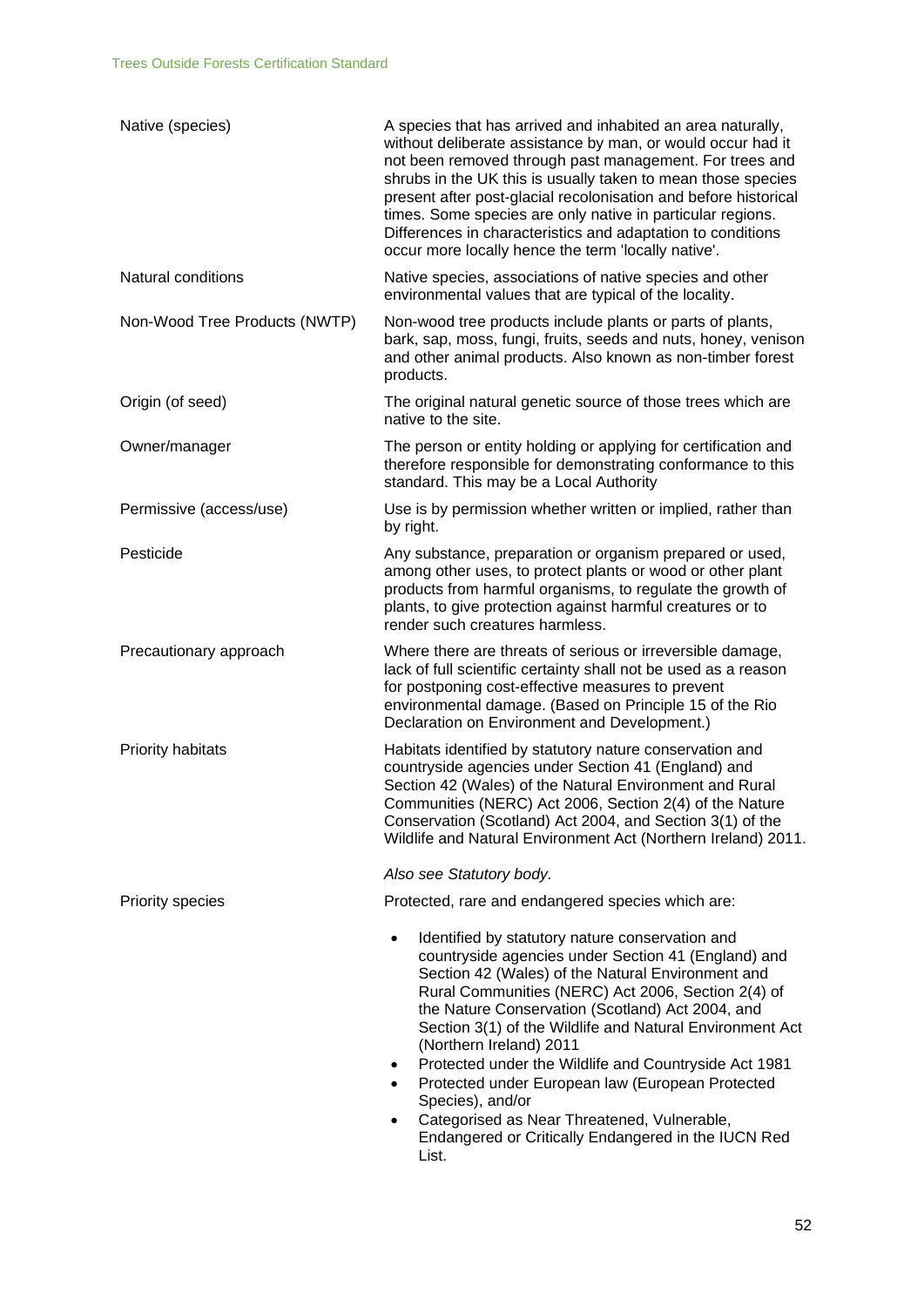| | |
|---|---|
| Native (species) | A species that has arrived and inhabited an area naturally, without deliberate assistance by man, or would occur had it not been removed through past management. For trees and shrubs in the UK this is usually taken to mean those species present after post-glacial recolonisation and before historical times. Some species are only native in particular regions. Differences in characteristics and adaptation to conditions occur more locally hence the term 'locally native'. |
| Natural conditions | Native species, associations of native species and other environmental values that are typical of the locality. |
| Non-Wood Tree Products (NWTP) | Non-wood tree products include plants or parts of plants, bark, sap, moss, fungi, fruits, seeds and nuts, honey, venison and other animal products. Also known as non-timber forest products. |
| Origin (of seed) | The original natural genetic source of those trees which are native to the site. |
| Owner/manager | The person or entity holding or applying for certification and therefore responsible for demonstrating conformance to this standard. This may be a Local Authority |
| Permissive (access/use) | Use is by permission whether written or implied, rather than by right. |
| Pesticide | Any substance, preparation or organism prepared or used, among other uses, to protect plants or wood or other plant products from harmful organisms, to regulate the growth of plants, to give protection against harmful creatures or to render such creatures harmless. |
| Precautionary approach | Where there are threats of serious or irreversible damage, lack of full scientific certainty shall not be used as a reason for postponing cost-effective measures to prevent environmental damage. (Based on Principle 15 of the Rio Declaration on Environment and Development.) |
| Priority habitats | Habitats identified by statutory nature conservation and countryside agencies under Section 41 (England) and Section 42 (Wales) of the Natural Environment and Rural Communities (NERC) Act 2006, Section 2(4) of the Nature Conservation (Scotland) Act 2004, and Section 3(1) of the Wildlife and Natural Environment Act (Northern Ireland) 2011. <br><br> *Also see Statutory body.* |
| Priority species | Protected, rare and endangered species which are: <br><br> • Identified by statutory nature conservation and countryside agencies under Section 41 (England) and Section 42 (Wales) of the Natural Environment and Rural Communities (NERC) Act 2006, Section 2(4) of the Nature Conservation (Scotland) Act 2004, and Section 3(1) of the Wildlife and Natural Environment Act (Northern Ireland) 2011 <br> • Protected under the Wildlife and Countryside Act 1981 <br> • Protected under European law (European Protected Species), and/or <br> • Categorised as Near Threatened, Vulnerable, Endangered or Critically Endangered in the IUCN Red List. |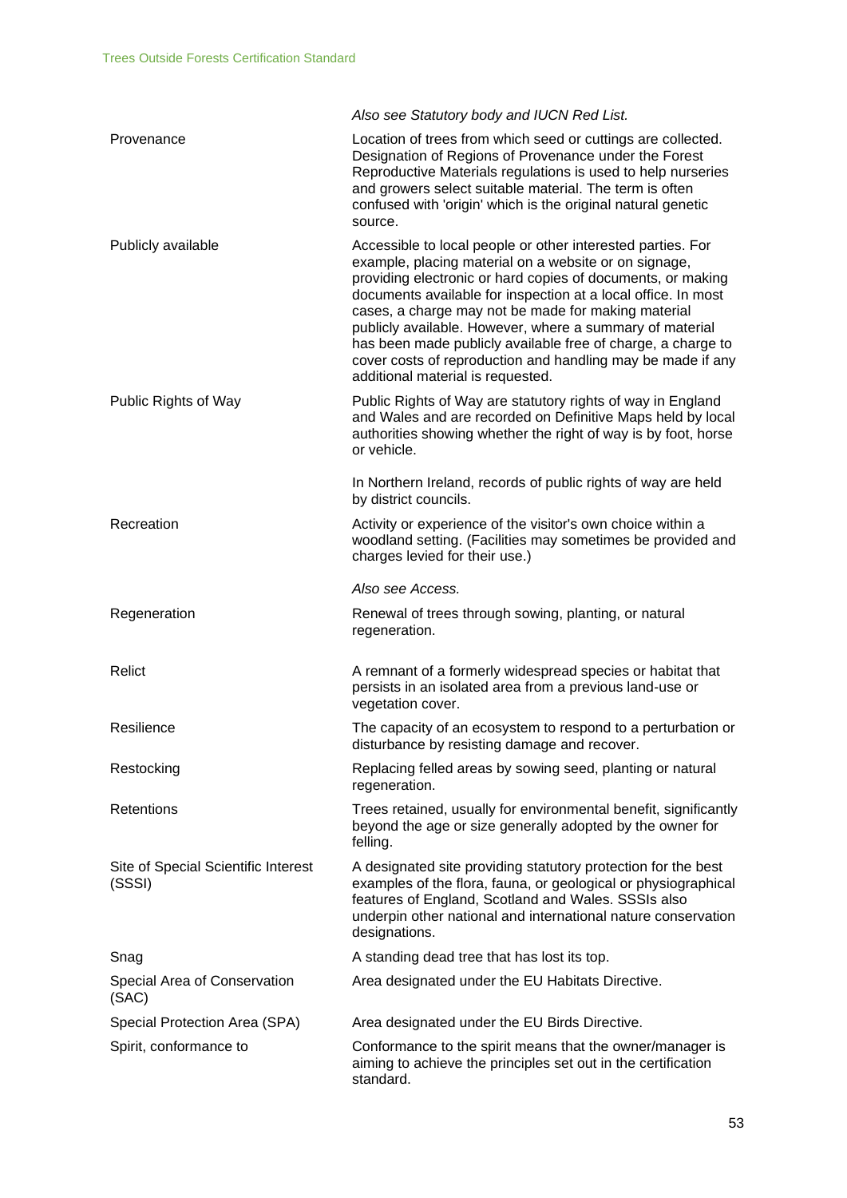| | |
|---|---|
| | *Also see Statutory body and IUCN Red List.* |
| Provenance | Location of trees from which seed or cuttings are collected. Designation of Regions of Provenance under the Forest Reproductive Materials regulations is used to help nurseries and growers select suitable material. The term is often confused with 'origin' which is the original natural genetic source. |
| Publicly available | Accessible to local people or other interested parties. For example, placing material on a website or on signage, providing electronic or hard copies of documents, or making documents available for inspection at a local office. In most cases, a charge may not be made for making material publicly available. However, where a summary of material has been made publicly available free of charge, a charge to cover costs of reproduction and handling may be made if any additional material is requested. |
| Public Rights of Way | Public Rights of Way are statutory rights of way in England and Wales and are recorded on Definitive Maps held by local authorities showing whether the right of way is by foot, horse or vehicle.<br><br>In Northern Ireland, records of public rights of way are held by district councils. |
| Recreation | Activity or experience of the visitor's own choice within a woodland setting. (Facilities may sometimes be provided and charges levied for their use.)<br><br>*Also see Access.* |
| Regeneration | Renewal of trees through sowing, planting, or natural regeneration. |
| Relict | A remnant of a formerly widespread species or habitat that persists in an isolated area from a previous land-use or vegetation cover. |
| Resilience | The capacity of an ecosystem to respond to a perturbation or disturbance by resisting damage and recover. |
| Restocking | Replacing felled areas by sowing seed, planting or natural regeneration. |
| Retentions | Trees retained, usually for environmental benefit, significantly beyond the age or size generally adopted by the owner for felling. |
| Site of Special Scientific Interest (SSSI) | A designated site providing statutory protection for the best examples of the flora, fauna, or geological or physiographical features of England, Scotland and Wales. SSSIs also underpin other national and international nature conservation designations. |
| Snag | A standing dead tree that has lost its top. |
| Special Area of Conservation (SAC) | Area designated under the EU Habitats Directive. |
| Special Protection Area (SPA) | Area designated under the EU Birds Directive. |
| Spirit, conformance to | Conformance to the spirit means that the owner/manager is aiming to achieve the principles set out in the certification standard. |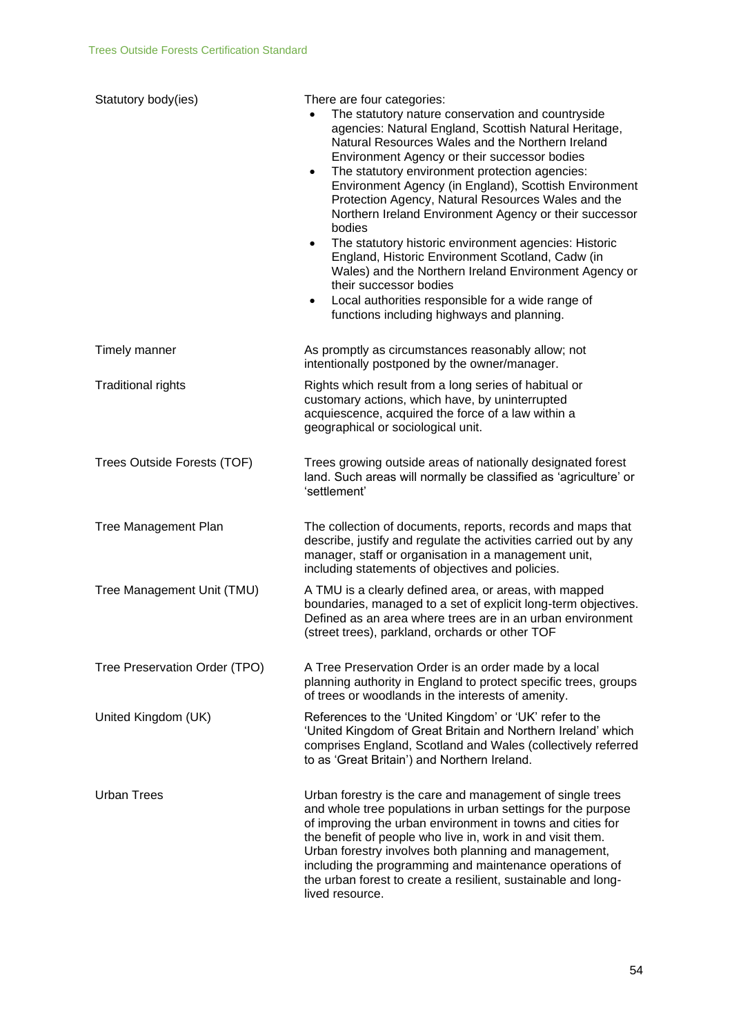| | |
|---|---|
| Statutory body(ies) | There are four categories:<br>• The statutory nature conservation and countryside agencies: Natural England, Scottish Natural Heritage, Natural Resources Wales and the Northern Ireland Environment Agency or their successor bodies<br>• The statutory environment protection agencies: Environment Agency (in England), Scottish Environment Protection Agency, Natural Resources Wales and the Northern Ireland Environment Agency or their successor bodies<br>• The statutory historic environment agencies: Historic England, Historic Environment Scotland, Cadw (in Wales) and the Northern Ireland Environment Agency or their successor bodies<br>• Local authorities responsible for a wide range of functions including highways and planning. |
| Timely manner | As promptly as circumstances reasonably allow; not intentionally postponed by the owner/manager. |
| Traditional rights | Rights which result from a long series of habitual or customary actions, which have, by uninterrupted acquiescence, acquired the force of a law within a geographical or sociological unit. |
| Trees Outside Forests (TOF) | Trees growing outside areas of nationally designated forest land. Such areas will normally be classified as 'agriculture' or 'settlement' |
| Tree Management Plan | The collection of documents, reports, records and maps that describe, justify and regulate the activities carried out by any manager, staff or organisation in a management unit, including statements of objectives and policies. |
| Tree Management Unit (TMU) | A TMU is a clearly defined area, or areas, with mapped boundaries, managed to a set of explicit long-term objectives. Defined as an area where trees are in an urban environment (street trees), parkland, orchards or other TOF |
| Tree Preservation Order (TPO) | A Tree Preservation Order is an order made by a local planning authority in England to protect specific trees, groups of trees or woodlands in the interests of amenity. |
| United Kingdom (UK) | References to the 'United Kingdom' or 'UK' refer to the 'United Kingdom of Great Britain and Northern Ireland' which comprises England, Scotland and Wales (collectively referred to as 'Great Britain') and Northern Ireland. |
| Urban Trees | Urban forestry is the care and management of single trees and whole tree populations in urban settings for the purpose of improving the urban environment in towns and cities for the benefit of people who live in, work in and visit them. Urban forestry involves both planning and management, including the programming and maintenance operations of the urban forest to create a resilient, sustainable and long-lived resource. |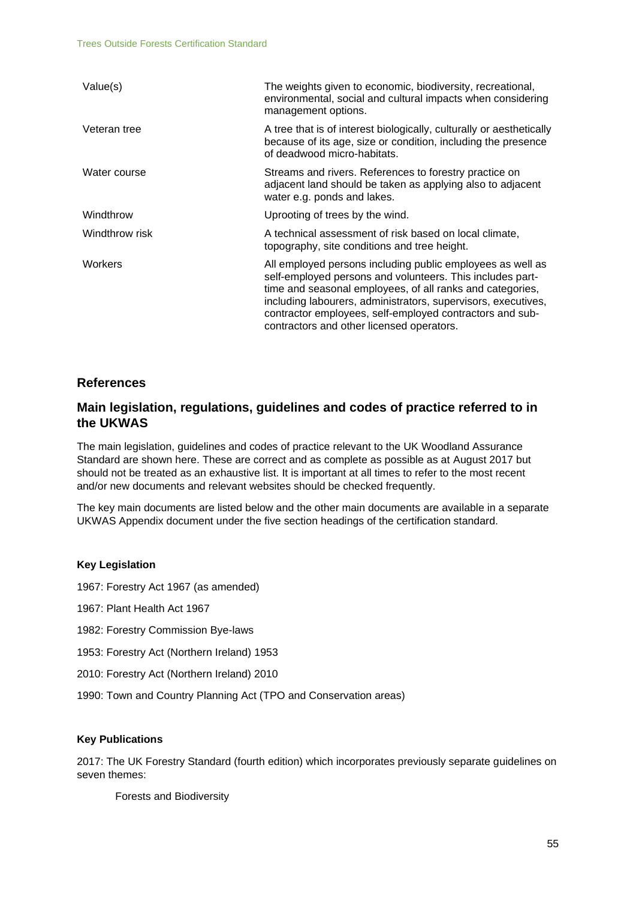| | |
|---|---|
| Value(s) | The weights given to economic, biodiversity, recreational, environmental, social and cultural impacts when considering management options. |
| Veteran tree | A tree that is of interest biologically, culturally or aesthetically because of its age, size or condition, including the presence of deadwood micro-habitats. |
| Water course | Streams and rivers. References to forestry practice on adjacent land should be taken as applying also to adjacent water e.g. ponds and lakes. |
| Windthrow | Uprooting of trees by the wind. |
| Windthrow risk | A technical assessment of risk based on local climate, topography, site conditions and tree height. |
| Workers | All employed persons including public employees as well as self-employed persons and volunteers. This includes part-time and seasonal employees, of all ranks and categories, including labourers, administrators, supervisors, executives, contractor employees, self-employed contractors and sub-contractors and other licensed operators. |

## References

## Main legislation, regulations, guidelines and codes of practice referred to in the UKWAS

The main legislation, guidelines and codes of practice relevant to the UK Woodland Assurance Standard are shown here. These are correct and as complete as possible as at August 2017 but should not be treated as an exhaustive list. It is important at all times to refer to the most recent and/or new documents and relevant websites should be checked frequently.

The key main documents are listed below and the other main documents are available in a separate UKWAS Appendix document under the five section headings of the certification standard.

**Key Legislation**

1967: Forestry Act 1967 (as amended)

1967: Plant Health Act 1967

1982: Forestry Commission Bye-laws

1953: Forestry Act (Northern Ireland) 1953

2010: Forestry Act (Northern Ireland) 2010

1990: Town and Country Planning Act (TPO and Conservation areas)

**Key Publications**

2017: The UK Forestry Standard (fourth edition) which incorporates previously separate guidelines on seven themes:

Forests and Biodiversity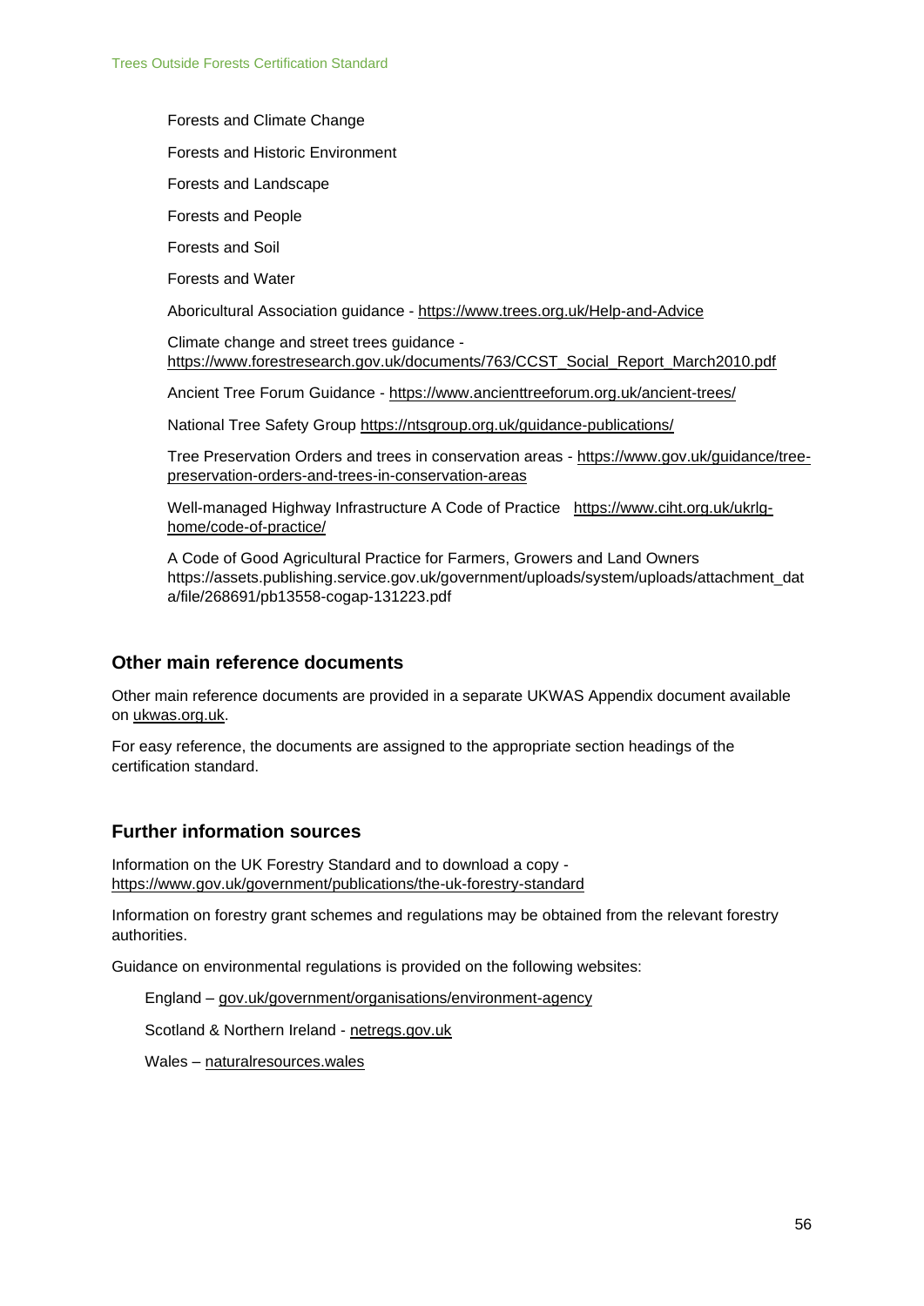Forests and Climate Change

Forests and Historic Environment

Forests and Landscape

Forests and People

Forests and Soil

Forests and Water

Aboricultural Association guidance - https://www.trees.org.uk/Help-and-Advice

Climate change and street trees guidance - https://www.forestresearch.gov.uk/documents/763/CCST_Social_Report_March2010.pdf

Ancient Tree Forum Guidance - https://www.ancienttreeforum.org.uk/ancient-trees/

National Tree Safety Group https://ntsgroup.org.uk/guidance-publications/

Tree Preservation Orders and trees in conservation areas - https://www.gov.uk/guidance/tree-preservation-orders-and-trees-in-conservation-areas

Well-managed Highway Infrastructure A Code of Practice https://www.ciht.org.uk/ukrlg-home/code-of-practice/

A Code of Good Agricultural Practice for Farmers, Growers and Land Owners https://assets.publishing.service.gov.uk/government/uploads/system/uploads/attachment_data/file/268691/pb13558-cogap-131223.pdf

## Other main reference documents

Other main reference documents are provided in a separate UKWAS Appendix document available on ukwas.org.uk.

For easy reference, the documents are assigned to the appropriate section headings of the certification standard.

## Further information sources

Information on the UK Forestry Standard and to download a copy - https://www.gov.uk/government/publications/the-uk-forestry-standard

Information on forestry grant schemes and regulations may be obtained from the relevant forestry authorities.

Guidance on environmental regulations is provided on the following websites:

England – gov.uk/government/organisations/environment-agency

Scotland & Northern Ireland - netregs.gov.uk

Wales – naturalresources.wales